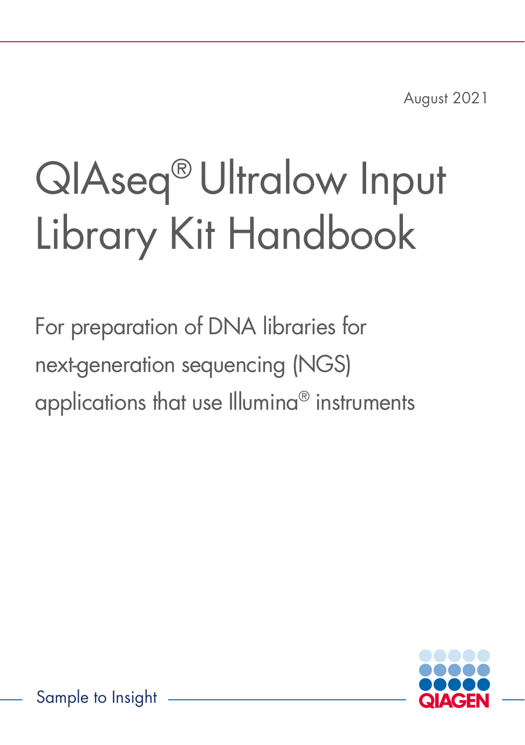August 2021

# QIAseq® Ultralow Input Library Kit Handbook

For preparation of DNA libraries for next-generation sequencing (NGS) applications that use Illumina® instruments

Sample to Insight

QIAGEN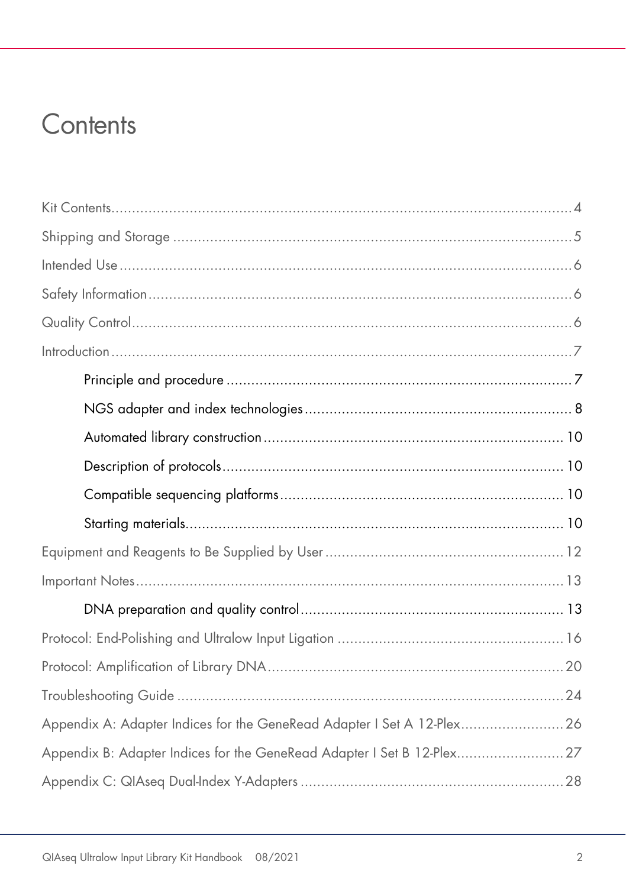# Contents

Kit Contents....................................................................................................................4

Shipping and Storage ......................................................................................................5

Intended Use ...................................................................................................................6

Safety Information............................................................................................................6

Quality Control................................................................................................................6

Introduction .....................................................................................................................7

- Principle and procedure ..........................................................................................7
- NGS adapter and index technologies ......................................................................8
- Automated library construction.............................................................................10
- Description of protocols.........................................................................................10
- Compatible sequencing platforms...........................................................................10
- Starting materials...................................................................................................10

Equipment and Reagents to Be Supplied by User ............................................................12

Important Notes.............................................................................................................13

- DNA preparation and quality control .....................................................................13

Protocol: End-Polishing and Ultralow Input Ligation ........................................................16

Protocol: Amplification of Library DNA............................................................................20

Troubleshooting Guide ...................................................................................................24

Appendix A: Adapter Indices for the GeneRead Adapter I Set A 12-Plex.........................26

Appendix B: Adapter Indices for the GeneRead Adapter I Set B 12-Plex..........................27

Appendix C: QIAseq Dual-Index Y-Adapters ...................................................................28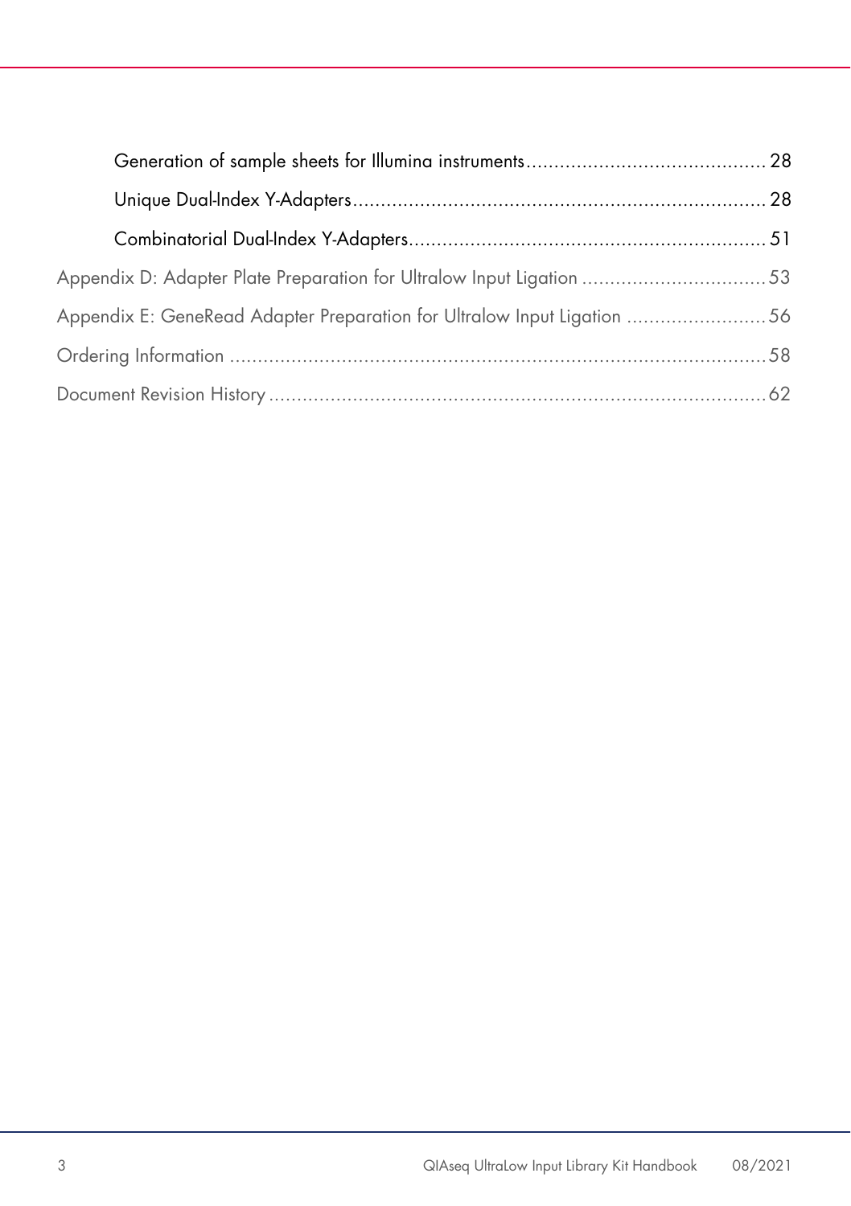- Generation of sample sheets for Illumina instruments ........................................... 28
- Unique Dual-Index Y-Adapters ........................................................................... 28
- Combinatorial Dual-Index Y-Adapters ................................................................. 51

Appendix D: Adapter Plate Preparation for Ultralow Input Ligation ................................ 53

Appendix E: GeneRead Adapter Preparation for Ultralow Input Ligation ......................... 56

Ordering Information ................................................................................................. 58

Document Revision History ......................................................................................... 62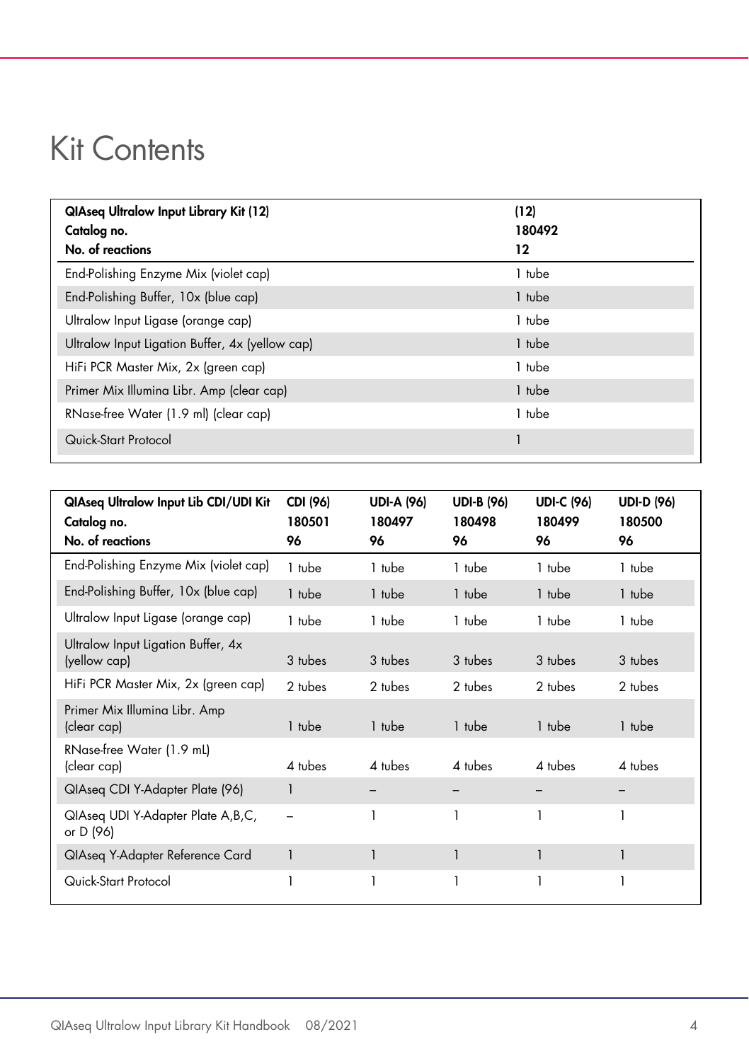# Kit Contents

| QIAseq Ultralow Input Library Kit (12)<br>Catalog no.<br>No. of reactions | (12)<br>180492<br>12 |
|---|---|
| End-Polishing Enzyme Mix (violet cap) | 1 tube |
| End-Polishing Buffer, 10x (blue cap) | 1 tube |
| Ultralow Input Ligase (orange cap) | 1 tube |
| Ultralow Input Ligation Buffer, 4x (yellow cap) | 1 tube |
| HiFi PCR Master Mix, 2x (green cap) | 1 tube |
| Primer Mix Illumina Libr. Amp (clear cap) | 1 tube |
| RNase-free Water (1.9 ml) (clear cap) | 1 tube |
| Quick-Start Protocol | 1 |

| QIAseq Ultralow Input Lib CDI/UDI Kit<br>Catalog no.<br>No. of reactions | CDI (96)<br>180501<br>96 | UDI-A (96)<br>180497<br>96 | UDI-B (96)<br>180498<br>96 | UDI-C (96)<br>180499<br>96 | UDI-D (96)<br>180500<br>96 |
|---|---|---|---|---|---|
| End-Polishing Enzyme Mix (violet cap) | 1 tube | 1 tube | 1 tube | 1 tube | 1 tube |
| End-Polishing Buffer, 10x (blue cap) | 1 tube | 1 tube | 1 tube | 1 tube | 1 tube |
| Ultralow Input Ligase (orange cap) | 1 tube | 1 tube | 1 tube | 1 tube | 1 tube |
| Ultralow Input Ligation Buffer, 4x (yellow cap) | 3 tubes | 3 tubes | 3 tubes | 3 tubes | 3 tubes |
| HiFi PCR Master Mix, 2x (green cap) | 2 tubes | 2 tubes | 2 tubes | 2 tubes | 2 tubes |
| Primer Mix Illumina Libr. Amp (clear cap) | 1 tube | 1 tube | 1 tube | 1 tube | 1 tube |
| RNase-free Water (1.9 mL) (clear cap) | 4 tubes | 4 tubes | 4 tubes | 4 tubes | 4 tubes |
| QIAseq CDI Y-Adapter Plate (96) | 1 | – | – | – | – |
| QIAseq UDI Y-Adapter Plate A,B,C, or D (96) | – | 1 | 1 | 1 | 1 |
| QIAseq Y-Adapter Reference Card | 1 | 1 | 1 | 1 | 1 |
| Quick-Start Protocol | 1 | 1 | 1 | 1 | 1 |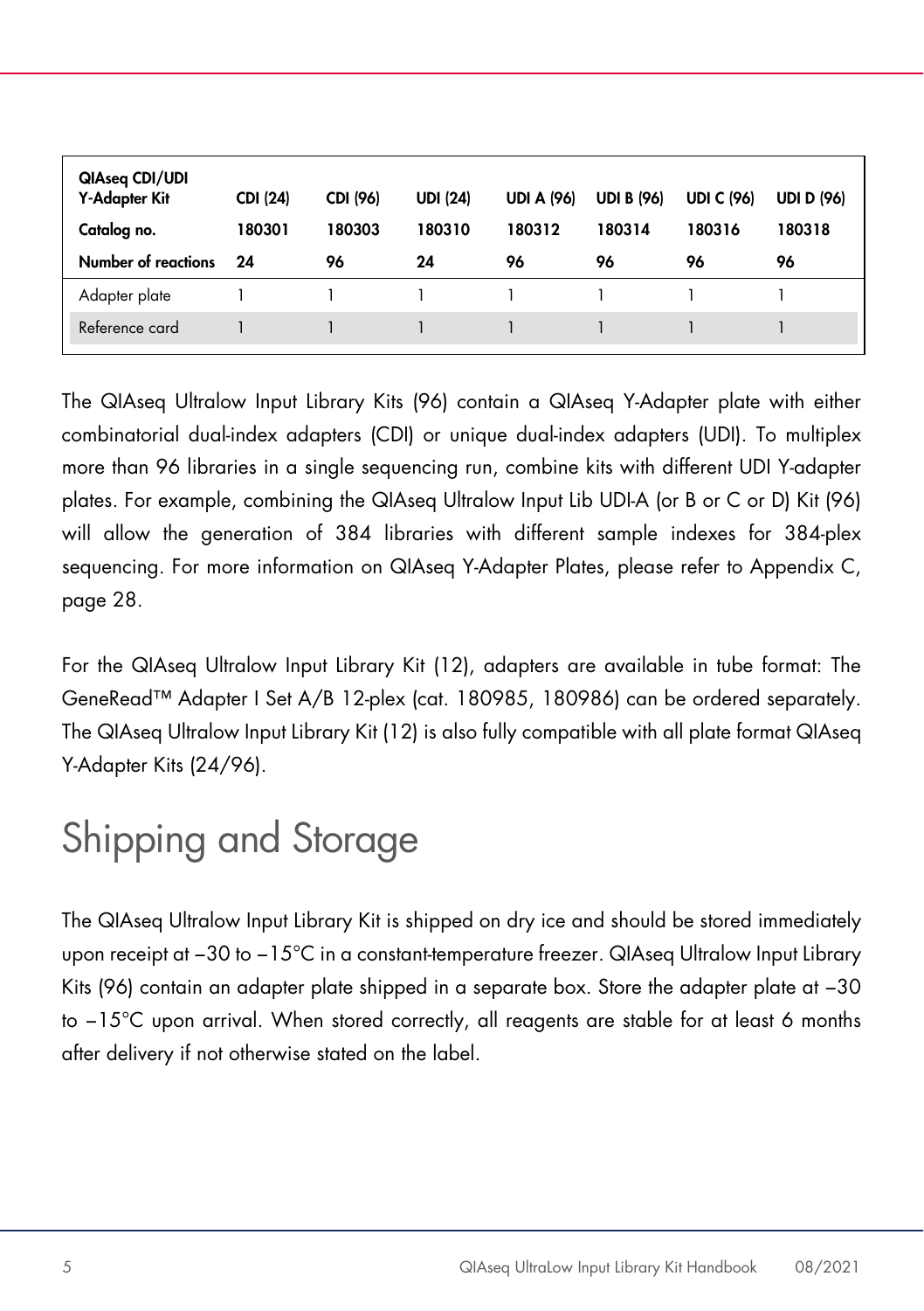| QIAseq CDI/UDI Y-Adapter Kit | CDI (24) | CDI (96) | UDI (24) | UDI A (96) | UDI B (96) | UDI C (96) | UDI D (96) |
|---|---|---|---|---|---|---|---|
| **Catalog no.** | **180301** | **180303** | **180310** | **180312** | **180314** | **180316** | **180318** |
| **Number of reactions** | **24** | **96** | **24** | **96** | **96** | **96** | **96** |
| Adapter plate | 1 | 1 | 1 | 1 | 1 | 1 | 1 |
| Reference card | 1 | 1 | 1 | 1 | 1 | 1 | 1 |

The QIAseq Ultralow Input Library Kits (96) contain a QIAseq Y-Adapter plate with either combinatorial dual-index adapters (CDI) or unique dual-index adapters (UDI). To multiplex more than 96 libraries in a single sequencing run, combine kits with different UDI Y-adapter plates. For example, combining the QIAseq Ultralow Input Lib UDI-A (or B or C or D) Kit (96) will allow the generation of 384 libraries with different sample indexes for 384-plex sequencing. For more information on QIAseq Y-Adapter Plates, please refer to Appendix C, page 28.

For the QIAseq Ultralow Input Library Kit (12), adapters are available in tube format: The GeneRead™ Adapter I Set A/B 12-plex (cat. 180985, 180986) can be ordered separately. The QIAseq Ultralow Input Library Kit (12) is also fully compatible with all plate format QIAseq Y-Adapter Kits (24/96).

# Shipping and Storage

The QIAseq Ultralow Input Library Kit is shipped on dry ice and should be stored immediately upon receipt at –30 to –15°C in a constant-temperature freezer. QIAseq Ultralow Input Library Kits (96) contain an adapter plate shipped in a separate box. Store the adapter plate at –30 to –15°C upon arrival. When stored correctly, all reagents are stable for at least 6 months after delivery if not otherwise stated on the label.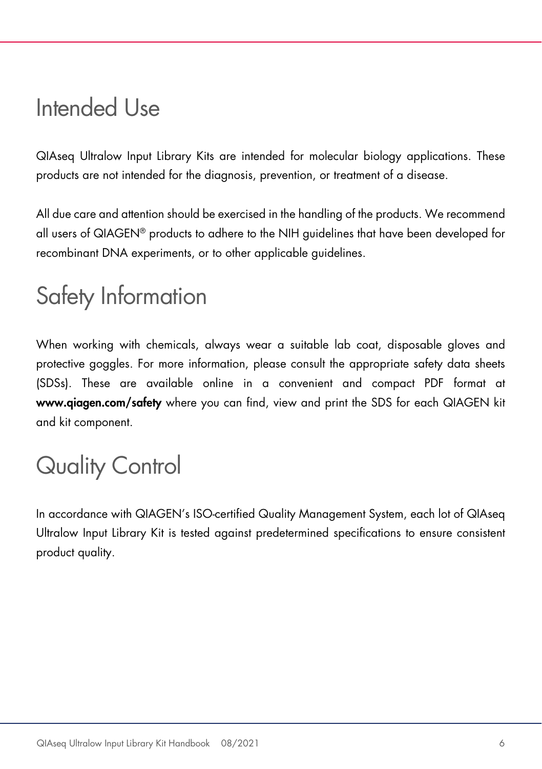# Intended Use

QIAseq Ultralow Input Library Kits are intended for molecular biology applications. These products are not intended for the diagnosis, prevention, or treatment of a disease.

All due care and attention should be exercised in the handling of the products. We recommend all users of QIAGEN® products to adhere to the NIH guidelines that have been developed for recombinant DNA experiments, or to other applicable guidelines.

# Safety Information

When working with chemicals, always wear a suitable lab coat, disposable gloves and protective goggles. For more information, please consult the appropriate safety data sheets (SDSs). These are available online in a convenient and compact PDF format at **www.qiagen.com/safety** where you can find, view and print the SDS for each QIAGEN kit and kit component.

# Quality Control

In accordance with QIAGEN's ISO-certified Quality Management System, each lot of QIAseq Ultralow Input Library Kit is tested against predetermined specifications to ensure consistent product quality.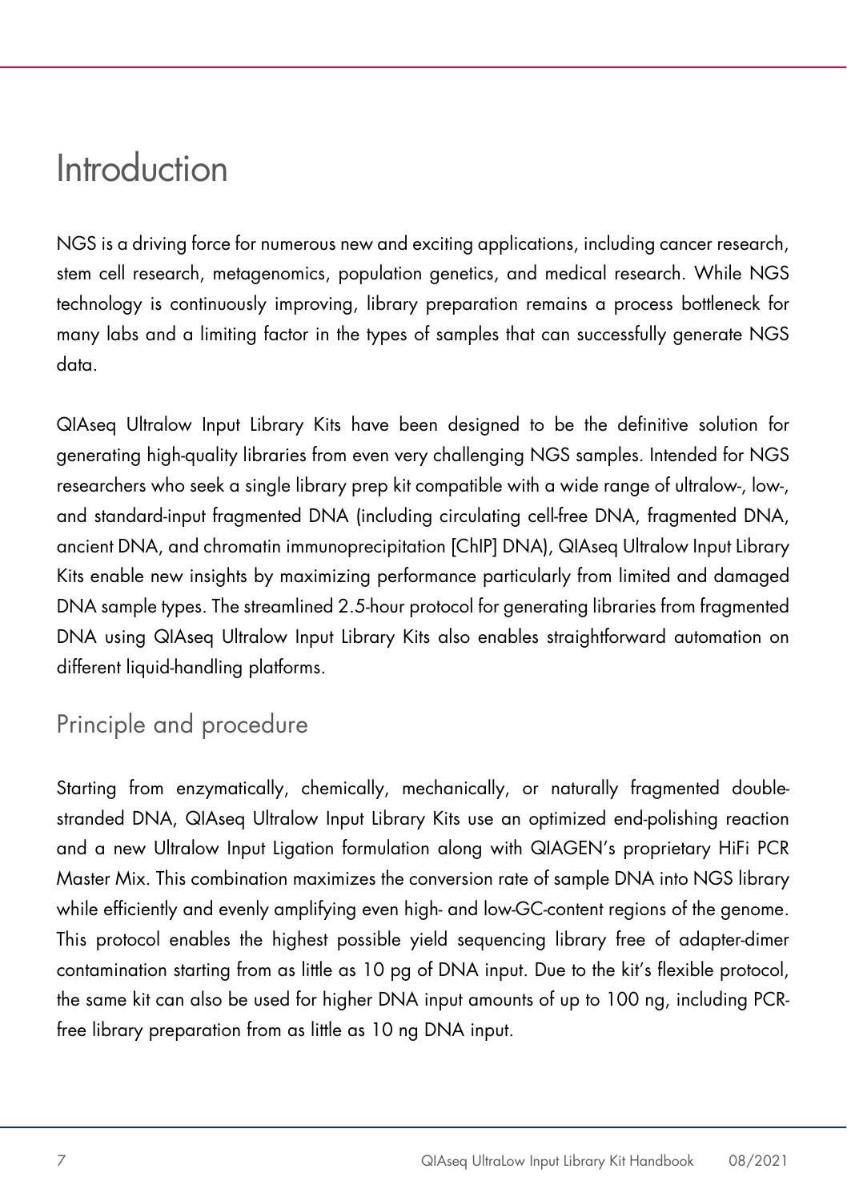# Introduction

NGS is a driving force for numerous new and exciting applications, including cancer research, stem cell research, metagenomics, population genetics, and medical research. While NGS technology is continuously improving, library preparation remains a process bottleneck for many labs and a limiting factor in the types of samples that can successfully generate NGS data.

QIAseq Ultralow Input Library Kits have been designed to be the definitive solution for generating high-quality libraries from even very challenging NGS samples. Intended for NGS researchers who seek a single library prep kit compatible with a wide range of ultralow-, low-, and standard-input fragmented DNA (including circulating cell-free DNA, fragmented DNA, ancient DNA, and chromatin immunoprecipitation [ChIP] DNA), QIAseq Ultralow Input Library Kits enable new insights by maximizing performance particularly from limited and damaged DNA sample types. The streamlined 2.5-hour protocol for generating libraries from fragmented DNA using QIAseq Ultralow Input Library Kits also enables straightforward automation on different liquid-handling platforms.

## Principle and procedure

Starting from enzymatically, chemically, mechanically, or naturally fragmented double-stranded DNA, QIAseq Ultralow Input Library Kits use an optimized end-polishing reaction and a new Ultralow Input Ligation formulation along with QIAGEN's proprietary HiFi PCR Master Mix. This combination maximizes the conversion rate of sample DNA into NGS library while efficiently and evenly amplifying even high- and low-GC-content regions of the genome. This protocol enables the highest possible yield sequencing library free of adapter-dimer contamination starting from as little as 10 pg of DNA input. Due to the kit's flexible protocol, the same kit can also be used for higher DNA input amounts of up to 100 ng, including PCR-free library preparation from as little as 10 ng DNA input.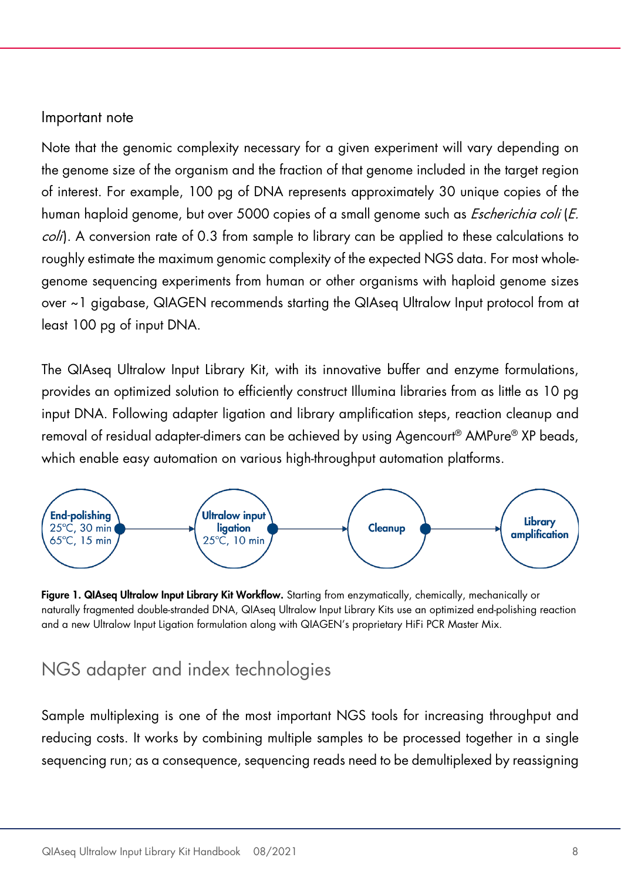### Important note

Note that the genomic complexity necessary for a given experiment will vary depending on the genome size of the organism and the fraction of that genome included in the target region of interest. For example, 100 pg of DNA represents approximately 30 unique copies of the human haploid genome, but over 5000 copies of a small genome such as *Escherichia coli* (*E. coli*). A conversion rate of 0.3 from sample to library can be applied to these calculations to roughly estimate the maximum genomic complexity of the expected NGS data. For most whole-genome sequencing experiments from human or other organisms with haploid genome sizes over ~1 gigabase, QIAGEN recommends starting the QIAseq Ultralow Input protocol from at least 100 pg of input DNA.

The QIAseq Ultralow Input Library Kit, with its innovative buffer and enzyme formulations, provides an optimized solution to efficiently construct Illumina libraries from as little as 10 pg input DNA. Following adapter ligation and library amplification steps, reaction cleanup and removal of residual adapter-dimers can be achieved by using Agencourt® AMPure® XP beads, which enable easy automation on various high-throughput automation platforms.

**End-polishing** 25°C, 30 min 65°C, 15 min → **Ultralow input ligation** 25°C, 10 min → **Cleanup** → **Library amplification**

**Figure 1. QIAseq Ultralow Input Library Kit Workflow.** Starting from enzymatically, chemically, mechanically or naturally fragmented double-stranded DNA, QIAseq Ultralow Input Library Kits use an optimized end-polishing reaction and a new Ultralow Input Ligation formulation along with QIAGEN's proprietary HiFi PCR Master Mix.

## NGS adapter and index technologies

Sample multiplexing is one of the most important NGS tools for increasing throughput and reducing costs. It works by combining multiple samples to be processed together in a single sequencing run; as a consequence, sequencing reads need to be demultiplexed by reassigning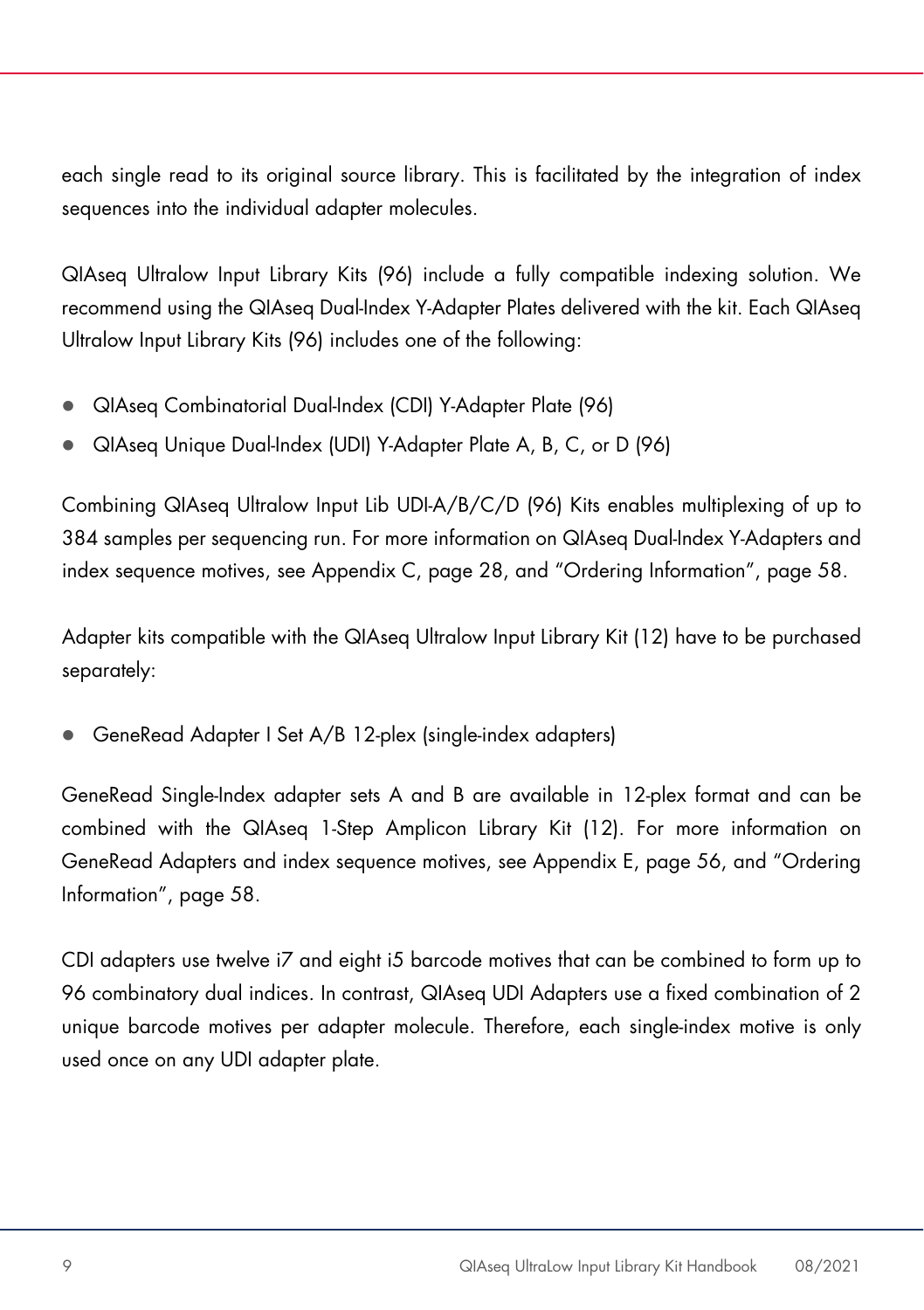each single read to its original source library. This is facilitated by the integration of index sequences into the individual adapter molecules.

QIAseq Ultralow Input Library Kits (96) include a fully compatible indexing solution. We recommend using the QIAseq Dual-Index Y-Adapter Plates delivered with the kit. Each QIAseq Ultralow Input Library Kits (96) includes one of the following:

- QIAseq Combinatorial Dual-Index (CDI) Y-Adapter Plate (96)
- QIAseq Unique Dual-Index (UDI) Y-Adapter Plate A, B, C, or D (96)

Combining QIAseq Ultralow Input Lib UDI-A/B/C/D (96) Kits enables multiplexing of up to 384 samples per sequencing run. For more information on QIAseq Dual-Index Y-Adapters and index sequence motives, see Appendix C, page 28, and "Ordering Information", page 58.

Adapter kits compatible with the QIAseq Ultralow Input Library Kit (12) have to be purchased separately:

- GeneRead Adapter I Set A/B 12-plex (single-index adapters)

GeneRead Single-Index adapter sets A and B are available in 12-plex format and can be combined with the QIAseq 1-Step Amplicon Library Kit (12). For more information on GeneRead Adapters and index sequence motives, see Appendix E, page 56, and "Ordering Information", page 58.

CDI adapters use twelve i7 and eight i5 barcode motives that can be combined to form up to 96 combinatory dual indices. In contrast, QIAseq UDI Adapters use a fixed combination of 2 unique barcode motives per adapter molecule. Therefore, each single-index motive is only used once on any UDI adapter plate.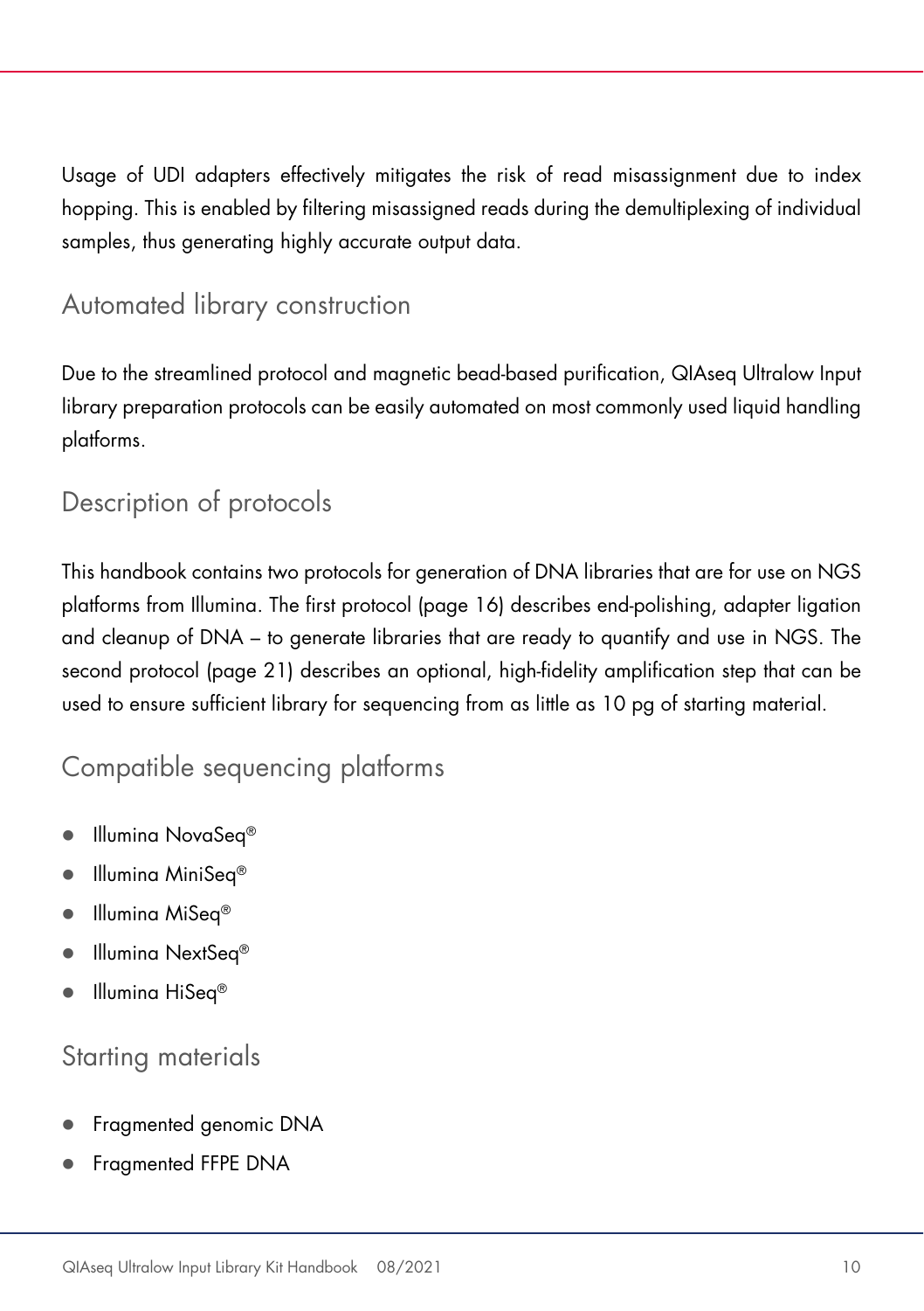Usage of UDI adapters effectively mitigates the risk of read misassignment due to index hopping. This is enabled by filtering misassigned reads during the demultiplexing of individual samples, thus generating highly accurate output data.

## Automated library construction

Due to the streamlined protocol and magnetic bead-based purification, QIAseq Ultralow Input library preparation protocols can be easily automated on most commonly used liquid handling platforms.

## Description of protocols

This handbook contains two protocols for generation of DNA libraries that are for use on NGS platforms from Illumina. The first protocol (page 16) describes end-polishing, adapter ligation and cleanup of DNA – to generate libraries that are ready to quantify and use in NGS. The second protocol (page 21) describes an optional, high-fidelity amplification step that can be used to ensure sufficient library for sequencing from as little as 10 pg of starting material.

## Compatible sequencing platforms

- Illumina NovaSeq®
- Illumina MiniSeq®
- Illumina MiSeq®
- Illumina NextSeq®
- Illumina HiSeq®

## Starting materials

- Fragmented genomic DNA
- Fragmented FFPE DNA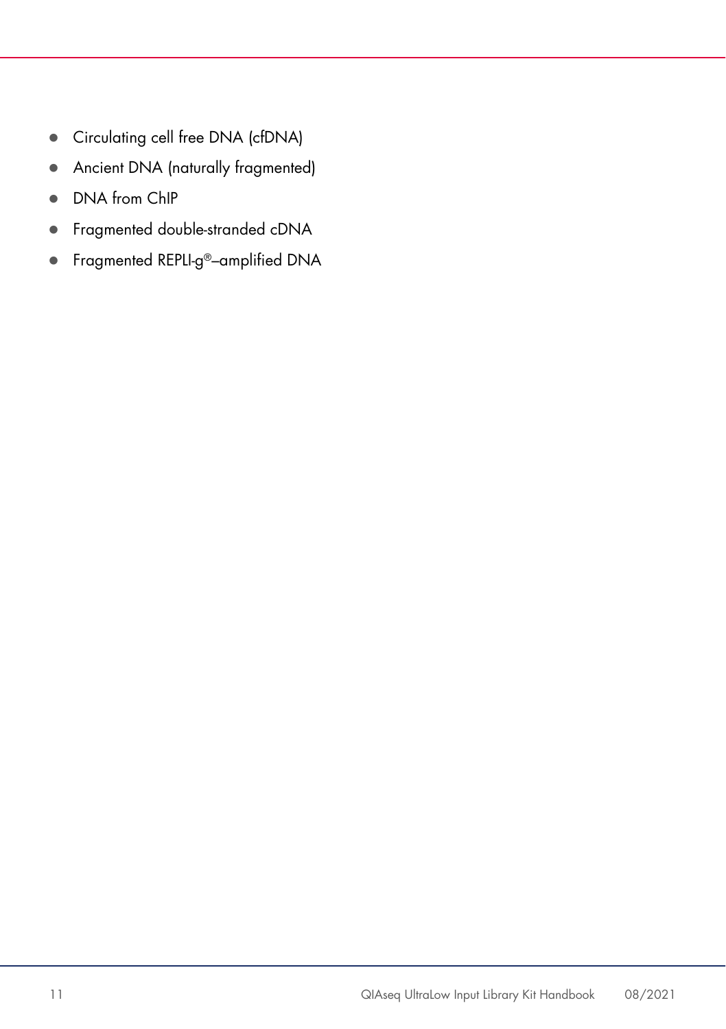- Circulating cell free DNA (cfDNA)
- Ancient DNA (naturally fragmented)
- DNA from ChIP
- Fragmented double-stranded cDNA
- Fragmented REPLI-g®–amplified DNA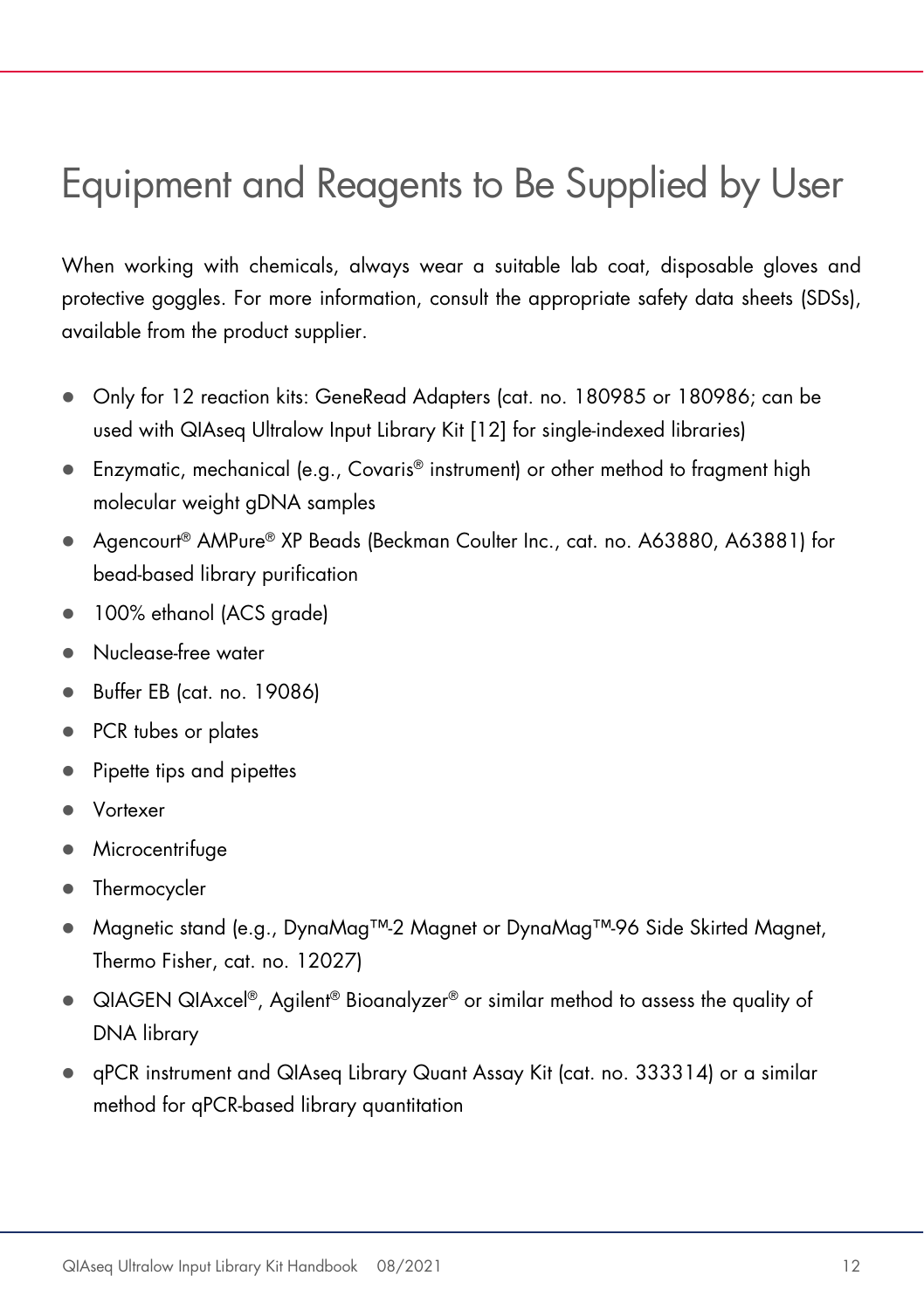# Equipment and Reagents to Be Supplied by User

When working with chemicals, always wear a suitable lab coat, disposable gloves and protective goggles. For more information, consult the appropriate safety data sheets (SDSs), available from the product supplier.

- Only for 12 reaction kits: GeneRead Adapters (cat. no. 180985 or 180986; can be used with QIAseq Ultralow Input Library Kit [12] for single-indexed libraries)
- Enzymatic, mechanical (e.g., Covaris® instrument) or other method to fragment high molecular weight gDNA samples
- Agencourt® AMPure® XP Beads (Beckman Coulter Inc., cat. no. A63880, A63881) for bead-based library purification
- 100% ethanol (ACS grade)
- Nuclease-free water
- Buffer EB (cat. no. 19086)
- PCR tubes or plates
- Pipette tips and pipettes
- Vortexer
- Microcentrifuge
- Thermocycler
- Magnetic stand (e.g., DynaMag™-2 Magnet or DynaMag™-96 Side Skirted Magnet, Thermo Fisher, cat. no. 12027)
- QIAGEN QIAxcel®, Agilent® Bioanalyzer® or similar method to assess the quality of DNA library
- qPCR instrument and QIAseq Library Quant Assay Kit (cat. no. 333314) or a similar method for qPCR-based library quantitation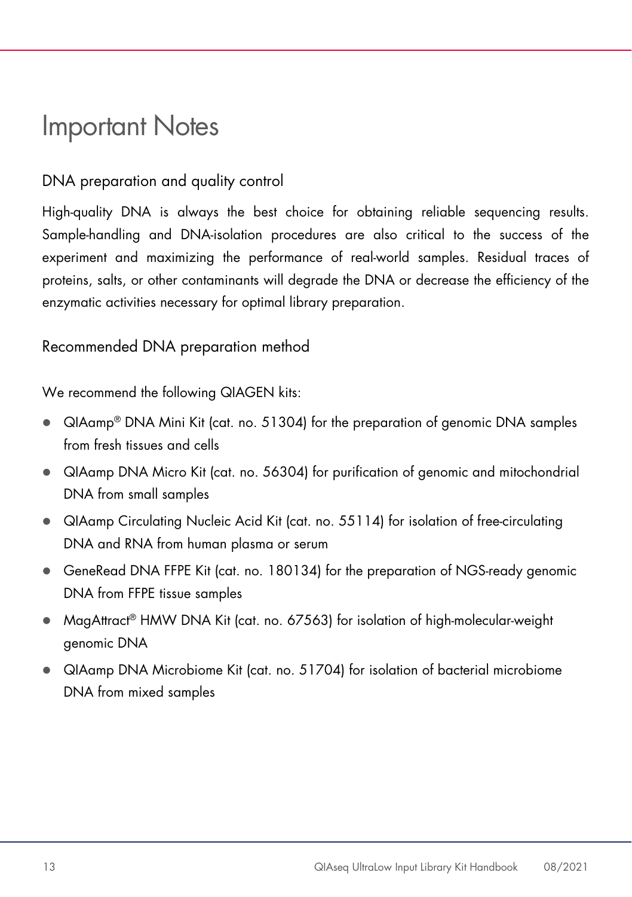# Important Notes

## DNA preparation and quality control

High-quality DNA is always the best choice for obtaining reliable sequencing results. Sample-handling and DNA-isolation procedures are also critical to the success of the experiment and maximizing the performance of real-world samples. Residual traces of proteins, salts, or other contaminants will degrade the DNA or decrease the efficiency of the enzymatic activities necessary for optimal library preparation.

## Recommended DNA preparation method

We recommend the following QIAGEN kits:

- QIAamp® DNA Mini Kit (cat. no. 51304) for the preparation of genomic DNA samples from fresh tissues and cells
- QIAamp DNA Micro Kit (cat. no. 56304) for purification of genomic and mitochondrial DNA from small samples
- QIAamp Circulating Nucleic Acid Kit (cat. no. 55114) for isolation of free-circulating DNA and RNA from human plasma or serum
- GeneRead DNA FFPE Kit (cat. no. 180134) for the preparation of NGS-ready genomic DNA from FFPE tissue samples
- MagAttract® HMW DNA Kit (cat. no. 67563) for isolation of high-molecular-weight genomic DNA
- QIAamp DNA Microbiome Kit (cat. no. 51704) for isolation of bacterial microbiome DNA from mixed samples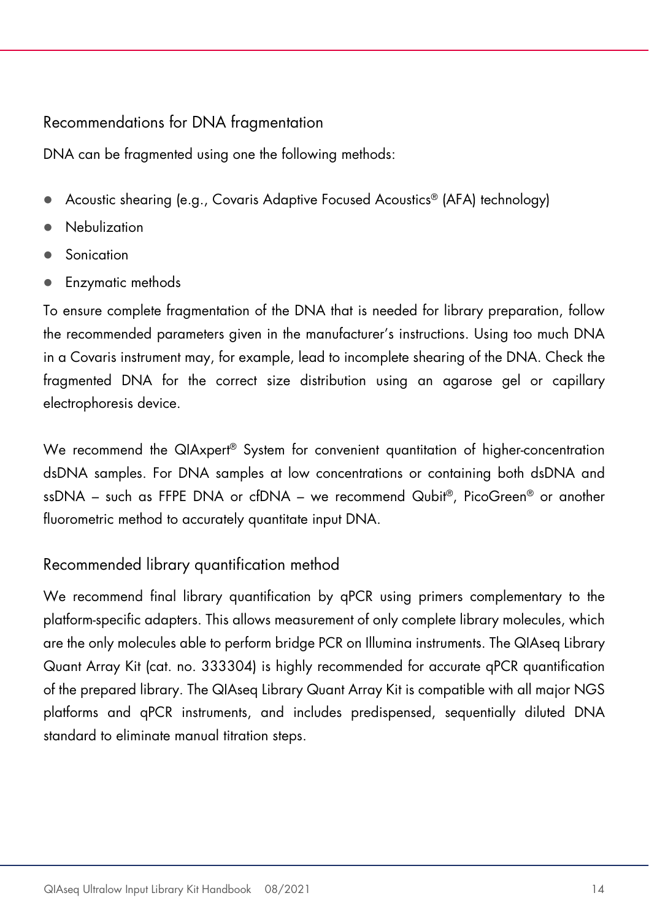### Recommendations for DNA fragmentation

DNA can be fragmented using one the following methods:

- Acoustic shearing (e.g., Covaris Adaptive Focused Acoustics® (AFA) technology)
- Nebulization
- Sonication
- Enzymatic methods

To ensure complete fragmentation of the DNA that is needed for library preparation, follow the recommended parameters given in the manufacturer's instructions. Using too much DNA in a Covaris instrument may, for example, lead to incomplete shearing of the DNA. Check the fragmented DNA for the correct size distribution using an agarose gel or capillary electrophoresis device.

We recommend the QIAxpert® System for convenient quantitation of higher-concentration dsDNA samples. For DNA samples at low concentrations or containing both dsDNA and ssDNA – such as FFPE DNA or cfDNA – we recommend Qubit®, PicoGreen® or another fluorometric method to accurately quantitate input DNA.

### Recommended library quantification method

We recommend final library quantification by qPCR using primers complementary to the platform-specific adapters. This allows measurement of only complete library molecules, which are the only molecules able to perform bridge PCR on Illumina instruments. The QIAseq Library Quant Array Kit (cat. no. 333304) is highly recommended for accurate qPCR quantification of the prepared library. The QIAseq Library Quant Array Kit is compatible with all major NGS platforms and qPCR instruments, and includes predispensed, sequentially diluted DNA standard to eliminate manual titration steps.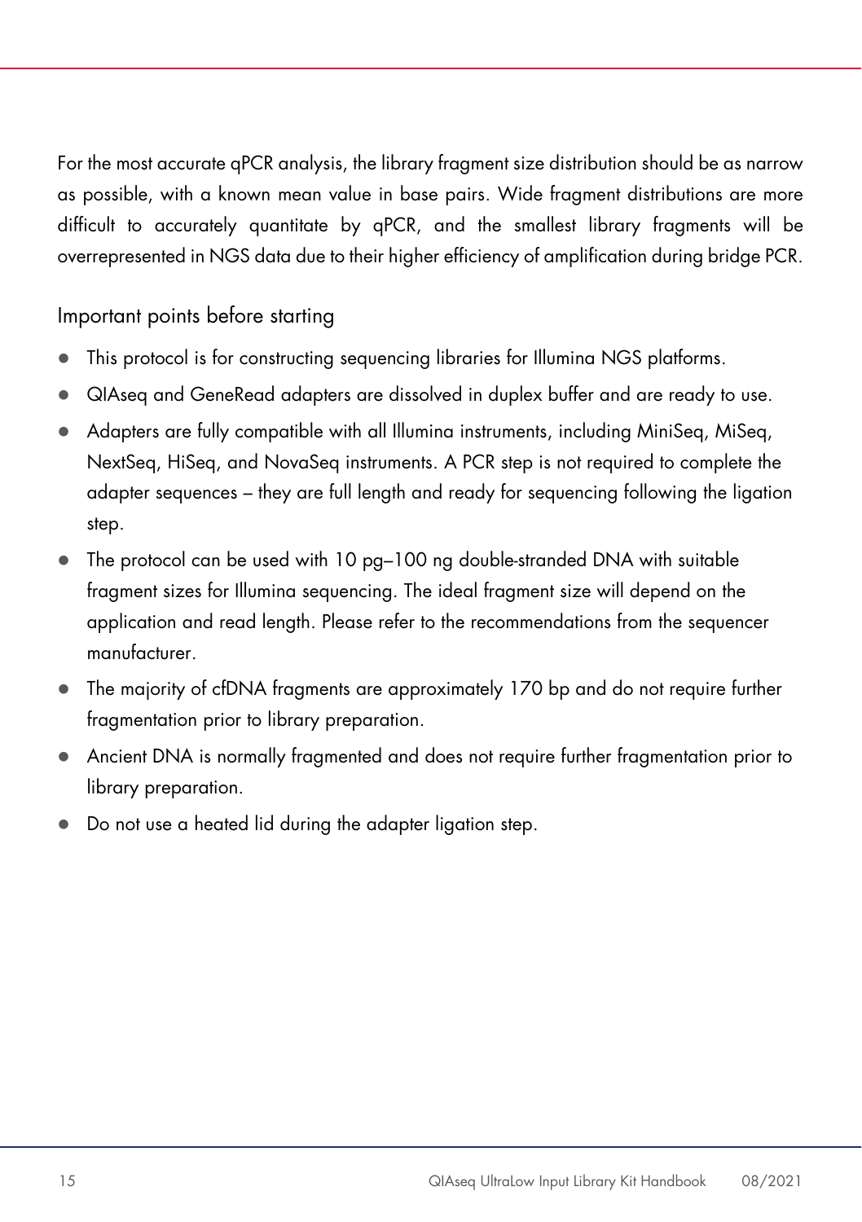For the most accurate qPCR analysis, the library fragment size distribution should be as narrow as possible, with a known mean value in base pairs. Wide fragment distributions are more difficult to accurately quantitate by qPCR, and the smallest library fragments will be overrepresented in NGS data due to their higher efficiency of amplification during bridge PCR.

## Important points before starting

- This protocol is for constructing sequencing libraries for Illumina NGS platforms.
- QIAseq and GeneRead adapters are dissolved in duplex buffer and are ready to use.
- Adapters are fully compatible with all Illumina instruments, including MiniSeq, MiSeq, NextSeq, HiSeq, and NovaSeq instruments. A PCR step is not required to complete the adapter sequences – they are full length and ready for sequencing following the ligation step.
- The protocol can be used with 10 pg–100 ng double-stranded DNA with suitable fragment sizes for Illumina sequencing. The ideal fragment size will depend on the application and read length. Please refer to the recommendations from the sequencer manufacturer.
- The majority of cfDNA fragments are approximately 170 bp and do not require further fragmentation prior to library preparation.
- Ancient DNA is normally fragmented and does not require further fragmentation prior to library preparation.
- Do not use a heated lid during the adapter ligation step.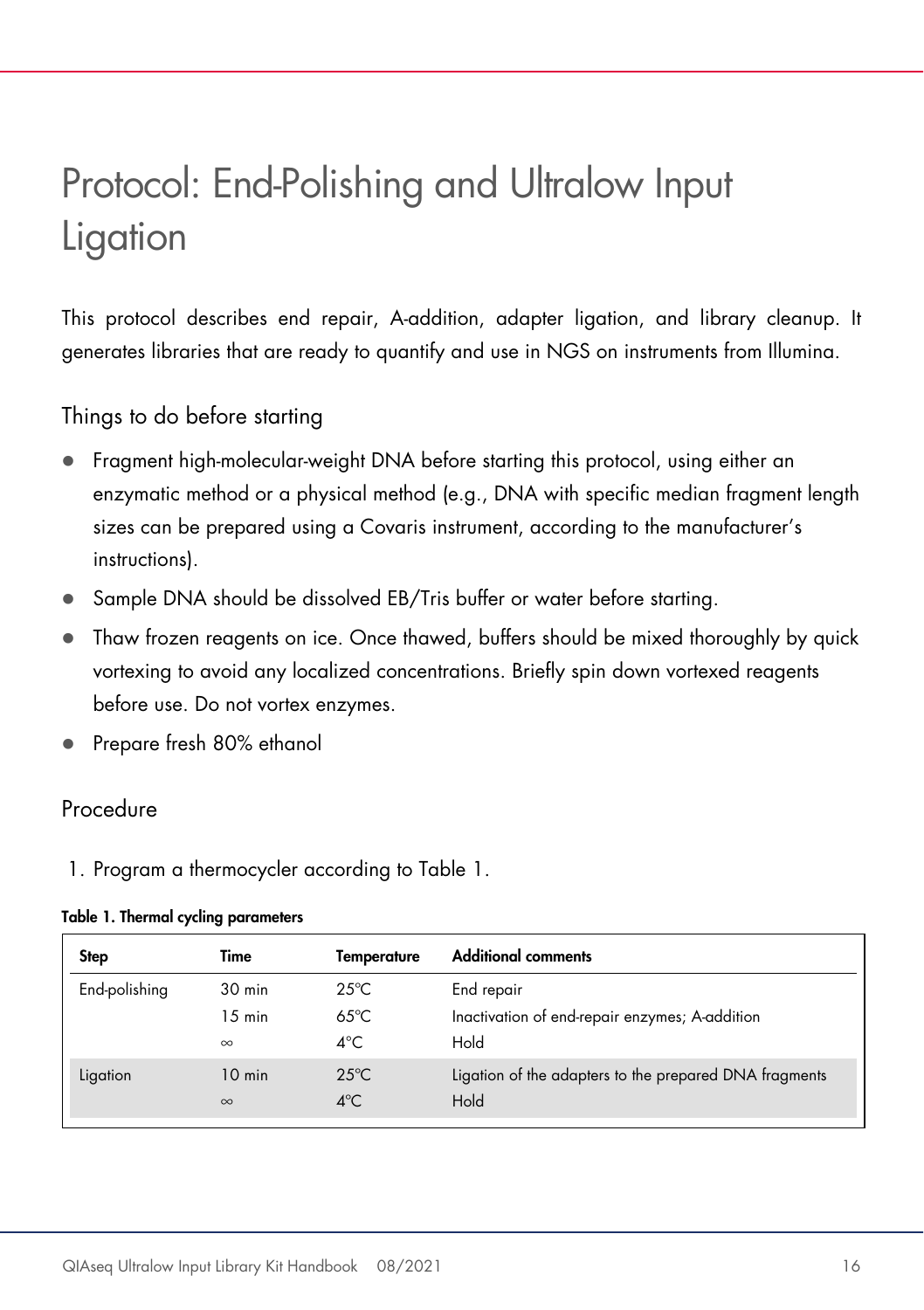# Protocol: End-Polishing and Ultralow Input Ligation

This protocol describes end repair, A-addition, adapter ligation, and library cleanup. It generates libraries that are ready to quantify and use in NGS on instruments from Illumina.

## Things to do before starting

- Fragment high-molecular-weight DNA before starting this protocol, using either an enzymatic method or a physical method (e.g., DNA with specific median fragment length sizes can be prepared using a Covaris instrument, according to the manufacturer's instructions).
- Sample DNA should be dissolved EB/Tris buffer or water before starting.
- Thaw frozen reagents on ice. Once thawed, buffers should be mixed thoroughly by quick vortexing to avoid any localized concentrations. Briefly spin down vortexed reagents before use. Do not vortex enzymes.
- Prepare fresh 80% ethanol

## Procedure

1. Program a thermocycler according to Table 1.

**Table 1. Thermal cycling parameters**

| Step | Time | Temperature | Additional comments |
|---|---|---|---|
| End-polishing | 30 min | 25°C | End repair |
| | 15 min | 65°C | Inactivation of end-repair enzymes; A-addition |
| | ∞ | 4°C | Hold |
| Ligation | 10 min | 25°C | Ligation of the adapters to the prepared DNA fragments |
| | ∞ | 4°C | Hold |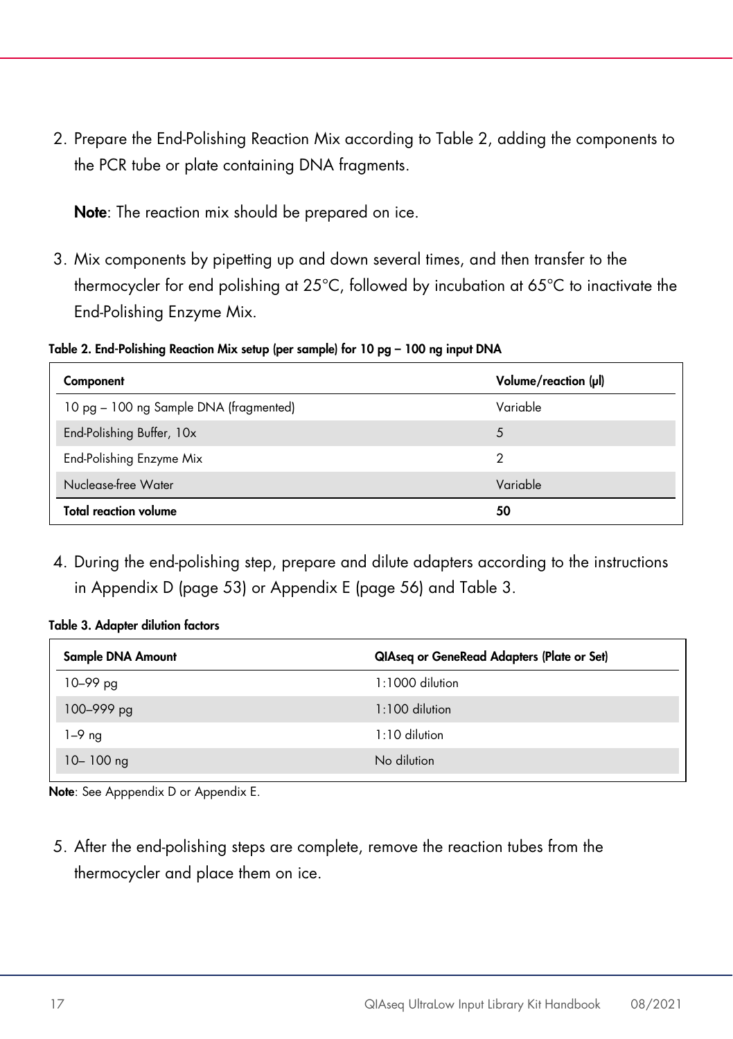2. Prepare the End-Polishing Reaction Mix according to Table 2, adding the components to the PCR tube or plate containing DNA fragments.

   **Note**: The reaction mix should be prepared on ice.

3. Mix components by pipetting up and down several times, and then transfer to the thermocycler for end polishing at 25°C, followed by incubation at 65°C to inactivate the End-Polishing Enzyme Mix.

**Table 2. End-Polishing Reaction Mix setup (per sample) for 10 pg – 100 ng input DNA**

| Component | Volume/reaction (µl) |
|---|---|
| 10 pg – 100 ng Sample DNA (fragmented) | Variable |
| End-Polishing Buffer, 10x | 5 |
| End-Polishing Enzyme Mix | 2 |
| Nuclease-free Water | Variable |
| **Total reaction volume** | **50** |

4. During the end-polishing step, prepare and dilute adapters according to the instructions in Appendix D (page 53) or Appendix E (page 56) and Table 3.

**Table 3. Adapter dilution factors**

| Sample DNA Amount | QIAseq or GeneRead Adapters (Plate or Set) |
|---|---|
| 10–99 pg | 1:1000 dilution |
| 100–999 pg | 1:100 dilution |
| 1–9 ng | 1:10 dilution |
| 10– 100 ng | No dilution |

**Note**: See Apppendix D or Appendix E.

5. After the end-polishing steps are complete, remove the reaction tubes from the thermocycler and place them on ice.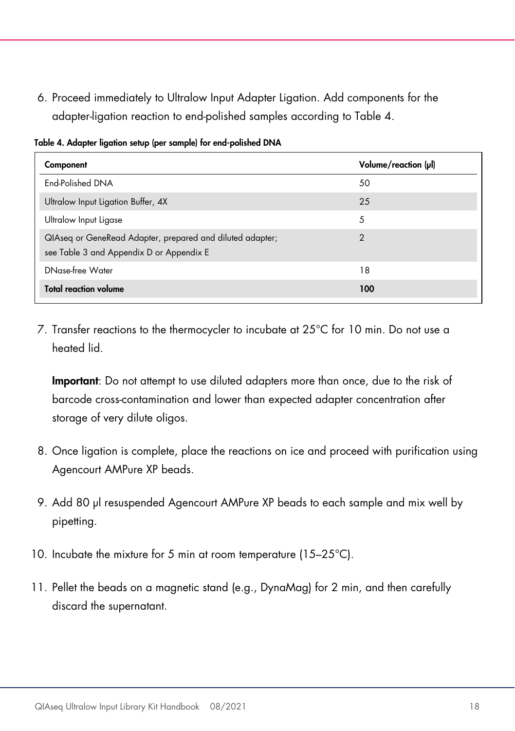6. Proceed immediately to Ultralow Input Adapter Ligation. Add components for the adapter-ligation reaction to end-polished samples according to Table 4.

**Table 4. Adapter ligation setup (per sample) for end-polished DNA**

| Component | Volume/reaction (µl) |
|---|---|
| End-Polished DNA | 50 |
| Ultralow Input Ligation Buffer, 4X | 25 |
| Ultralow Input Ligase | 5 |
| QIAseq or GeneRead Adapter, prepared and diluted adapter; see Table 3 and Appendix D or Appendix E | 2 |
| DNase-free Water | 18 |
| **Total reaction volume** | **100** |

7. Transfer reactions to the thermocycler to incubate at 25°C for 10 min. Do not use a heated lid.

   **Important**: Do not attempt to use diluted adapters more than once, due to the risk of barcode cross-contamination and lower than expected adapter concentration after storage of very dilute oligos.

8. Once ligation is complete, place the reactions on ice and proceed with purification using Agencourt AMPure XP beads.

9. Add 80 µl resuspended Agencourt AMPure XP beads to each sample and mix well by pipetting.

10. Incubate the mixture for 5 min at room temperature (15–25°C).

11. Pellet the beads on a magnetic stand (e.g., DynaMag) for 2 min, and then carefully discard the supernatant.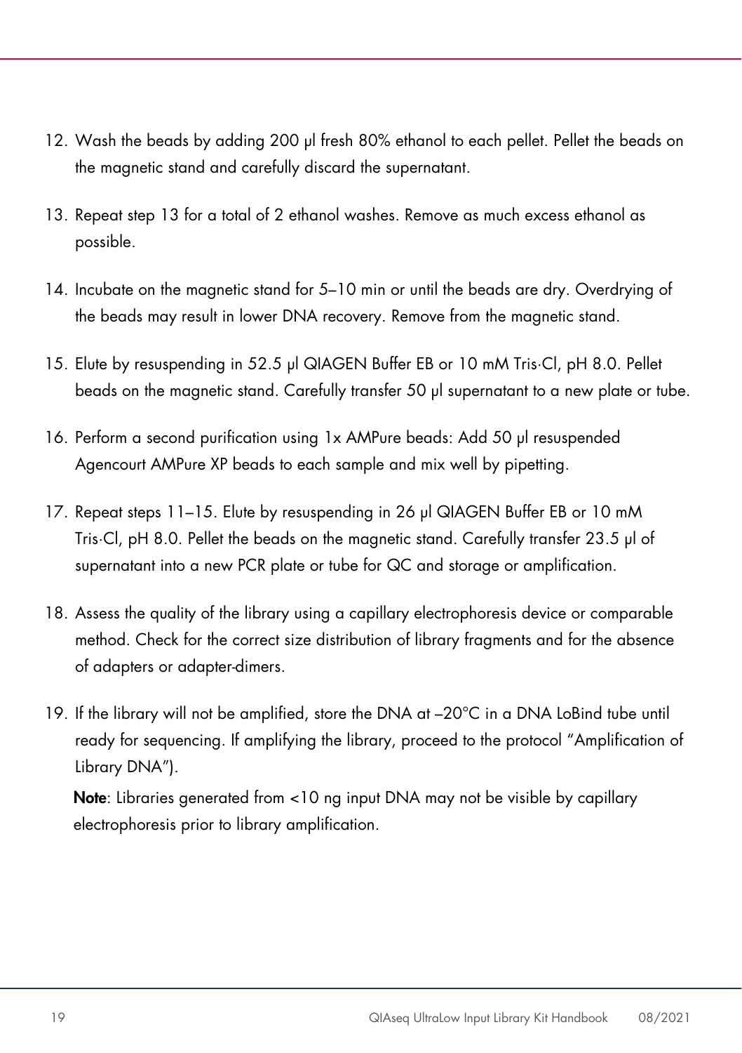12. Wash the beads by adding 200 µl fresh 80% ethanol to each pellet. Pellet the beads on the magnetic stand and carefully discard the supernatant.
13. Repeat step 13 for a total of 2 ethanol washes. Remove as much excess ethanol as possible.
14. Incubate on the magnetic stand for 5–10 min or until the beads are dry. Overdrying of the beads may result in lower DNA recovery. Remove from the magnetic stand.
15. Elute by resuspending in 52.5 µl QIAGEN Buffer EB or 10 mM Tris·Cl, pH 8.0. Pellet beads on the magnetic stand. Carefully transfer 50 µl supernatant to a new plate or tube.
16. Perform a second purification using 1x AMPure beads: Add 50 µl resuspended Agencourt AMPure XP beads to each sample and mix well by pipetting.
17. Repeat steps 11–15. Elute by resuspending in 26 µl QIAGEN Buffer EB or 10 mM Tris·Cl, pH 8.0. Pellet the beads on the magnetic stand. Carefully transfer 23.5 µl of supernatant into a new PCR plate or tube for QC and storage or amplification.
18. Assess the quality of the library using a capillary electrophoresis device or comparable method. Check for the correct size distribution of library fragments and for the absence of adapters or adapter-dimers.
19. If the library will not be amplified, store the DNA at –20°C in a DNA LoBind tube until ready for sequencing. If amplifying the library, proceed to the protocol "Amplification of Library DNA").

    **Note**: Libraries generated from <10 ng input DNA may not be visible by capillary electrophoresis prior to library amplification.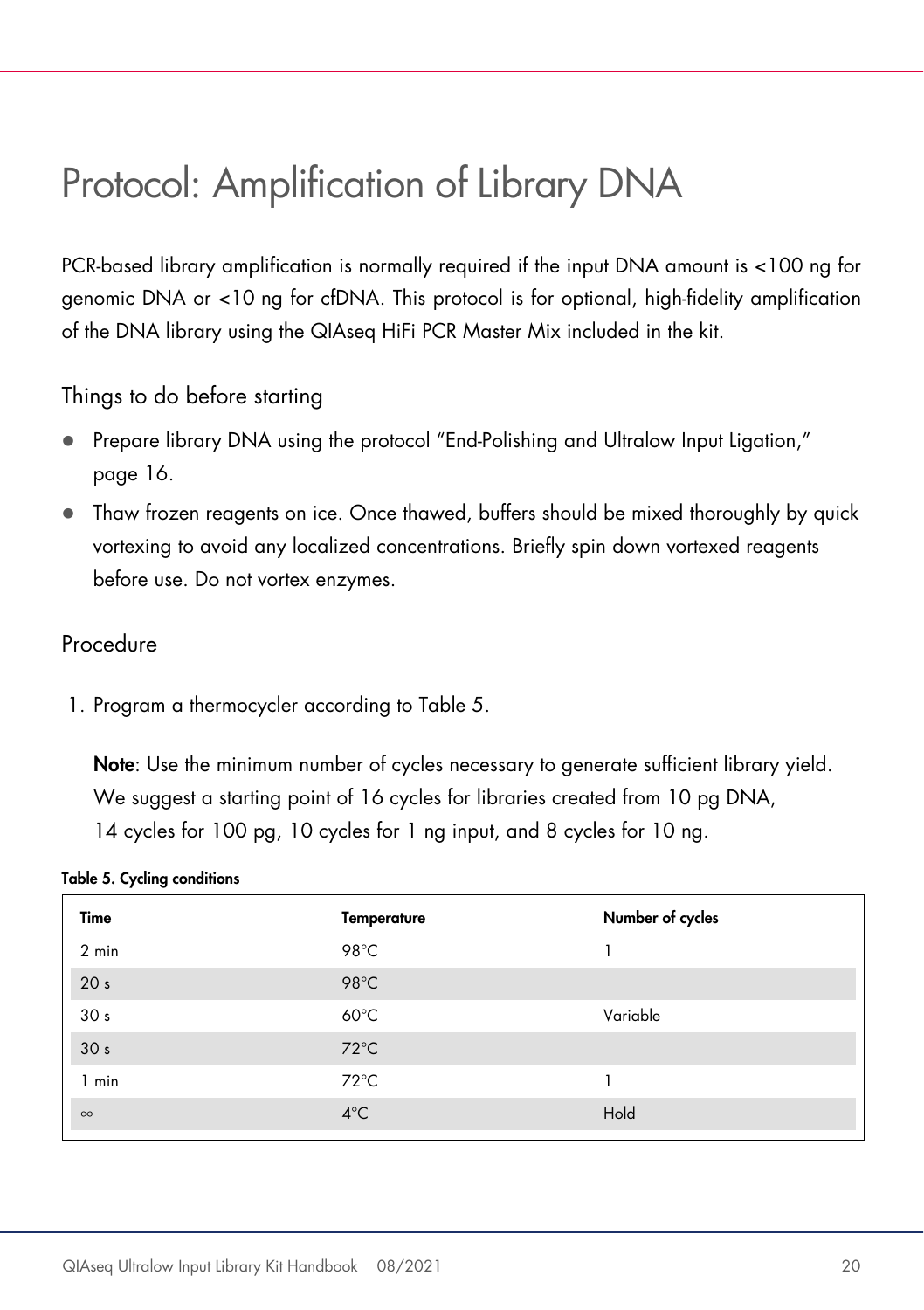# Protocol: Amplification of Library DNA

PCR-based library amplification is normally required if the input DNA amount is <100 ng for genomic DNA or <10 ng for cfDNA. This protocol is for optional, high-fidelity amplification of the DNA library using the QIAseq HiFi PCR Master Mix included in the kit.

## Things to do before starting

- Prepare library DNA using the protocol "End-Polishing and Ultralow Input Ligation," page 16.
- Thaw frozen reagents on ice. Once thawed, buffers should be mixed thoroughly by quick vortexing to avoid any localized concentrations. Briefly spin down vortexed reagents before use. Do not vortex enzymes.

## Procedure

1. Program a thermocycler according to Table 5.

   **Note**: Use the minimum number of cycles necessary to generate sufficient library yield. We suggest a starting point of 16 cycles for libraries created from 10 pg DNA, 14 cycles for 100 pg, 10 cycles for 1 ng input, and 8 cycles for 10 ng.

**Table 5. Cycling conditions**

| Time | Temperature | Number of cycles |
|---|---|---|
| 2 min | 98°C | 1 |
| 20 s | 98°C | |
| 30 s | 60°C | Variable |
| 30 s | 72°C | |
| 1 min | 72°C | 1 |
| ∞ | 4°C | Hold |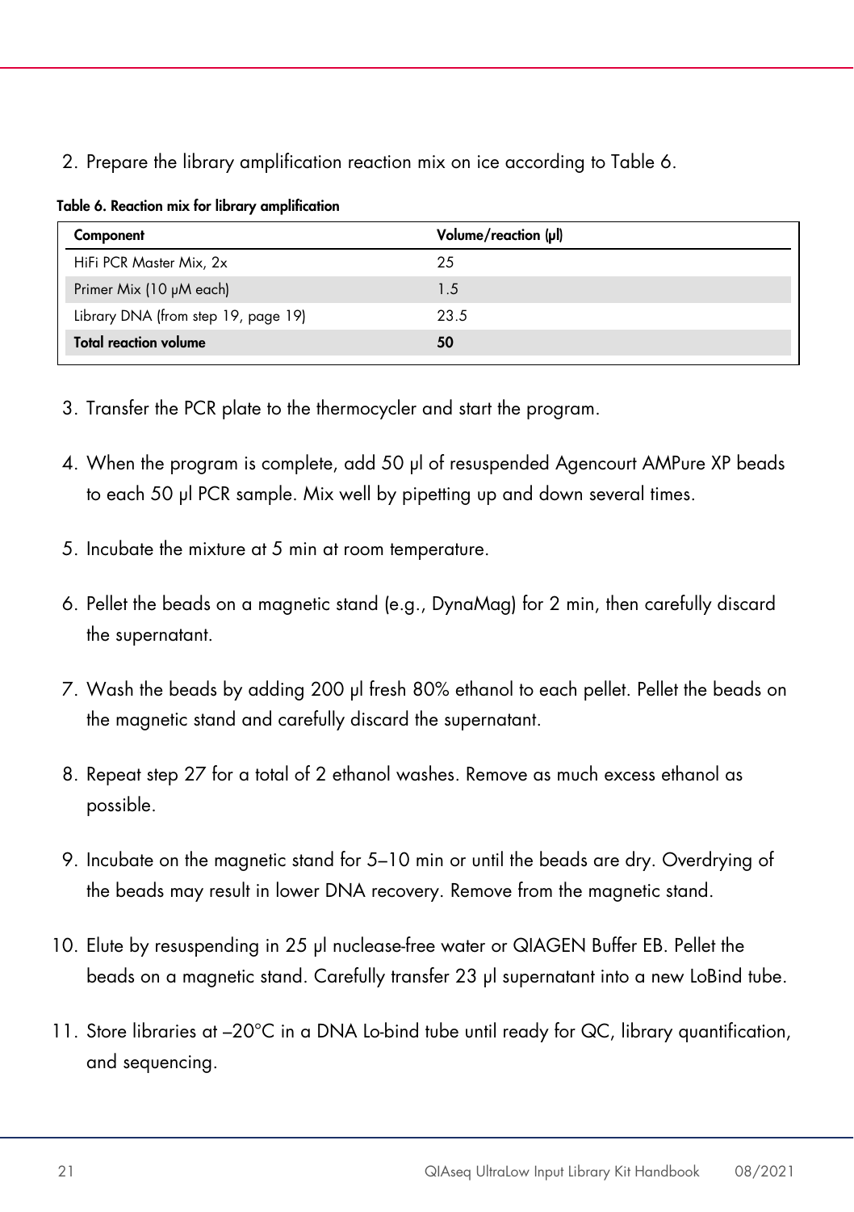2. Prepare the library amplification reaction mix on ice according to Table 6.

**Table 6. Reaction mix for library amplification**

| Component | Volume/reaction (µl) |
|---|---|
| HiFi PCR Master Mix, 2x | 25 |
| Primer Mix (10 µM each) | 1.5 |
| Library DNA (from step 19, page 19) | 23.5 |
| **Total reaction volume** | **50** |

3. Transfer the PCR plate to the thermocycler and start the program.
4. When the program is complete, add 50 µl of resuspended Agencourt AMPure XP beads to each 50 µl PCR sample. Mix well by pipetting up and down several times.
5. Incubate the mixture at 5 min at room temperature.
6. Pellet the beads on a magnetic stand (e.g., DynaMag) for 2 min, then carefully discard the supernatant.
7. Wash the beads by adding 200 µl fresh 80% ethanol to each pellet. Pellet the beads on the magnetic stand and carefully discard the supernatant.
8. Repeat step 27 for a total of 2 ethanol washes. Remove as much excess ethanol as possible.
9. Incubate on the magnetic stand for 5–10 min or until the beads are dry. Overdrying of the beads may result in lower DNA recovery. Remove from the magnetic stand.
10. Elute by resuspending in 25 µl nuclease-free water or QIAGEN Buffer EB. Pellet the beads on a magnetic stand. Carefully transfer 23 µl supernatant into a new LoBind tube.
11. Store libraries at –20°C in a DNA Lo-bind tube until ready for QC, library quantification, and sequencing.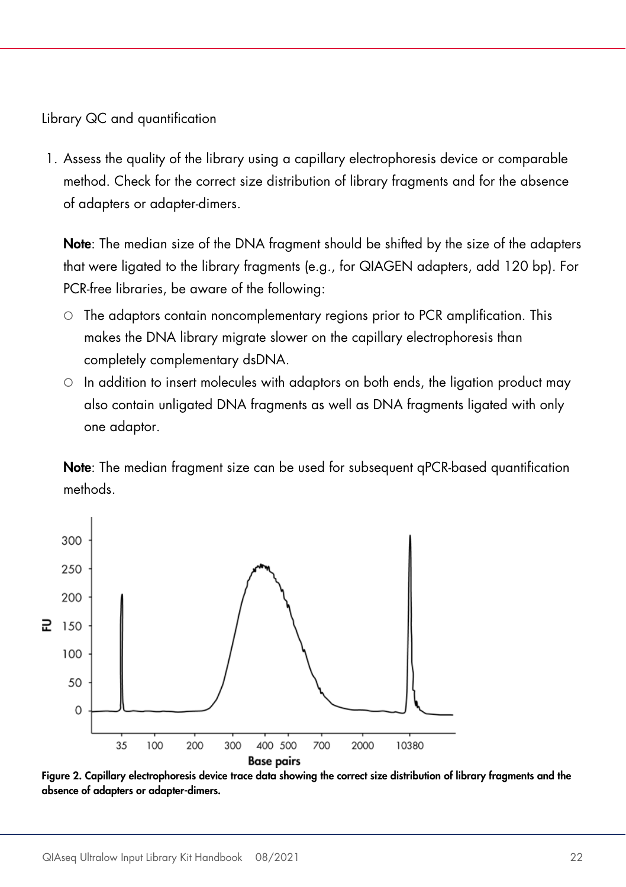Library QC and quantification

1. Assess the quality of the library using a capillary electrophoresis device or comparable method. Check for the correct size distribution of library fragments and for the absence of adapters or adapter-dimers.

   **Note**: The median size of the DNA fragment should be shifted by the size of the adapters that were ligated to the library fragments (e.g., for QIAGEN adapters, add 120 bp). For PCR-free libraries, be aware of the following:

   - The adaptors contain noncomplementary regions prior to PCR amplification. This makes the DNA library migrate slower on the capillary electrophoresis than completely complementary dsDNA.
   - In addition to insert molecules with adaptors on both ends, the ligation product may also contain unligated DNA fragments as well as DNA fragments ligated with only one adaptor.

   **Note**: The median fragment size can be used for subsequent qPCR-based quantification methods.

**Figure 2. Capillary electrophoresis device trace data showing the correct size distribution of library fragments and the absence of adapters or adapter-dimers.**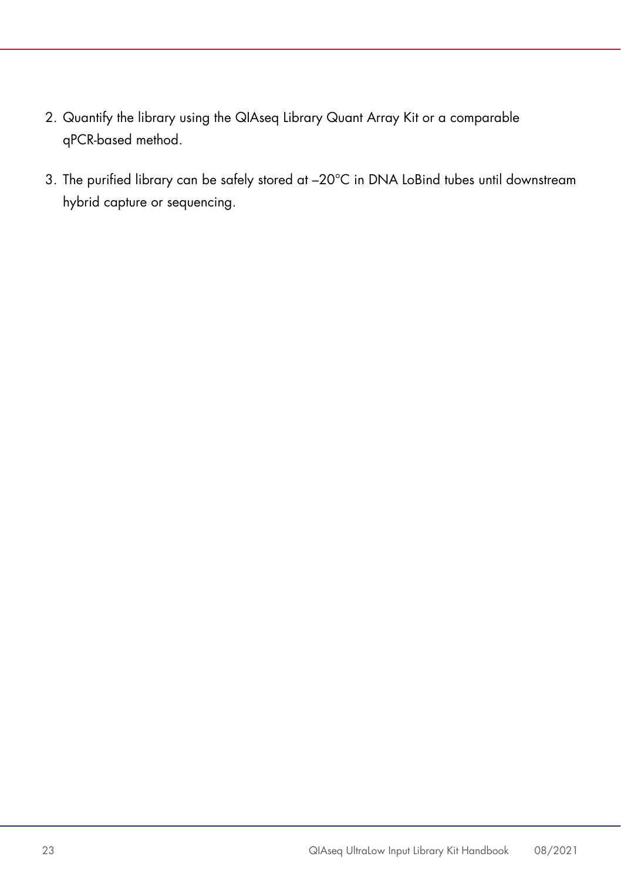2. Quantify the library using the QIAseq Library Quant Array Kit or a comparable qPCR-based method.
3. The purified library can be safely stored at –20°C in DNA LoBind tubes until downstream hybrid capture or sequencing.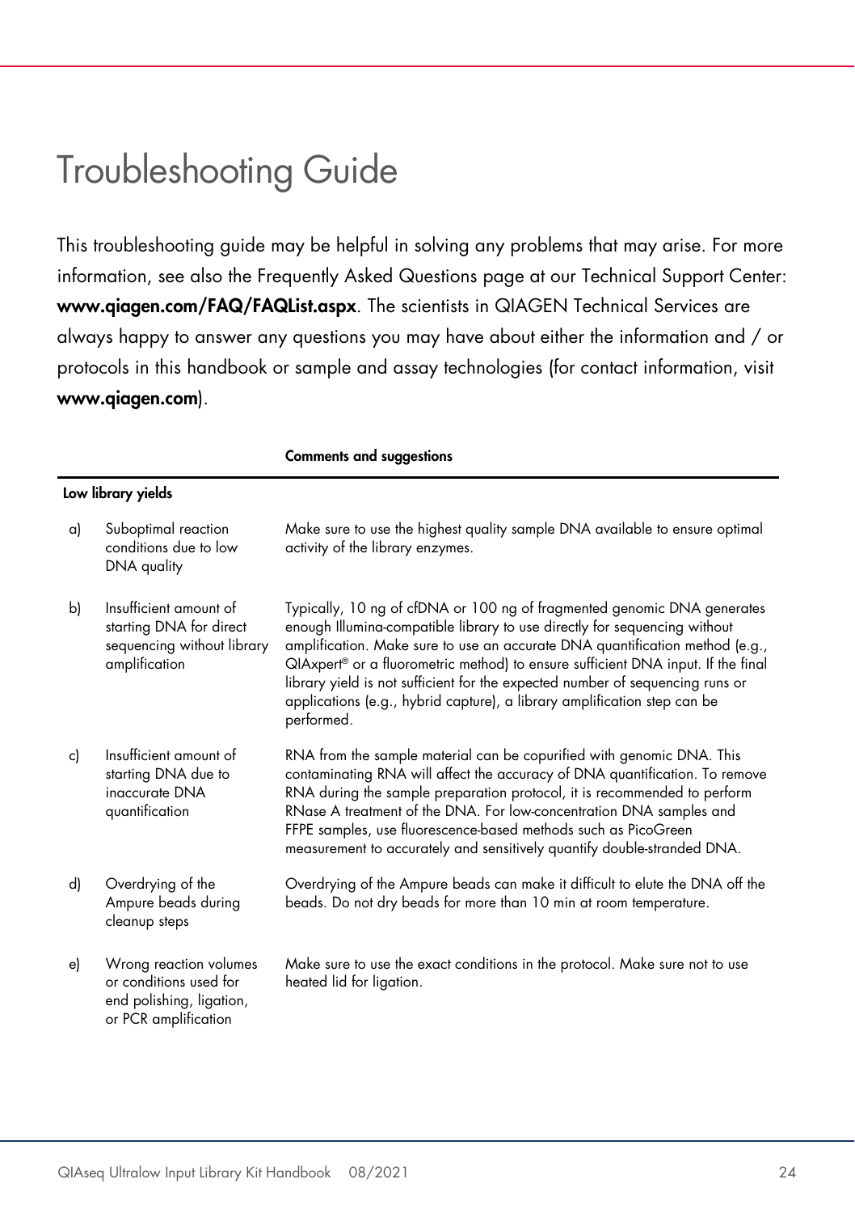# Troubleshooting Guide

This troubleshooting guide may be helpful in solving any problems that may arise. For more information, see also the Frequently Asked Questions page at our Technical Support Center: **www.qiagen.com/FAQ/FAQList.aspx**. The scientists in QIAGEN Technical Services are always happy to answer any questions you may have about either the information and / or protocols in this handbook or sample and assay technologies (for contact information, visit **www.qiagen.com**).

| | | Comments and suggestions |
|---|---|---|
| **Low library yields** | | |
| a) | Suboptimal reaction conditions due to low DNA quality | Make sure to use the highest quality sample DNA available to ensure optimal activity of the library enzymes. |
| b) | Insufficient amount of starting DNA for direct sequencing without library amplification | Typically, 10 ng of cfDNA or 100 ng of fragmented genomic DNA generates enough Illumina-compatible library to use directly for sequencing without amplification. Make sure to use an accurate DNA quantification method (e.g., QIAxpert® or a fluorometric method) to ensure sufficient DNA input. If the final library yield is not sufficient for the expected number of sequencing runs or applications (e.g., hybrid capture), a library amplification step can be performed. |
| c) | Insufficient amount of starting DNA due to inaccurate DNA quantification | RNA from the sample material can be copurified with genomic DNA. This contaminating RNA will affect the accuracy of DNA quantification. To remove RNA during the sample preparation protocol, it is recommended to perform RNase A treatment of the DNA. For low-concentration DNA samples and FFPE samples, use fluorescence-based methods such as PicoGreen measurement to accurately and sensitively quantify double-stranded DNA. |
| d) | Overdrying of the Ampure beads during cleanup steps | Overdrying of the Ampure beads can make it difficult to elute the DNA off the beads. Do not dry beads for more than 10 min at room temperature. |
| e) | Wrong reaction volumes or conditions used for end polishing, ligation, or PCR amplification | Make sure to use the exact conditions in the protocol. Make sure not to use heated lid for ligation. |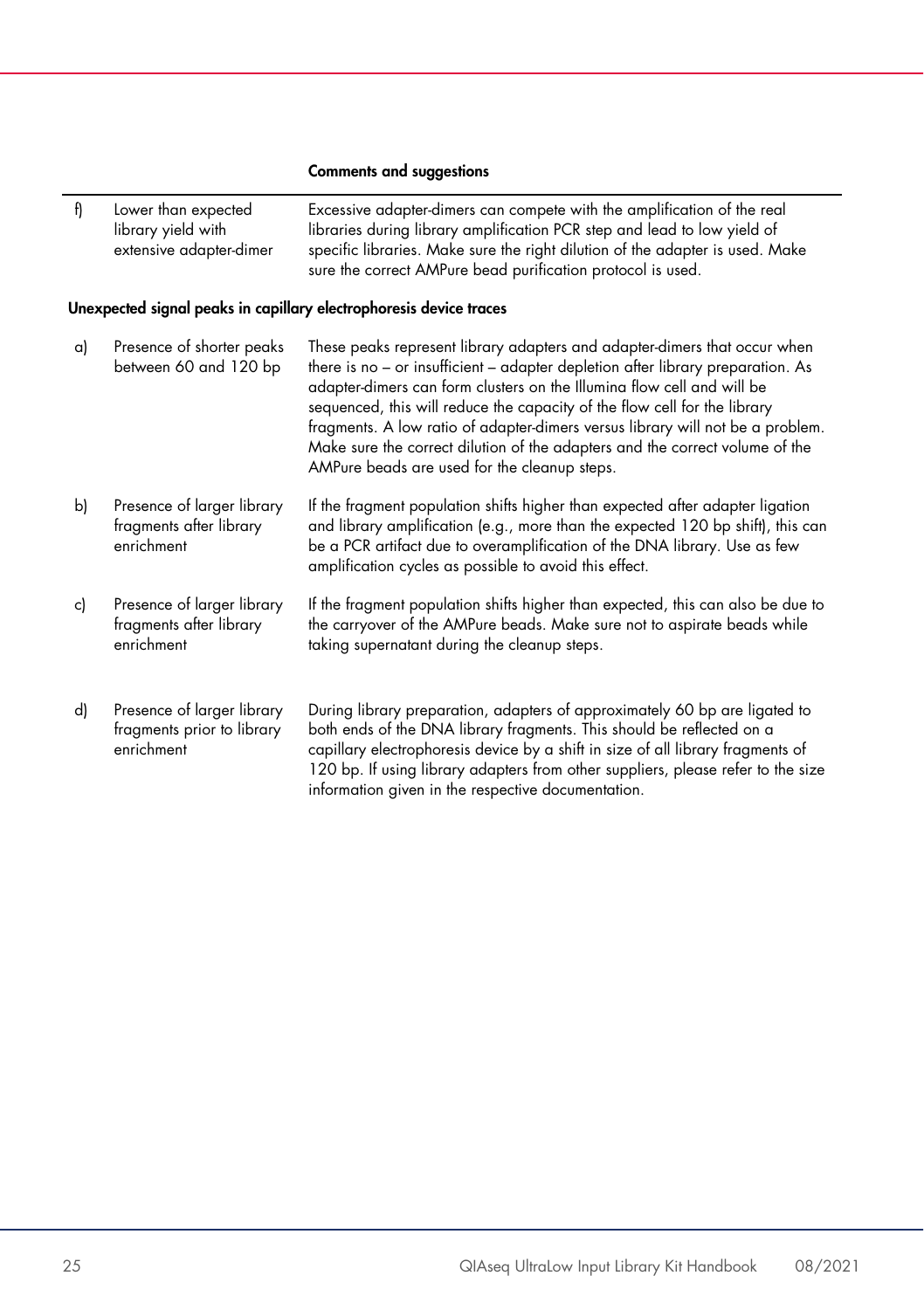| | | Comments and suggestions |
|---|---|---|
| f) | Lower than expected library yield with extensive adapter-dimer | Excessive adapter-dimers can compete with the amplification of the real libraries during library amplification PCR step and lead to low yield of specific libraries. Make sure the right dilution of the adapter is used. Make sure the correct AMPure bead purification protocol is used. |

**Unexpected signal peaks in capillary electrophoresis device traces**

| | | |
|---|---|---|
| a) | Presence of shorter peaks between 60 and 120 bp | These peaks represent library adapters and adapter-dimers that occur when there is no – or insufficient – adapter depletion after library preparation. As adapter-dimers can form clusters on the Illumina flow cell and will be sequenced, this will reduce the capacity of the flow cell for the library fragments. A low ratio of adapter-dimers versus library will not be a problem. Make sure the correct dilution of the adapters and the correct volume of the AMPure beads are used for the cleanup steps. |
| b) | Presence of larger library fragments after library enrichment | If the fragment population shifts higher than expected after adapter ligation and library amplification (e.g., more than the expected 120 bp shift), this can be a PCR artifact due to overamplification of the DNA library. Use as few amplification cycles as possible to avoid this effect. |
| c) | Presence of larger library fragments after library enrichment | If the fragment population shifts higher than expected, this can also be due to the carryover of the AMPure beads. Make sure not to aspirate beads while taking supernatant during the cleanup steps. |
| d) | Presence of larger library fragments prior to library enrichment | During library preparation, adapters of approximately 60 bp are ligated to both ends of the DNA library fragments. This should be reflected on a capillary electrophoresis device by a shift in size of all library fragments of 120 bp. If using library adapters from other suppliers, please refer to the size information given in the respective documentation. |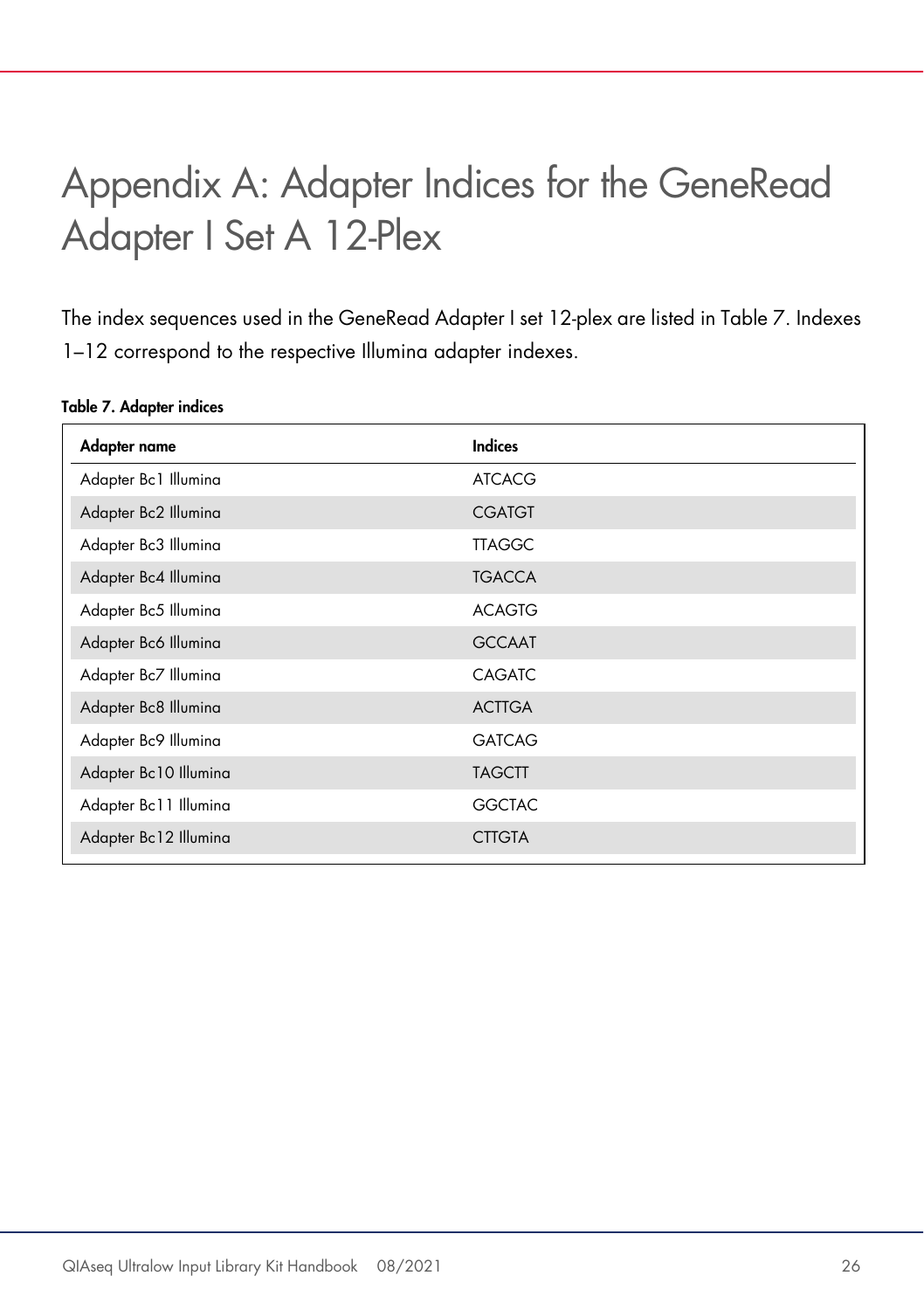# Appendix A: Adapter Indices for the GeneRead Adapter I Set A 12-Plex

The index sequences used in the GeneRead Adapter I set 12-plex are listed in Table 7. Indexes 1–12 correspond to the respective Illumina adapter indexes.

**Table 7. Adapter indices**

| Adapter name | Indices |
|---|---|
| Adapter Bc1 Illumina | ATCACG |
| Adapter Bc2 Illumina | CGATGT |
| Adapter Bc3 Illumina | TTAGGC |
| Adapter Bc4 Illumina | TGACCA |
| Adapter Bc5 Illumina | ACAGTG |
| Adapter Bc6 Illumina | GCCAAT |
| Adapter Bc7 Illumina | CAGATC |
| Adapter Bc8 Illumina | ACTTGA |
| Adapter Bc9 Illumina | GATCAG |
| Adapter Bc10 Illumina | TAGCTT |
| Adapter Bc11 Illumina | GGCTAC |
| Adapter Bc12 Illumina | CTTGTA |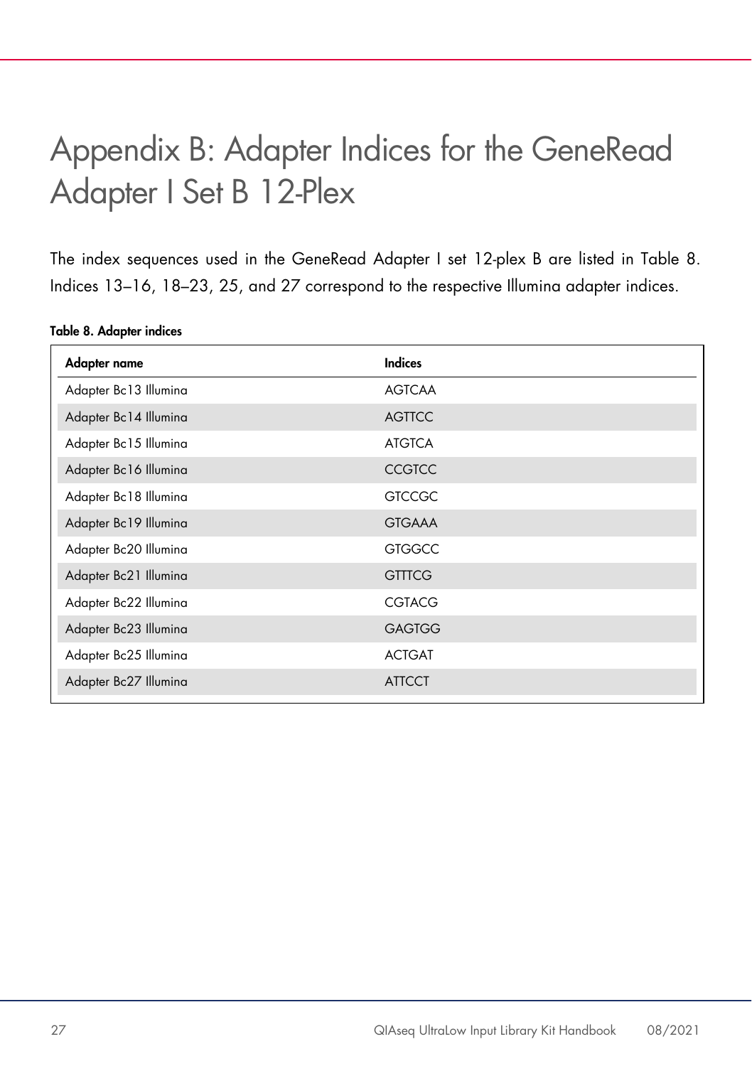# Appendix B: Adapter Indices for the GeneRead Adapter I Set B 12-Plex

The index sequences used in the GeneRead Adapter I set 12-plex B are listed in Table 8. Indices 13–16, 18–23, 25, and 27 correspond to the respective Illumina adapter indices.

**Table 8. Adapter indices**

| Adapter name | Indices |
|---|---|
| Adapter Bc13 Illumina | AGTCAA |
| Adapter Bc14 Illumina | AGTTCC |
| Adapter Bc15 Illumina | ATGTCA |
| Adapter Bc16 Illumina | CCGTCC |
| Adapter Bc18 Illumina | GTCCGC |
| Adapter Bc19 Illumina | GTGAAA |
| Adapter Bc20 Illumina | GTGGCC |
| Adapter Bc21 Illumina | GTTTCG |
| Adapter Bc22 Illumina | CGTACG |
| Adapter Bc23 Illumina | GAGTGG |
| Adapter Bc25 Illumina | ACTGAT |
| Adapter Bc27 Illumina | ATTCCT |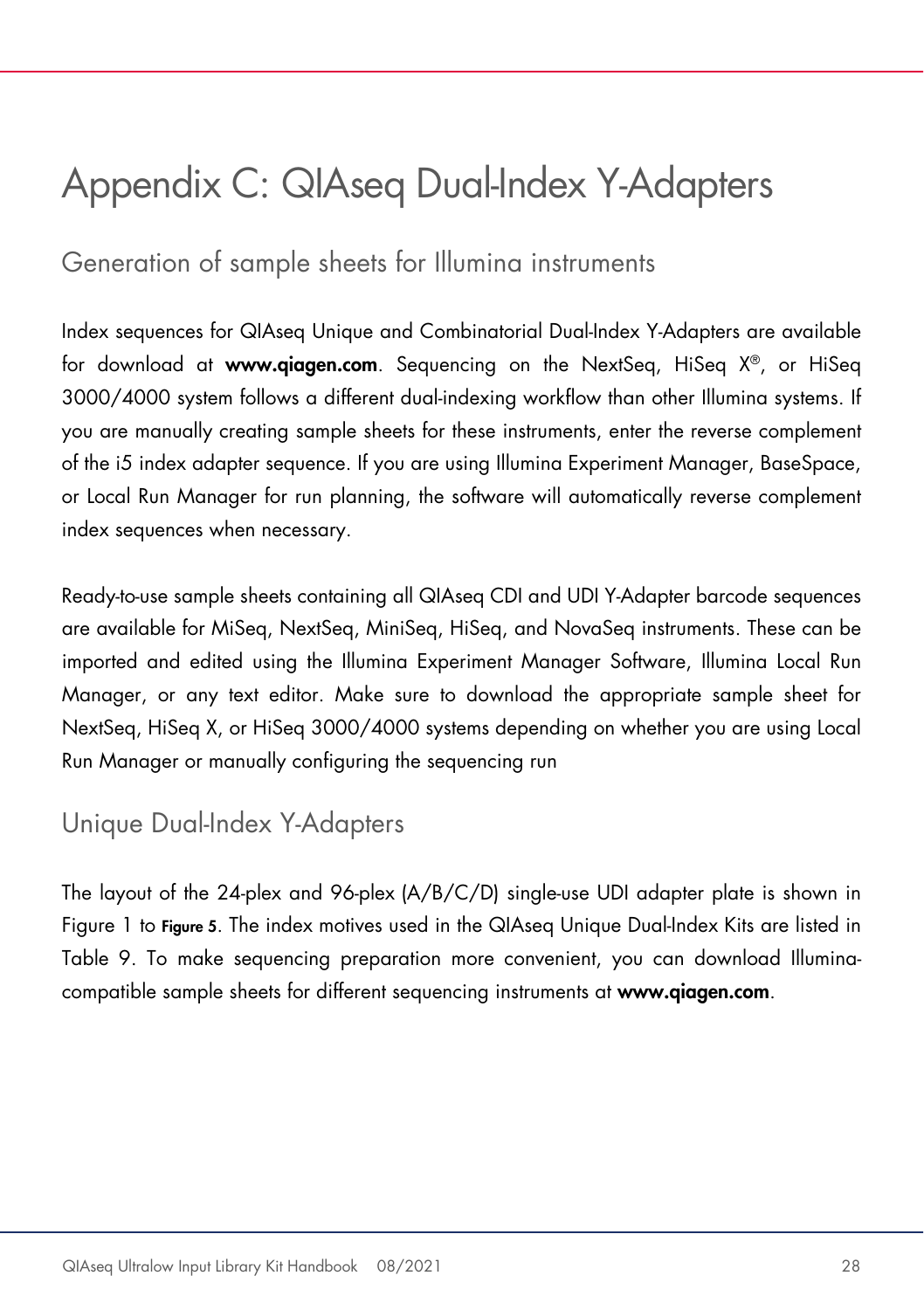# Appendix C: QIAseq Dual-Index Y-Adapters

## Generation of sample sheets for Illumina instruments

Index sequences for QIAseq Unique and Combinatorial Dual-Index Y-Adapters are available for download at **www.qiagen.com**. Sequencing on the NextSeq, HiSeq X®, or HiSeq 3000/4000 system follows a different dual-indexing workflow than other Illumina systems. If you are manually creating sample sheets for these instruments, enter the reverse complement of the i5 index adapter sequence. If you are using Illumina Experiment Manager, BaseSpace, or Local Run Manager for run planning, the software will automatically reverse complement index sequences when necessary.

Ready-to-use sample sheets containing all QIAseq CDI and UDI Y-Adapter barcode sequences are available for MiSeq, NextSeq, MiniSeq, HiSeq, and NovaSeq instruments. These can be imported and edited using the Illumina Experiment Manager Software, Illumina Local Run Manager, or any text editor. Make sure to download the appropriate sample sheet for NextSeq, HiSeq X, or HiSeq 3000/4000 systems depending on whether you are using Local Run Manager or manually configuring the sequencing run

## Unique Dual-Index Y-Adapters

The layout of the 24-plex and 96-plex (A/B/C/D) single-use UDI adapter plate is shown in Figure 1 to Figure 5. The index motives used in the QIAseq Unique Dual-Index Kits are listed in Table 9. To make sequencing preparation more convenient, you can download Illumina-compatible sample sheets for different sequencing instruments at **www.qiagen.com**.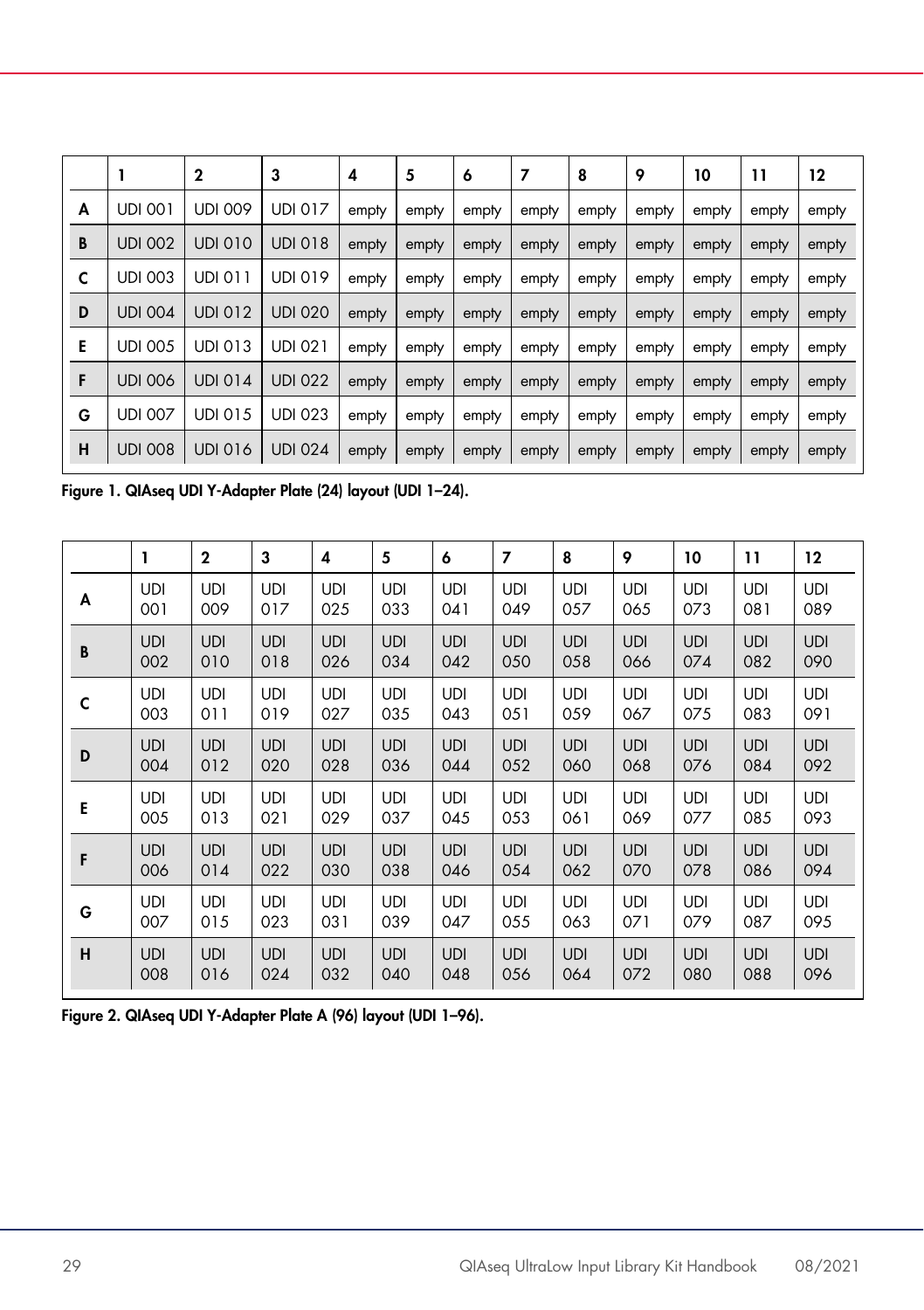|   | 1 | 2 | 3 | 4 | 5 | 6 | 7 | 8 | 9 | 10 | 11 | 12 |
|---|---|---|---|---|---|---|---|---|---|---|---|---|
| **A** | UDI 001 | UDI 009 | UDI 017 | empty | empty | empty | empty | empty | empty | empty | empty | empty |
| **B** | UDI 002 | UDI 010 | UDI 018 | empty | empty | empty | empty | empty | empty | empty | empty | empty |
| **C** | UDI 003 | UDI 011 | UDI 019 | empty | empty | empty | empty | empty | empty | empty | empty | empty |
| **D** | UDI 004 | UDI 012 | UDI 020 | empty | empty | empty | empty | empty | empty | empty | empty | empty |
| **E** | UDI 005 | UDI 013 | UDI 021 | empty | empty | empty | empty | empty | empty | empty | empty | empty |
| **F** | UDI 006 | UDI 014 | UDI 022 | empty | empty | empty | empty | empty | empty | empty | empty | empty |
| **G** | UDI 007 | UDI 015 | UDI 023 | empty | empty | empty | empty | empty | empty | empty | empty | empty |
| **H** | UDI 008 | UDI 016 | UDI 024 | empty | empty | empty | empty | empty | empty | empty | empty | empty |

**Figure 1. QIAseq UDI Y-Adapter Plate (24) layout (UDI 1–24).**

|   | 1 | 2 | 3 | 4 | 5 | 6 | 7 | 8 | 9 | 10 | 11 | 12 |
|---|---|---|---|---|---|---|---|---|---|---|---|---|
| **A** | UDI 001 | UDI 009 | UDI 017 | UDI 025 | UDI 033 | UDI 041 | UDI 049 | UDI 057 | UDI 065 | UDI 073 | UDI 081 | UDI 089 |
| **B** | UDI 002 | UDI 010 | UDI 018 | UDI 026 | UDI 034 | UDI 042 | UDI 050 | UDI 058 | UDI 066 | UDI 074 | UDI 082 | UDI 090 |
| **C** | UDI 003 | UDI 011 | UDI 019 | UDI 027 | UDI 035 | UDI 043 | UDI 051 | UDI 059 | UDI 067 | UDI 075 | UDI 083 | UDI 091 |
| **D** | UDI 004 | UDI 012 | UDI 020 | UDI 028 | UDI 036 | UDI 044 | UDI 052 | UDI 060 | UDI 068 | UDI 076 | UDI 084 | UDI 092 |
| **E** | UDI 005 | UDI 013 | UDI 021 | UDI 029 | UDI 037 | UDI 045 | UDI 053 | UDI 061 | UDI 069 | UDI 077 | UDI 085 | UDI 093 |
| **F** | UDI 006 | UDI 014 | UDI 022 | UDI 030 | UDI 038 | UDI 046 | UDI 054 | UDI 062 | UDI 070 | UDI 078 | UDI 086 | UDI 094 |
| **G** | UDI 007 | UDI 015 | UDI 023 | UDI 031 | UDI 039 | UDI 047 | UDI 055 | UDI 063 | UDI 071 | UDI 079 | UDI 087 | UDI 095 |
| **H** | UDI 008 | UDI 016 | UDI 024 | UDI 032 | UDI 040 | UDI 048 | UDI 056 | UDI 064 | UDI 072 | UDI 080 | UDI 088 | UDI 096 |

**Figure 2. QIAseq UDI Y-Adapter Plate A (96) layout (UDI 1–96).**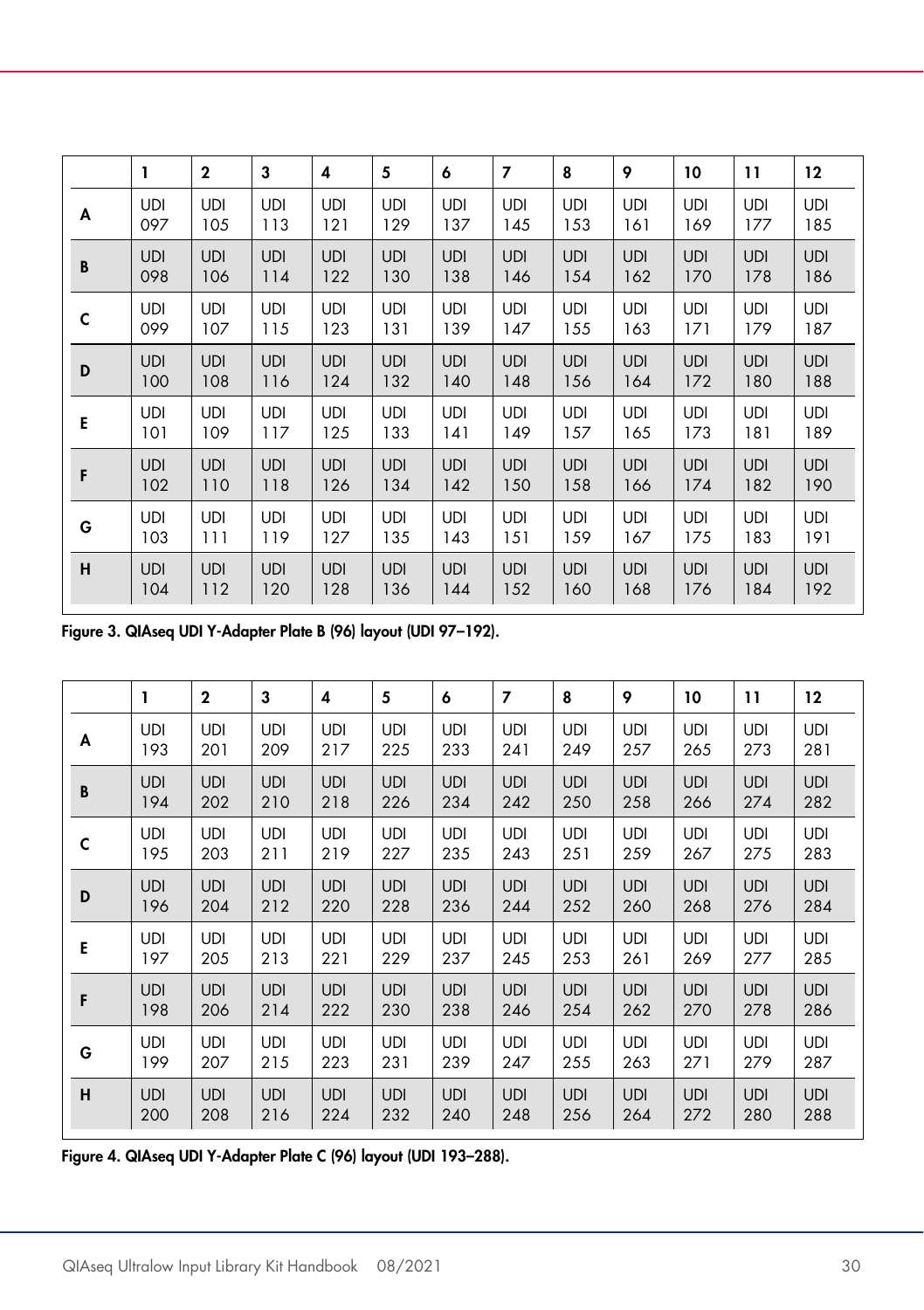| | 1 | 2 | 3 | 4 | 5 | 6 | 7 | 8 | 9 | 10 | 11 | 12 |
|---|---|---|---|---|---|---|---|---|---|---|---|---|
| A | UDI 097 | UDI 105 | UDI 113 | UDI 121 | UDI 129 | UDI 137 | UDI 145 | UDI 153 | UDI 161 | UDI 169 | UDI 177 | UDI 185 |
| B | UDI 098 | UDI 106 | UDI 114 | UDI 122 | UDI 130 | UDI 138 | UDI 146 | UDI 154 | UDI 162 | UDI 170 | UDI 178 | UDI 186 |
| C | UDI 099 | UDI 107 | UDI 115 | UDI 123 | UDI 131 | UDI 139 | UDI 147 | UDI 155 | UDI 163 | UDI 171 | UDI 179 | UDI 187 |
| D | UDI 100 | UDI 108 | UDI 116 | UDI 124 | UDI 132 | UDI 140 | UDI 148 | UDI 156 | UDI 164 | UDI 172 | UDI 180 | UDI 188 |
| E | UDI 101 | UDI 109 | UDI 117 | UDI 125 | UDI 133 | UDI 141 | UDI 149 | UDI 157 | UDI 165 | UDI 173 | UDI 181 | UDI 189 |
| F | UDI 102 | UDI 110 | UDI 118 | UDI 126 | UDI 134 | UDI 142 | UDI 150 | UDI 158 | UDI 166 | UDI 174 | UDI 182 | UDI 190 |
| G | UDI 103 | UDI 111 | UDI 119 | UDI 127 | UDI 135 | UDI 143 | UDI 151 | UDI 159 | UDI 167 | UDI 175 | UDI 183 | UDI 191 |
| H | UDI 104 | UDI 112 | UDI 120 | UDI 128 | UDI 136 | UDI 144 | UDI 152 | UDI 160 | UDI 168 | UDI 176 | UDI 184 | UDI 192 |

**Figure 3. QIAseq UDI Y-Adapter Plate B (96) layout (UDI 97–192).**

| | 1 | 2 | 3 | 4 | 5 | 6 | 7 | 8 | 9 | 10 | 11 | 12 |
|---|---|---|---|---|---|---|---|---|---|---|---|---|
| A | UDI 193 | UDI 201 | UDI 209 | UDI 217 | UDI 225 | UDI 233 | UDI 241 | UDI 249 | UDI 257 | UDI 265 | UDI 273 | UDI 281 |
| B | UDI 194 | UDI 202 | UDI 210 | UDI 218 | UDI 226 | UDI 234 | UDI 242 | UDI 250 | UDI 258 | UDI 266 | UDI 274 | UDI 282 |
| C | UDI 195 | UDI 203 | UDI 211 | UDI 219 | UDI 227 | UDI 235 | UDI 243 | UDI 251 | UDI 259 | UDI 267 | UDI 275 | UDI 283 |
| D | UDI 196 | UDI 204 | UDI 212 | UDI 220 | UDI 228 | UDI 236 | UDI 244 | UDI 252 | UDI 260 | UDI 268 | UDI 276 | UDI 284 |
| E | UDI 197 | UDI 205 | UDI 213 | UDI 221 | UDI 229 | UDI 237 | UDI 245 | UDI 253 | UDI 261 | UDI 269 | UDI 277 | UDI 285 |
| F | UDI 198 | UDI 206 | UDI 214 | UDI 222 | UDI 230 | UDI 238 | UDI 246 | UDI 254 | UDI 262 | UDI 270 | UDI 278 | UDI 286 |
| G | UDI 199 | UDI 207 | UDI 215 | UDI 223 | UDI 231 | UDI 239 | UDI 247 | UDI 255 | UDI 263 | UDI 271 | UDI 279 | UDI 287 |
| H | UDI 200 | UDI 208 | UDI 216 | UDI 224 | UDI 232 | UDI 240 | UDI 248 | UDI 256 | UDI 264 | UDI 272 | UDI 280 | UDI 288 |

**Figure 4. QIAseq UDI Y-Adapter Plate C (96) layout (UDI 193–288).**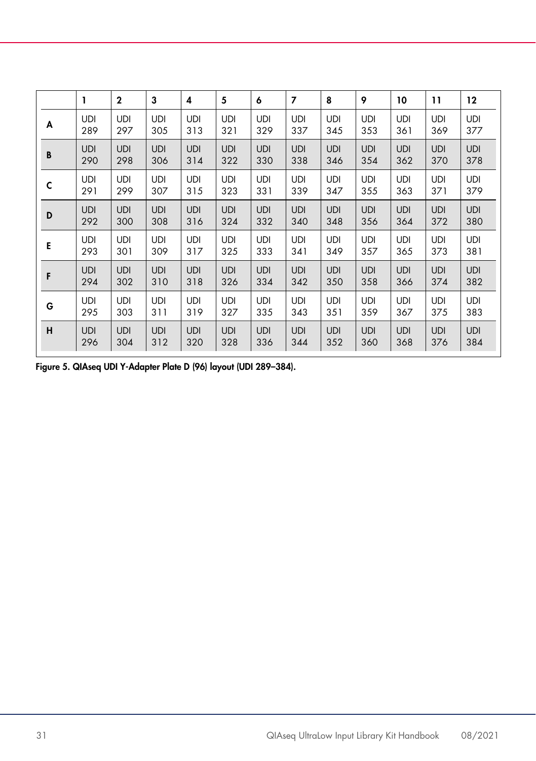| | 1 | 2 | 3 | 4 | 5 | 6 | 7 | 8 | 9 | 10 | 11 | 12 |
|---|---|---|---|---|---|---|---|---|---|---|---|---|
| **A** | UDI 289 | UDI 297 | UDI 305 | UDI 313 | UDI 321 | UDI 329 | UDI 337 | UDI 345 | UDI 353 | UDI 361 | UDI 369 | UDI 377 |
| **B** | UDI 290 | UDI 298 | UDI 306 | UDI 314 | UDI 322 | UDI 330 | UDI 338 | UDI 346 | UDI 354 | UDI 362 | UDI 370 | UDI 378 |
| **C** | UDI 291 | UDI 299 | UDI 307 | UDI 315 | UDI 323 | UDI 331 | UDI 339 | UDI 347 | UDI 355 | UDI 363 | UDI 371 | UDI 379 |
| **D** | UDI 292 | UDI 300 | UDI 308 | UDI 316 | UDI 324 | UDI 332 | UDI 340 | UDI 348 | UDI 356 | UDI 364 | UDI 372 | UDI 380 |
| **E** | UDI 293 | UDI 301 | UDI 309 | UDI 317 | UDI 325 | UDI 333 | UDI 341 | UDI 349 | UDI 357 | UDI 365 | UDI 373 | UDI 381 |
| **F** | UDI 294 | UDI 302 | UDI 310 | UDI 318 | UDI 326 | UDI 334 | UDI 342 | UDI 350 | UDI 358 | UDI 366 | UDI 374 | UDI 382 |
| **G** | UDI 295 | UDI 303 | UDI 311 | UDI 319 | UDI 327 | UDI 335 | UDI 343 | UDI 351 | UDI 359 | UDI 367 | UDI 375 | UDI 383 |
| **H** | UDI 296 | UDI 304 | UDI 312 | UDI 320 | UDI 328 | UDI 336 | UDI 344 | UDI 352 | UDI 360 | UDI 368 | UDI 376 | UDI 384 |

**Figure 5. QIAseq UDI Y-Adapter Plate D (96) layout (UDI 289–384).**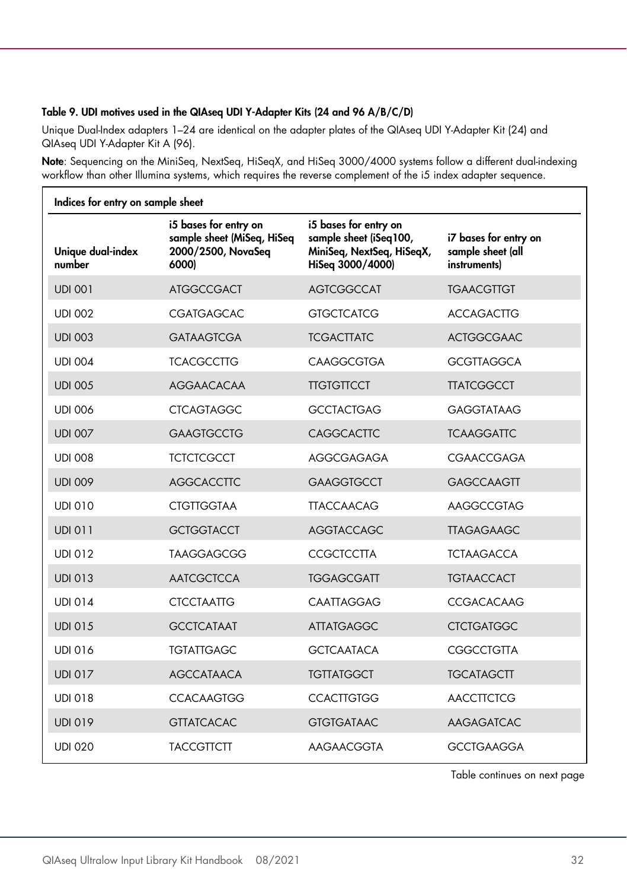**Table 9. UDI motives used in the QIAseq UDI Y-Adapter Kits (24 and 96 A/B/C/D)**

Unique Dual-Index adapters 1–24 are identical on the adapter plates of the QIAseq UDI Y-Adapter Kit (24) and QIAseq UDI Y-Adapter Kit A (96).

**Note**: Sequencing on the MiniSeq, NextSeq, HiSeqX, and HiSeq 3000/4000 systems follow a different dual-indexing workflow than other Illumina systems, which requires the reverse complement of the i5 index adapter sequence.

| Indices for entry on sample sheet | | | |
|---|---|---|---|
| **Unique dual-index number** | **i5 bases for entry on sample sheet (MiSeq, HiSeq 2000/2500, NovaSeq 6000)** | **i5 bases for entry on sample sheet (iSeq100, MiniSeq, NextSeq, HiSeqX, HiSeq 3000/4000)** | **i7 bases for entry on sample sheet (all instruments)** |
| UDI 001 | ATGGCCGACT | AGTCGGCCAT | TGAACGTTGT |
| UDI 002 | CGATGAGCAC | GTGCTCATCG | ACCAGACTTG |
| UDI 003 | GATAAGTCGA | TCGACTTATC | ACTGGCGAAC |
| UDI 004 | TCACGCCTTG | CAAGGCGTGA | GCGTTAGGCA |
| UDI 005 | AGGAACACAA | TTGTGTTCCT | TTATCGGCCT |
| UDI 006 | CTCAGTAGGC | GCCTACTGAG | GAGGTATAAG |
| UDI 007 | GAAGTGCCTG | CAGGCACTTC | TCAAGGATTC |
| UDI 008 | TCTCTCGCCT | AGGCGAGAGA | CGAACCGAGA |
| UDI 009 | AGGCACCTTC | GAAGGTGCCT | GAGCCAAGTT |
| UDI 010 | CTGTTGGTAA | TTACCAACAG | AAGGCCGTAG |
| UDI 011 | GCTGGTACCT | AGGTACCAGC | TTAGAGAAGC |
| UDI 012 | TAAGGAGCGG | CCGCTCCTTA | TCTAAGACCA |
| UDI 013 | AATCGCTCCA | TGGAGCGATT | TGTAACCACT |
| UDI 014 | CTCCTAATTG | CAATTAGGAG | CCGACACAAG |
| UDI 015 | GCCTCATAAT | ATTATGAGGC | CTCTGATGGC |
| UDI 016 | TGTATTGAGC | GCTCAATACA | CGGCCTGTTA |
| UDI 017 | AGCCATAACA | TGTTATGGCT | TGCATAGCTT |
| UDI 018 | CCACAAGTGG | CCACTTGTGG | AACCTTCTCG |
| UDI 019 | GTTATCACAC | GTGTGATAAC | AAGAGATCAC |
| UDI 020 | TACCGTTCTT | AAGAACGGTA | GCCTGAAGGA |

Table continues on next page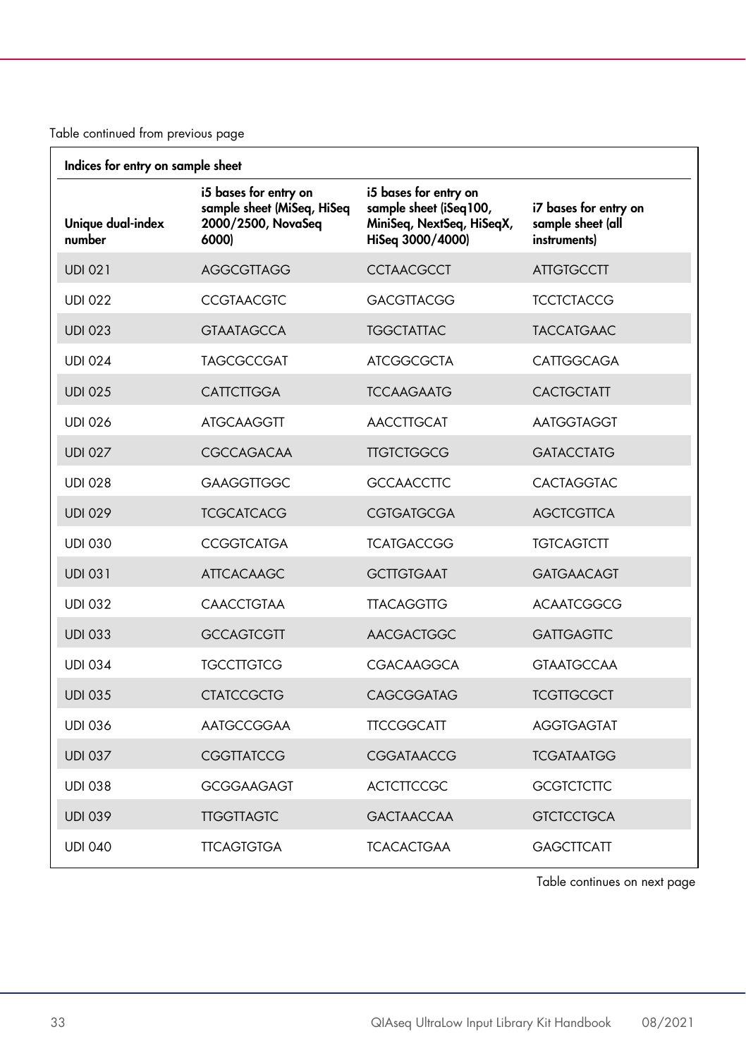Table continued from previous page

| Indices for entry on sample sheet | | | |
|---|---|---|---|
| Unique dual-index number | i5 bases for entry on sample sheet (MiSeq, HiSeq 2000/2500, NovaSeq 6000) | i5 bases for entry on sample sheet (iSeq100, MiniSeq, NextSeq, HiSeqX, HiSeq 3000/4000) | i7 bases for entry on sample sheet (all instruments) |
| UDI 021 | AGGCGTTAGG | CCTAACGCCT | ATTGTGCCTT |
| UDI 022 | CCGTAACGTC | GACGTTACGG | TCCTCTACCG |
| UDI 023 | GTAATAGCCA | TGGCTATTAC | TACCATGAAC |
| UDI 024 | TAGCGCCGAT | ATCGGCGCTA | CATTGGCAGA |
| UDI 025 | CATTCTTGGA | TCCAAGAATG | CACTGCTATT |
| UDI 026 | ATGCAAGGTT | AACCTTGCAT | AATGGTAGGT |
| UDI 027 | CGCCAGACAA | TTGTCTGGCG | GATACCTATG |
| UDI 028 | GAAGGTTGGC | GCCAACCTTC | CACTAGGTAC |
| UDI 029 | TCGCATCACG | CGTGATGCGA | AGCTCGTTCA |
| UDI 030 | CCGGTCATGA | TCATGACCGG | TGTCAGTCTT |
| UDI 031 | ATTCACAAGC | GCTTGTGAAT | GATGAACAGT |
| UDI 032 | CAACCTGTAA | TTACAGGTTG | ACAATCGGCG |
| UDI 033 | GCCAGTCGTT | AACGACTGGC | GATTGAGTTC |
| UDI 034 | TGCCTTGTCG | CGACAAGGCA | GTAATGCCAA |
| UDI 035 | CTATCCGCTG | CAGCGGATAG | TCGTTGCGCT |
| UDI 036 | AATGCCGGAA | TTCCGGCATT | AGGTGAGTAT |
| UDI 037 | CGGTTATCCG | CGGATAACCG | TCGATAATGG |
| UDI 038 | GCGGAAGAGT | ACTCTTCCGC | GCGTCTCTTC |
| UDI 039 | TTGGTTAGTC | GACTAACCAA | GTCTCCTGCA |
| UDI 040 | TTCAGTGTGA | TCACACTGAA | GAGCTTCATT |

Table continues on next page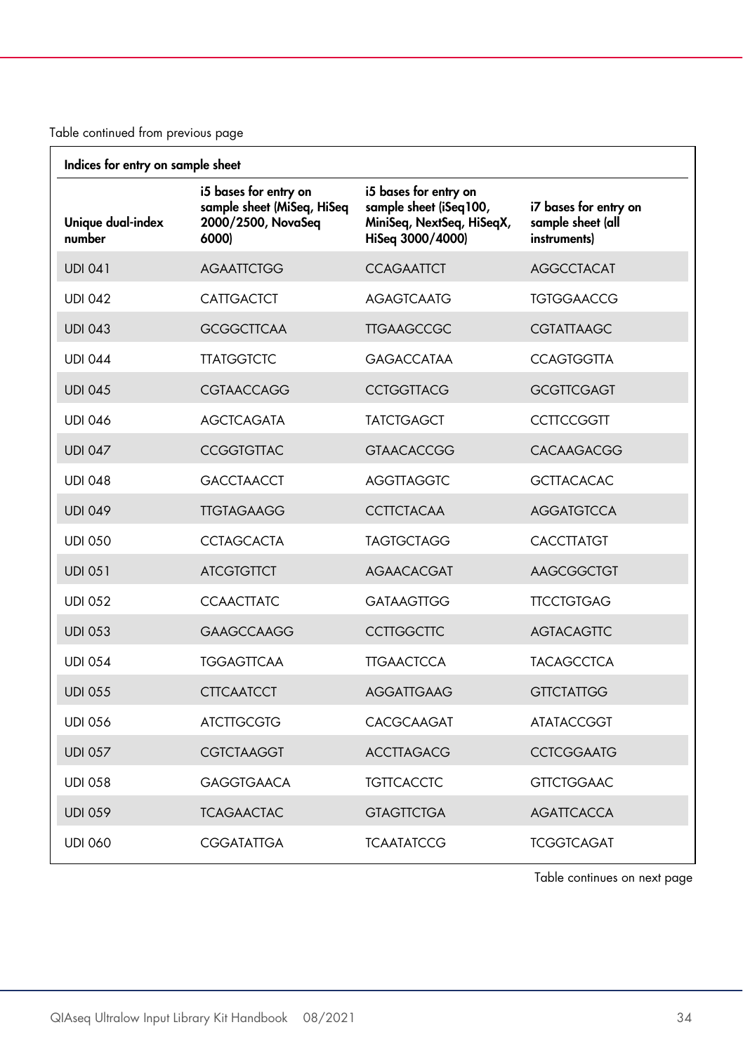Table continued from previous page

| Indices for entry on sample sheet | | | |
|---|---|---|---|
| **Unique dual-index number** | **i5 bases for entry on sample sheet (MiSeq, HiSeq 2000/2500, NovaSeq 6000)** | **i5 bases for entry on sample sheet (iSeq100, MiniSeq, NextSeq, HiSeqX, HiSeq 3000/4000)** | **i7 bases for entry on sample sheet (all instruments)** |
| UDI 041 | AGAATTCTGG | CCAGAATTCT | AGGCCTACAT |
| UDI 042 | CATTGACTCT | AGAGTCAATG | TGTGGAACCG |
| UDI 043 | GCGGCTTCAA | TTGAAGCCGC | CGTATTAAGC |
| UDI 044 | TTATGGTCTC | GAGACCATAA | CCAGTGGTTA |
| UDI 045 | CGTAACCAGG | CCTGGTTACG | GCGTTCGAGT |
| UDI 046 | AGCTCAGATA | TATCTGAGCT | CCTTCCGGTT |
| UDI 047 | CCGGTGTTAC | GTAACACCGG | CACAAGACGG |
| UDI 048 | GACCTAACCT | AGGTTAGGTC | GCTTACACAC |
| UDI 049 | TTGTAGAAGG | CCTTCTACAA | AGGATGTCCA |
| UDI 050 | CCTAGCACTA | TAGTGCTAGG | CACCTTATGT |
| UDI 051 | ATCGTGTTCT | AGAACACGAT | AAGCGGCTGT |
| UDI 052 | CCAACTTATC | GATAAGTTGG | TTCCTGTGAG |
| UDI 053 | GAAGCCAAGG | CCTTGGCTTC | AGTACAGTTC |
| UDI 054 | TGGAGTTCAA | TTGAACTCCA | TACAGCCTCA |
| UDI 055 | CTTCAATCCT | AGGATTGAAG | GTTCTATTGG |
| UDI 056 | ATCTTGCGTG | CACGCAAGAT | ATATACCGGT |
| UDI 057 | CGTCTAAGGT | ACCTTAGACG | CCTCGGAATG |
| UDI 058 | GAGGTGAACA | TGTTCACCTC | GTTCTGGAAC |
| UDI 059 | TCAGAACTAC | GTAGTTCTGA | AGATTCACCA |
| UDI 060 | CGGATATTGA | TCAATATCCG | TCGGTCAGAT |

Table continues on next page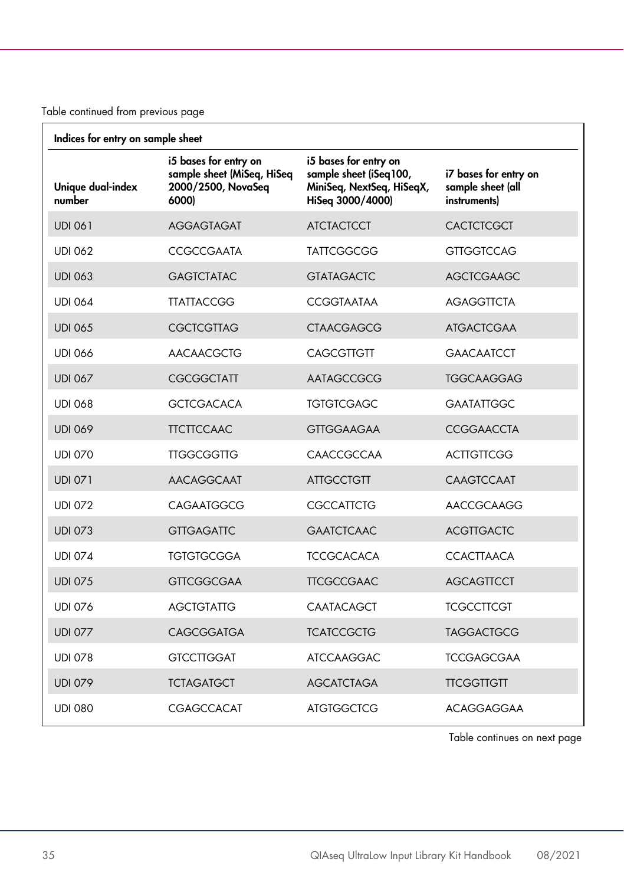Table continued from previous page

| Indices for entry on sample sheet | | | |
|---|---|---|---|
| **Unique dual-index number** | **i5 bases for entry on sample sheet (MiSeq, HiSeq 2000/2500, NovaSeq 6000)** | **i5 bases for entry on sample sheet (iSeq100, MiniSeq, NextSeq, HiSeqX, HiSeq 3000/4000)** | **i7 bases for entry on sample sheet (all instruments)** |
| UDI 061 | AGGAGTAGAT | ATCTACTCCT | CACTCTCGCT |
| UDI 062 | CCGCCGAATA | TATTCGGCGG | GTTGGTCCAG |
| UDI 063 | GAGTCTATAC | GTATAGACTC | AGCTCGAAGC |
| UDI 064 | TTATTACCGG | CCGGTAATAA | AGAGGTTCTA |
| UDI 065 | CGCTCGTTAG | CTAACGAGCG | ATGACTCGAA |
| UDI 066 | AACAACGCTG | CAGCGTTGTT | GAACAATCCT |
| UDI 067 | CGCGGCTATT | AATAGCCGCG | TGGCAAGGAG |
| UDI 068 | GCTCGACACA | TGTGTCGAGC | GAATATTGGC |
| UDI 069 | TTCTTCCAAC | GTTGGAAGAA | CCGGAACCTA |
| UDI 070 | TTGGCGGTTG | CAACCGCCAA | ACTTGTTCGG |
| UDI 071 | AACAGGCAAT | ATTGCCTGTT | CAAGTCCAAT |
| UDI 072 | CAGAATGGCG | CGCCATTCTG | AACCGCAAGG |
| UDI 073 | GTTGAGATTC | GAATCTCAAC | ACGTTGACTC |
| UDI 074 | TGTGTGCGGA | TCCGCACACA | CCACTTAACA |
| UDI 075 | GTTCGGCGAA | TTCGCCGAAC | AGCAGTTCCT |
| UDI 076 | AGCTGTATTG | CAATACAGCT | TCGCCTTCGT |
| UDI 077 | CAGCGGATGA | TCATCCGCTG | TAGGACTGCG |
| UDI 078 | GTCCTTGGAT | ATCCAAGGAC | TCCGAGCGAA |
| UDI 079 | TCTAGATGCT | AGCATCTAGA | TTCGGTTGTT |
| UDI 080 | CGAGCCACAT | ATGTGGCTCG | ACAGGAGGAA |

Table continues on next page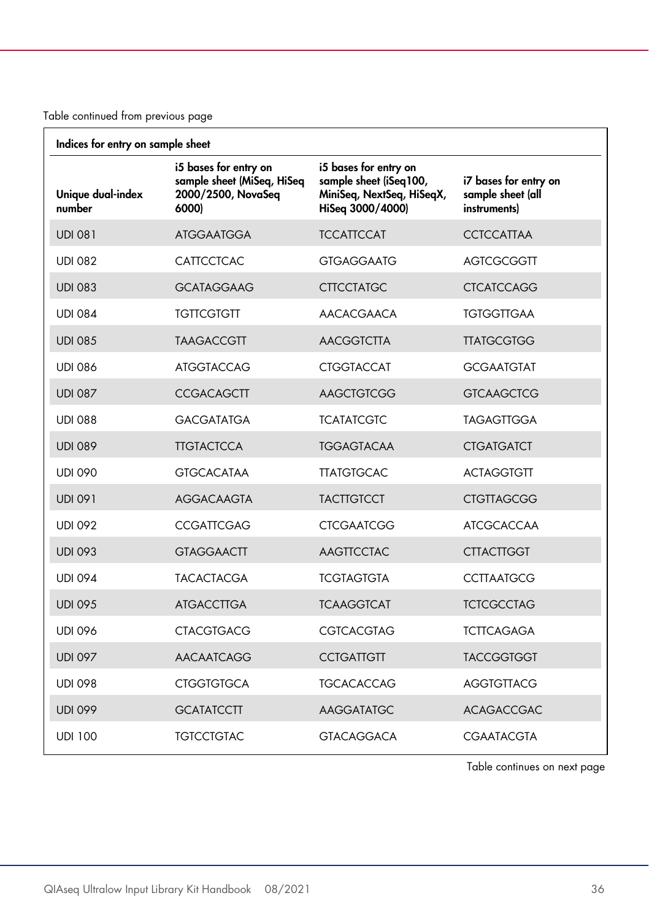Table continued from previous page

| Indices for entry on sample sheet | | | |
|---|---|---|---|
| Unique dual-index number | i5 bases for entry on sample sheet (MiSeq, HiSeq 2000/2500, NovaSeq 6000) | i5 bases for entry on sample sheet (iSeq100, MiniSeq, NextSeq, HiSeqX, HiSeq 3000/4000) | i7 bases for entry on sample sheet (all instruments) |
| UDI 081 | ATGGAATGGA | TCCATTCCAT | CCTCCATTAA |
| UDI 082 | CATTCCTCAC | GTGAGGAATG | AGTCGCGGTT |
| UDI 083 | GCATAGGAAG | CTTCCTATGC | CTCATCCAGG |
| UDI 084 | TGTTCGTGTT | AACACGAACA | TGTGGTTGAA |
| UDI 085 | TAAGACCGTT | AACGGTCTTA | TTATGCGTGG |
| UDI 086 | ATGGTACCAG | CTGGTACCAT | GCGAATGTAT |
| UDI 087 | CCGACAGCTT | AAGCTGTCGG | GTCAAGCTCG |
| UDI 088 | GACGATATGA | TCATATCGTC | TAGAGTTGGA |
| UDI 089 | TTGTACTCCA | TGGAGTACAA | CTGATGATCT |
| UDI 090 | GTGCACATAA | TTATGTGCAC | ACTAGGTGTT |
| UDI 091 | AGGACAAGTA | TACTTGTCCT | CTGTTAGCGG |
| UDI 092 | CCGATTCGAG | CTCGAATCGG | ATCGCACCAA |
| UDI 093 | GTAGGAACTT | AAGTTCCTAC | CTTACTTGGT |
| UDI 094 | TACACTACGA | TCGTAGTGTA | CCTTAATGCG |
| UDI 095 | ATGACCTTGA | TCAAGGTCAT | TCTCGCCTAG |
| UDI 096 | CTACGTGACG | CGTCACGTAG | TCTTCAGAGA |
| UDI 097 | AACAATCAGG | CCTGATTGTT | TACCGGTGGT |
| UDI 098 | CTGGTGTGCA | TGCACACCAG | AGGTGTTACG |
| UDI 099 | GCATATCCTT | AAGGATATGC | ACAGACCGAC |
| UDI 100 | TGTCCTGTAC | GTACAGGACA | CGAATACGTA |

Table continues on next page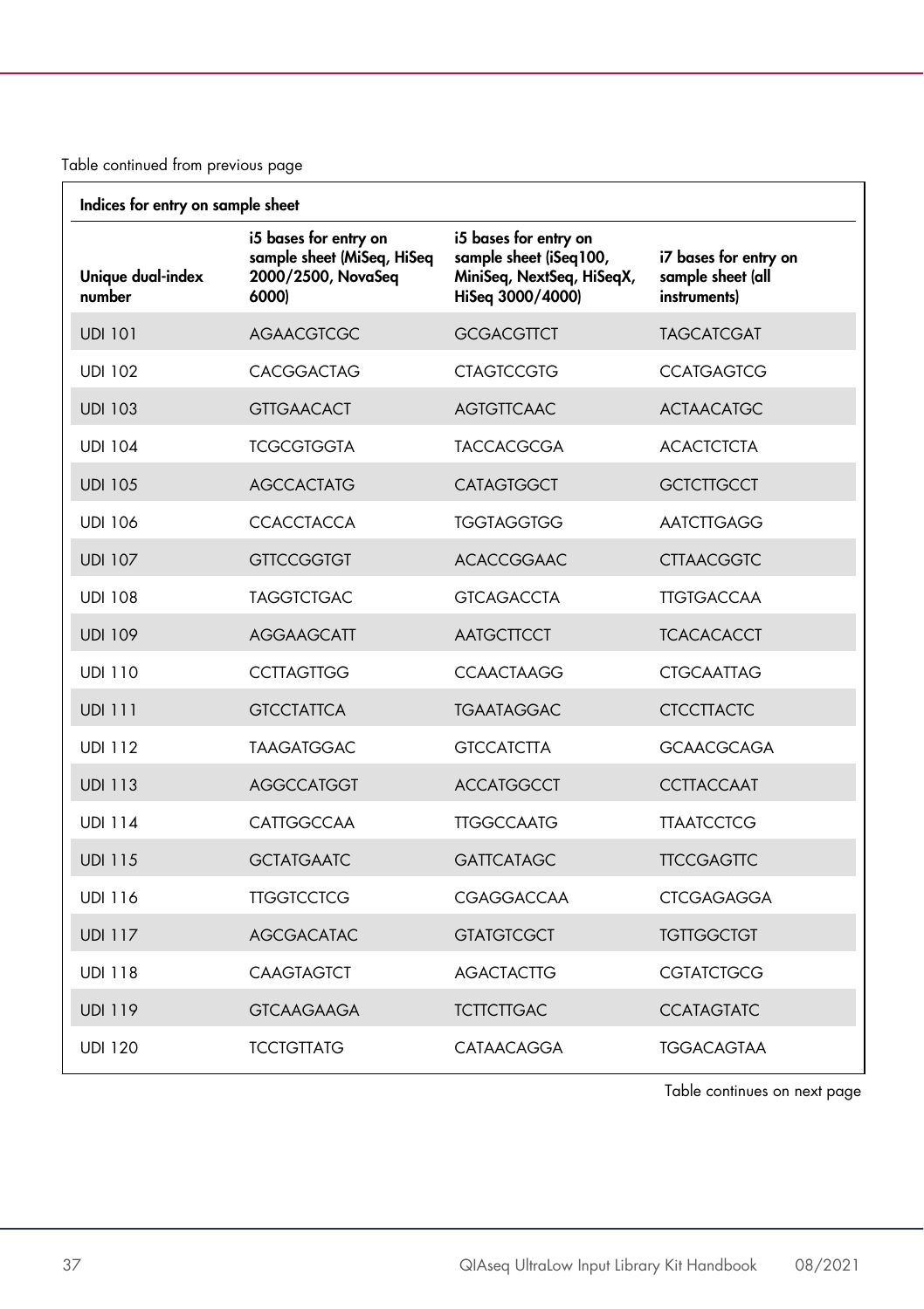Table continued from previous page

| Indices for entry on sample sheet | | | |
|---|---|---|---|
| **Unique dual-index number** | **i5 bases for entry on sample sheet (MiSeq, HiSeq 2000/2500, NovaSeq 6000)** | **i5 bases for entry on sample sheet (iSeq100, MiniSeq, NextSeq, HiSeqX, HiSeq 3000/4000)** | **i7 bases for entry on sample sheet (all instruments)** |
| UDI 101 | AGAACGTCGC | GCGACGTTCT | TAGCATCGAT |
| UDI 102 | CACGGACTAG | CTAGTCCGTG | CCATGAGTCG |
| UDI 103 | GTTGAACACT | AGTGTTCAAC | ACTAACATGC |
| UDI 104 | TCGCGTGGTA | TACCACGCGA | ACACTCTCTA |
| UDI 105 | AGCCACTATG | CATAGTGGCT | GCTCTTGCCT |
| UDI 106 | CCACCTACCA | TGGTAGGTGG | AATCTTGAGG |
| UDI 107 | GTTCCGGTGT | ACACCGGAAC | CTTAACGGTC |
| UDI 108 | TAGGTCTGAC | GTCAGACCTA | TTGTGACCAA |
| UDI 109 | AGGAAGCATT | AATGCTTCCT | TCACACACCT |
| UDI 110 | CCTTAGTTGG | CCAACTAAGG | CTGCAATTAG |
| UDI 111 | GTCCTATTCA | TGAATAGGAC | CTCCTTACTC |
| UDI 112 | TAAGATGGAC | GTCCATCTTA | GCAACGCAGA |
| UDI 113 | AGGCCATGGT | ACCATGGCCT | CCTTACCAAT |
| UDI 114 | CATTGGCCAA | TTGGCCAATG | TTAATCCTCG |
| UDI 115 | GCTATGAATC | GATTCATAGC | TTCCGAGTTC |
| UDI 116 | TTGGTCCTCG | CGAGGACCAA | CTCGAGAGGA |
| UDI 117 | AGCGACATAC | GTATGTCGCT | TGTTGGCTGT |
| UDI 118 | CAAGTAGTCT | AGACTACTTG | CGTATCTGCG |
| UDI 119 | GTCAAGAAGA | TCTTCTTGAC | CCATAGTATC |
| UDI 120 | TCCTGTTATG | CATAACAGGA | TGGACAGTAA |

Table continues on next page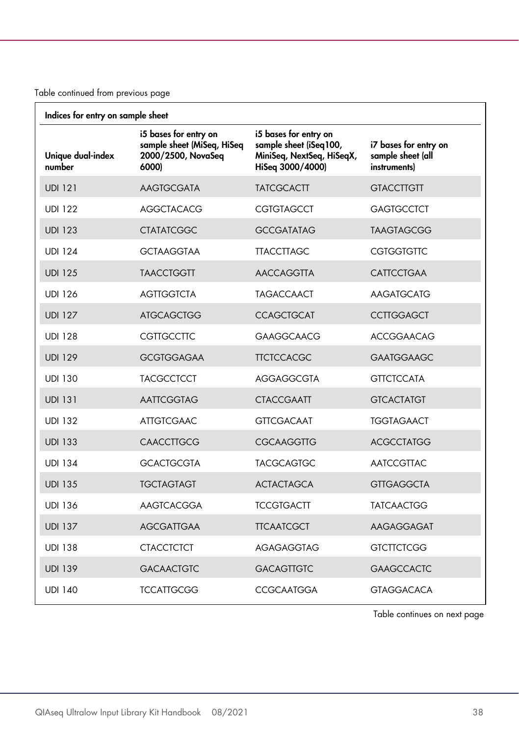Table continued from previous page

| Indices for entry on sample sheet | | | |
|---|---|---|---|
| Unique dual-index number | i5 bases for entry on sample sheet (MiSeq, HiSeq 2000/2500, NovaSeq 6000) | i5 bases for entry on sample sheet (iSeq100, MiniSeq, NextSeq, HiSeqX, HiSeq 3000/4000) | i7 bases for entry on sample sheet (all instruments) |
| UDI 121 | AAGTGCGATA | TATCGCACTT | GTACCTTGTT |
| UDI 122 | AGGCTACACG | CGTGTAGCCT | GAGTGCCTCT |
| UDI 123 | CTATATCGGC | GCCGATATAG | TAAGTAGCGG |
| UDI 124 | GCTAAGGTAA | TTACCTTAGC | CGTGGTGTTC |
| UDI 125 | TAACCTGGTT | AACCAGGTTA | CATTCCTGAA |
| UDI 126 | AGTTGGTCTA | TAGACCAACT | AAGATGCATG |
| UDI 127 | ATGCAGCTGG | CCAGCTGCAT | CCTTGGAGCT |
| UDI 128 | CGTTGCCTTC | GAAGGCAACG | ACCGGAACAG |
| UDI 129 | GCGTGGAGAA | TTCTCCACGC | GAATGGAAGC |
| UDI 130 | TACGCCTCCT | AGGAGGCGTA | GTTCTCCATA |
| UDI 131 | AATTCGGTAG | CTACCGAATT | GTCACTATGT |
| UDI 132 | ATTGTCGAAC | GTTCGACAAT | TGGTAGAACT |
| UDI 133 | CAACCTTGCG | CGCAAGGTTG | ACGCCTATGG |
| UDI 134 | GCACTGCGTA | TACGCAGTGC | AATCCGTTAC |
| UDI 135 | TGCTAGTAGT | ACTACTAGCA | GTTGAGGCTA |
| UDI 136 | AAGTCACGGA | TCCGTGACTT | TATCAACTGG |
| UDI 137 | AGCGATTGAA | TTCAATCGCT | AAGAGGAGAT |
| UDI 138 | CTACCTCTCT | AGAGAGGTAG | GTCTTCTCGG |
| UDI 139 | GACAACTGTC | GACAGTTGTC | GAAGCCACTC |
| UDI 140 | TCCATTGCGG | CCGCAATGGA | GTAGGACACA |

Table continues on next page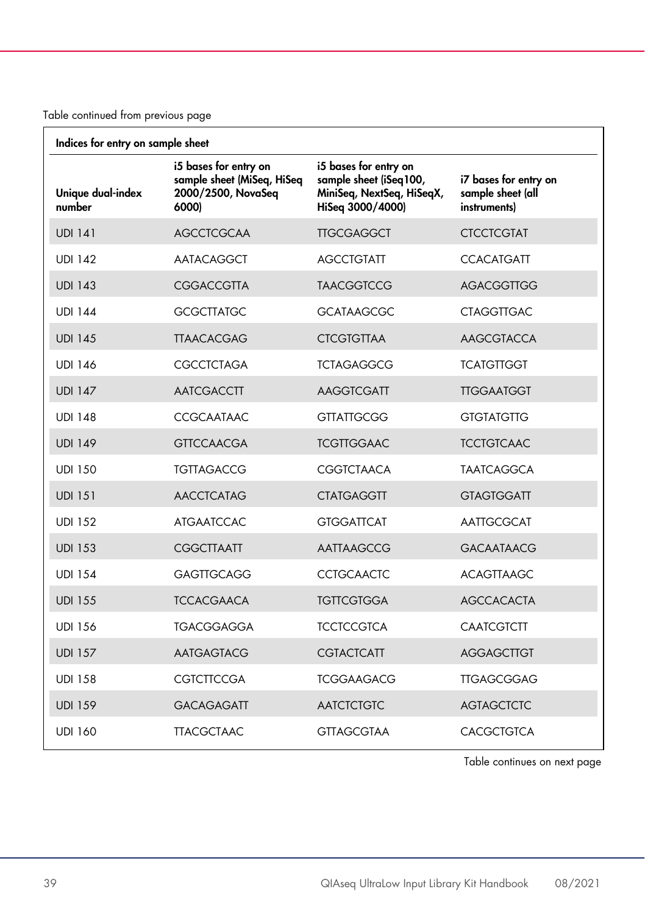Table continued from previous page

| Indices for entry on sample sheet | | | |
|---|---|---|---|
| **Unique dual-index number** | **i5 bases for entry on sample sheet (MiSeq, HiSeq 2000/2500, NovaSeq 6000)** | **i5 bases for entry on sample sheet (iSeq100, MiniSeq, NextSeq, HiSeqX, HiSeq 3000/4000)** | **i7 bases for entry on sample sheet (all instruments)** |
| UDI 141 | AGCCTCGCAA | TTGCGAGGCT | CTCCTCGTAT |
| UDI 142 | AATACAGGCT | AGCCTGTATT | CCACATGATT |
| UDI 143 | CGGACCGTTA | TAACGGTCCG | AGACGGTTGG |
| UDI 144 | GCGCTTATGC | GCATAAGCGC | CTAGGTTGAC |
| UDI 145 | TTAACACGAG | CTCGTGTTAA | AAGCGTACCA |
| UDI 146 | CGCCTCTAGA | TCTAGAGGCG | TCATGTTGGT |
| UDI 147 | AATCGACCTT | AAGGTCGATT | TTGGAATGGT |
| UDI 148 | CCGCAATAAC | GTTATTGCGG | GTGTATGTTG |
| UDI 149 | GTTCCAACGA | TCGTTGGAAC | TCCTGTCAAC |
| UDI 150 | TGTTAGACCG | CGGTCTAACA | TAATCAGGCA |
| UDI 151 | AACCTCATAG | CTATGAGGTT | GTAGTGGATT |
| UDI 152 | ATGAATCCAC | GTGGATTCAT | AATTGCGCAT |
| UDI 153 | CGGCTTAATT | AATTAAGCCG | GACAATAACG |
| UDI 154 | GAGTTGCAGG | CCTGCAACTC | ACAGTTAAGC |
| UDI 155 | TCCACGAACA | TGTTCGTGGA | AGCCACACTA |
| UDI 156 | TGACGGAGGA | TCCTCCGTCA | CAATCGTCTT |
| UDI 157 | AATGAGTACG | CGTACTCATT | AGGAGCTTGT |
| UDI 158 | CGTCTTCCGA | TCGGAAGACG | TTGAGCGGAG |
| UDI 159 | GACAGAGATT | AATCTCTGTC | AGTAGCTCTC |
| UDI 160 | TTACGCTAAC | GTTAGCGTAA | CACGCTGTCA |

Table continues on next page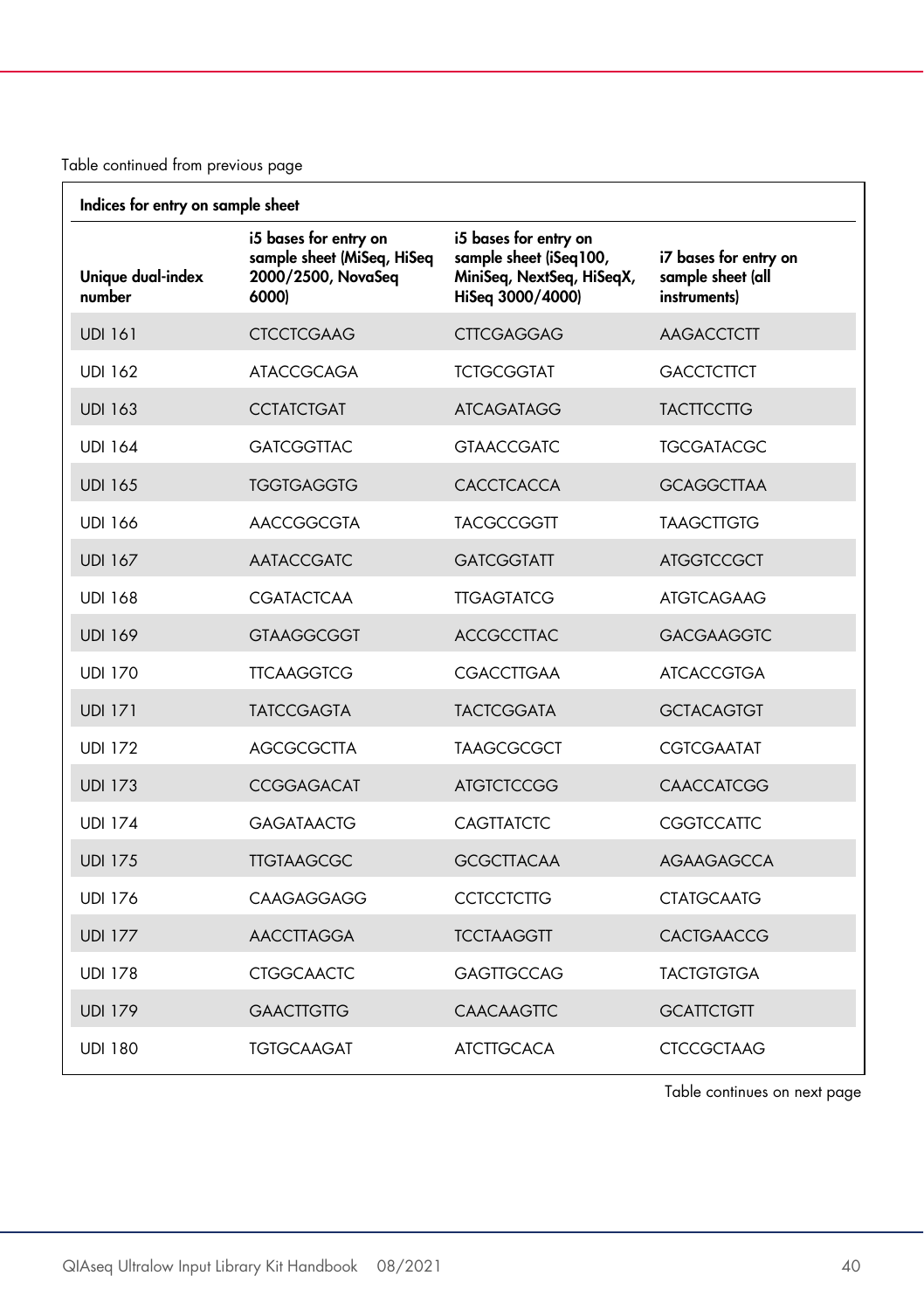Table continued from previous page

| Indices for entry on sample sheet | | | |
|---|---|---|---|
| Unique dual-index number | i5 bases for entry on sample sheet (MiSeq, HiSeq 2000/2500, NovaSeq 6000) | i5 bases for entry on sample sheet (iSeq100, MiniSeq, NextSeq, HiSeqX, HiSeq 3000/4000) | i7 bases for entry on sample sheet (all instruments) |
| UDI 161 | CTCCTCGAAG | CTTCGAGGAG | AAGACCTCTT |
| UDI 162 | ATACCGCAGA | TCTGCGGTAT | GACCTCTTCT |
| UDI 163 | CCTATCTGAT | ATCAGATAGG | TACTTCCTTG |
| UDI 164 | GATCGGTTAC | GTAACCGATC | TGCGATACGC |
| UDI 165 | TGGTGAGGTG | CACCTCACCA | GCAGGCTTAA |
| UDI 166 | AACCGGCGTA | TACGCCGGTT | TAAGCTTGTG |
| UDI 167 | AATACCGATC | GATCGGTATT | ATGGTCCGCT |
| UDI 168 | CGATACTCAA | TTGAGTATCG | ATGTCAGAAG |
| UDI 169 | GTAAGGCGGT | ACCGCCTTAC | GACGAAGGTC |
| UDI 170 | TTCAAGGTCG | CGACCTTGAA | ATCACCGTGA |
| UDI 171 | TATCCGAGTA | TACTCGGATA | GCTACAGTGT |
| UDI 172 | AGCGCGCTTA | TAAGCGCGCT | CGTCGAATAT |
| UDI 173 | CCGGAGACAT | ATGTCTCCGG | CAACCATCGG |
| UDI 174 | GAGATAACTG | CAGTTATCTC | CGGTCCATTC |
| UDI 175 | TTGTAAGCGC | GCGCTTACAA | AGAAGAGCCA |
| UDI 176 | CAAGAGGAGG | CCTCCTCTTG | CTATGCAATG |
| UDI 177 | AACCTTAGGA | TCCTAAGGTT | CACTGAACCG |
| UDI 178 | CTGGCAACTC | GAGTTGCCAG | TACTGTGTGA |
| UDI 179 | GAACTTGTTG | CAACAAGTTC | GCATTCTGTT |
| UDI 180 | TGTGCAAGAT | ATCTTGCACA | CTCCGCTAAG |

Table continues on next page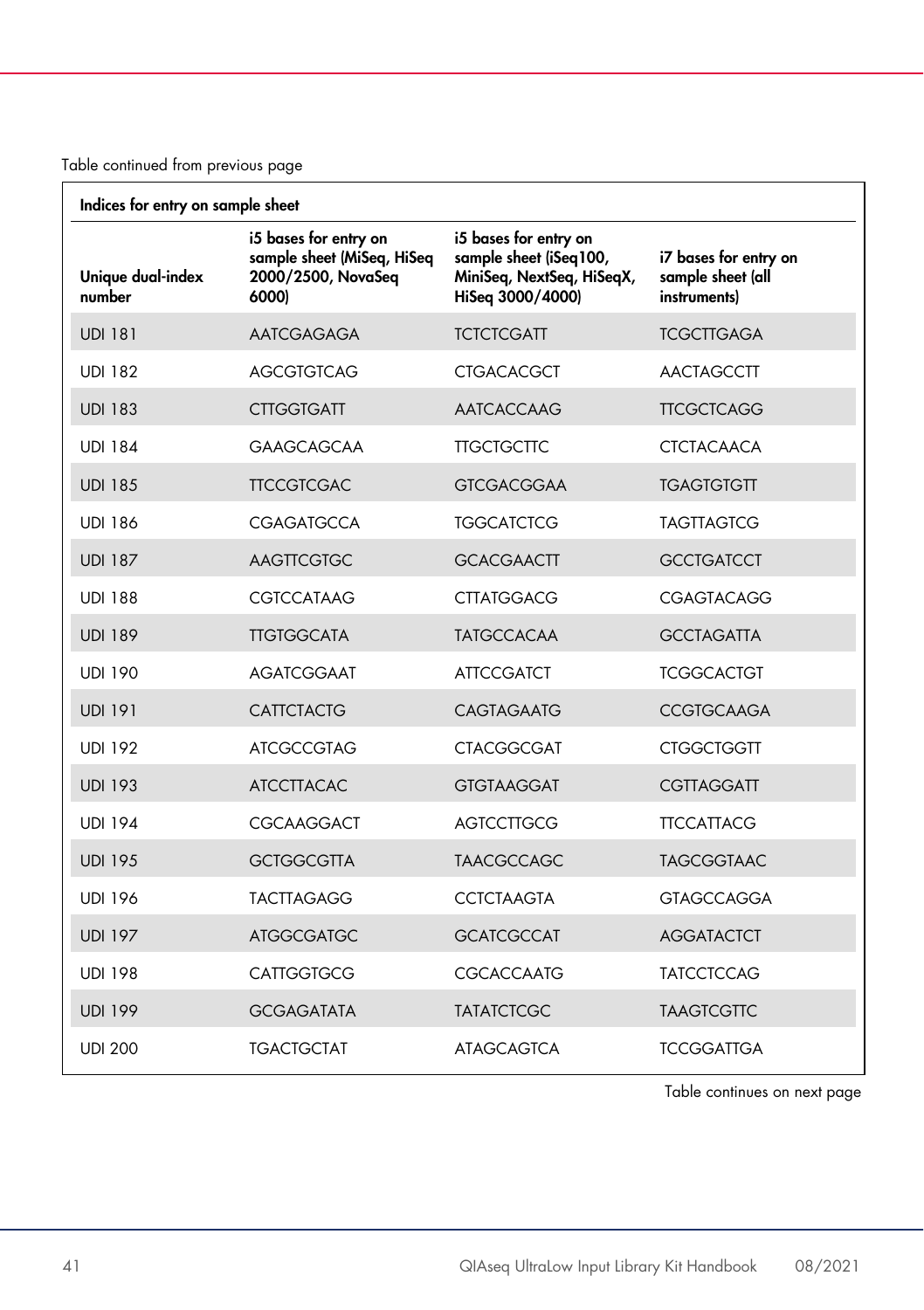Table continued from previous page

| Indices for entry on sample sheet | | | |
|---|---|---|---|
| **Unique dual-index number** | **i5 bases for entry on sample sheet (MiSeq, HiSeq 2000/2500, NovaSeq 6000)** | **i5 bases for entry on sample sheet (iSeq100, MiniSeq, NextSeq, HiSeqX, HiSeq 3000/4000)** | **i7 bases for entry on sample sheet (all instruments)** |
| UDI 181 | AATCGAGAGA | TCTCTCGATT | TCGCTTGAGA |
| UDI 182 | AGCGTGTCAG | CTGACACGCT | AACTAGCCTT |
| UDI 183 | CTTGGTGATT | AATCACCAAG | TTCGCTCAGG |
| UDI 184 | GAAGCAGCAA | TTGCTGCTTC | CTCTACAACA |
| UDI 185 | TTCCGTCGAC | GTCGACGGAA | TGAGTGTGTT |
| UDI 186 | CGAGATGCCA | TGGCATCTCG | TAGTTAGTCG |
| UDI 187 | AAGTTCGTGC | GCACGAACTT | GCCTGATCCT |
| UDI 188 | CGTCCATAAG | CTTATGGACG | CGAGTACAGG |
| UDI 189 | TTGTGGCATA | TATGCCACAA | GCCTAGATTA |
| UDI 190 | AGATCGGAAT | ATTCCGATCT | TCGGCACTGT |
| UDI 191 | CATTCTACTG | CAGTAGAATG | CCGTGCAAGA |
| UDI 192 | ATCGCCGTAG | CTACGGCGAT | CTGGCTGGTT |
| UDI 193 | ATCCTTACAC | GTGTAAGGAT | CGTTAGGATT |
| UDI 194 | CGCAAGGACT | AGTCCTTGCG | TTCCATTACG |
| UDI 195 | GCTGGCGTTA | TAACGCCAGC | TAGCGGTAAC |
| UDI 196 | TACTTAGAGG | CCTCTAAGTA | GTAGCCAGGA |
| UDI 197 | ATGGCGATGC | GCATCGCCAT | AGGATACTCT |
| UDI 198 | CATTGGTGCG | CGCACCAATG | TATCCTCCAG |
| UDI 199 | GCGAGATATA | TATATCTCGC | TAAGTCGTTC |
| UDI 200 | TGACTGCTAT | ATAGCAGTCA | TCCGGATTGA |

Table continues on next page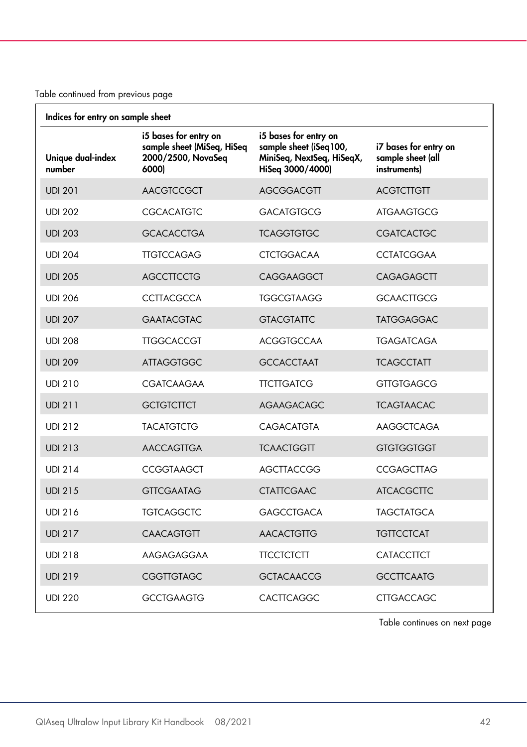Table continued from previous page

| Indices for entry on sample sheet | | | |
|---|---|---|---|
| **Unique dual-index number** | **i5 bases for entry on sample sheet (MiSeq, HiSeq 2000/2500, NovaSeq 6000)** | **i5 bases for entry on sample sheet (iSeq100, MiniSeq, NextSeq, HiSeqX, HiSeq 3000/4000)** | **i7 bases for entry on sample sheet (all instruments)** |
| UDI 201 | AACGTCCGCT | AGCGGACGTT | ACGTCTTGTT |
| UDI 202 | CGCACATGTC | GACATGTGCG | ATGAAGTGCG |
| UDI 203 | GCACACCTGA | TCAGGTGTGC | CGATCACTGC |
| UDI 204 | TTGTCCAGAG | CTCTGGACAA | CCTATCGGAA |
| UDI 205 | AGCCTTCCTG | CAGGAAGGCT | CAGAGAGCTT |
| UDI 206 | CCTTACGCCA | TGGCGTAAGG | GCAACTTGCG |
| UDI 207 | GAATACGTAC | GTACGTATTC | TATGGAGGAC |
| UDI 208 | TTGGCACCGT | ACGGTGCCAA | TGAGATCAGA |
| UDI 209 | ATTAGGTGGC | GCCACCTAAT | TCAGCCTATT |
| UDI 210 | CGATCAAGAA | TTCTTGATCG | GTTGTGAGCG |
| UDI 211 | GCTGTCTTCT | AGAAGACAGC | TCAGTAACAC |
| UDI 212 | TACATGTCTG | CAGACATGTA | AAGGCTCAGA |
| UDI 213 | AACCAGTTGA | TCAACTGGTT | GTGTGGTGGT |
| UDI 214 | CCGGTAAGCT | AGCTTACCGG | CCGAGCTTAG |
| UDI 215 | GTTCGAATAG | CTATTCGAAC | ATCACGCTTC |
| UDI 216 | TGTCAGGCTC | GAGCCTGACA | TAGCTATGCA |
| UDI 217 | CAACAGTGTT | AACACTGTTG | TGTTCCTCAT |
| UDI 218 | AAGAGAGGAA | TTCCTCTCTT | CATACCTTCT |
| UDI 219 | CGGTTGTAGC | GCTACAACCG | GCCTTCAATG |
| UDI 220 | GCCTGAAGTG | CACTTCAGGC | CTTGACCAGC |

Table continues on next page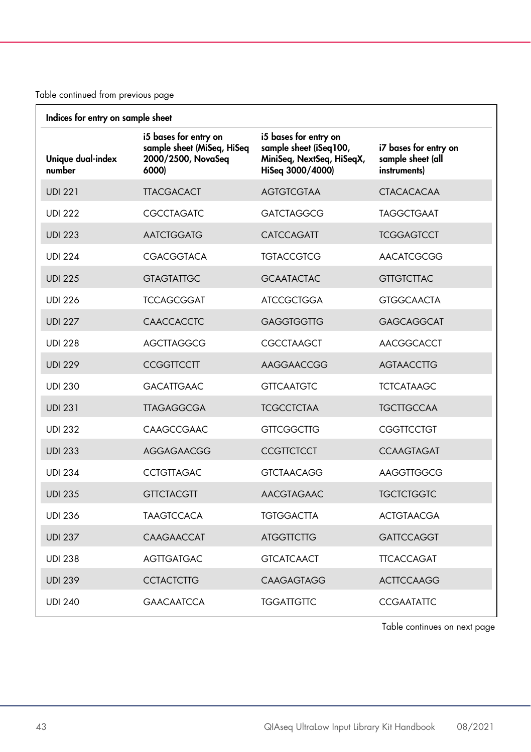Table continued from previous page

| Indices for entry on sample sheet | | | |
|---|---|---|---|
| **Unique dual-index number** | **i5 bases for entry on sample sheet (MiSeq, HiSeq 2000/2500, NovaSeq 6000)** | **i5 bases for entry on sample sheet (iSeq100, MiniSeq, NextSeq, HiSeqX, HiSeq 3000/4000)** | **i7 bases for entry on sample sheet (all instruments)** |
| UDI 221 | TTACGACACT | AGTGTCGTAA | CTACACACAA |
| UDI 222 | CGCCTAGATC | GATCTAGGCG | TAGGCTGAAT |
| UDI 223 | AATCTGGATG | CATCCAGATT | TCGGAGTCCT |
| UDI 224 | CGACGGTACA | TGTACCGTCG | AACATCGCGG |
| UDI 225 | GTAGTATTGC | GCAATACTAC | GTTGTCTTAC |
| UDI 226 | TCCAGCGGAT | ATCCGCTGGA | GTGGCAACTA |
| UDI 227 | CAACCACCTC | GAGGTGGTTG | GAGCAGGCAT |
| UDI 228 | AGCTTAGGCG | CGCCTAAGCT | AACGGCACCT |
| UDI 229 | CCGGTTCCTT | AAGGAACCGG | AGTAACCTTG |
| UDI 230 | GACATTGAAC | GTTCAATGTC | TCTCATAAGC |
| UDI 231 | TTAGAGGCGA | TCGCCTCTAA | TGCTTGCCAA |
| UDI 232 | CAAGCCGAAC | GTTCGGCTTG | CGGTTCCTGT |
| UDI 233 | AGGAGAACGG | CCGTTCTCCT | CCAAGTAGAT |
| UDI 234 | CCTGTTAGAC | GTCTAACAGG | AAGGTTGGCG |
| UDI 235 | GTTCTACGTT | AACGTAGAAC | TGCTCTGGTC |
| UDI 236 | TAAGTCCACA | TGTGGACTTA | ACTGTAACGA |
| UDI 237 | CAAGAACCAT | ATGGTTCTTG | GATTCCAGGT |
| UDI 238 | AGTTGATGAC | GTCATCAACT | TTCACCAGAT |
| UDI 239 | CCTACTCTTG | CAAGAGTAGG | ACTTCCAAGG |
| UDI 240 | GAACAATCCA | TGGATTGTTC | CCGAATATTC |

Table continues on next page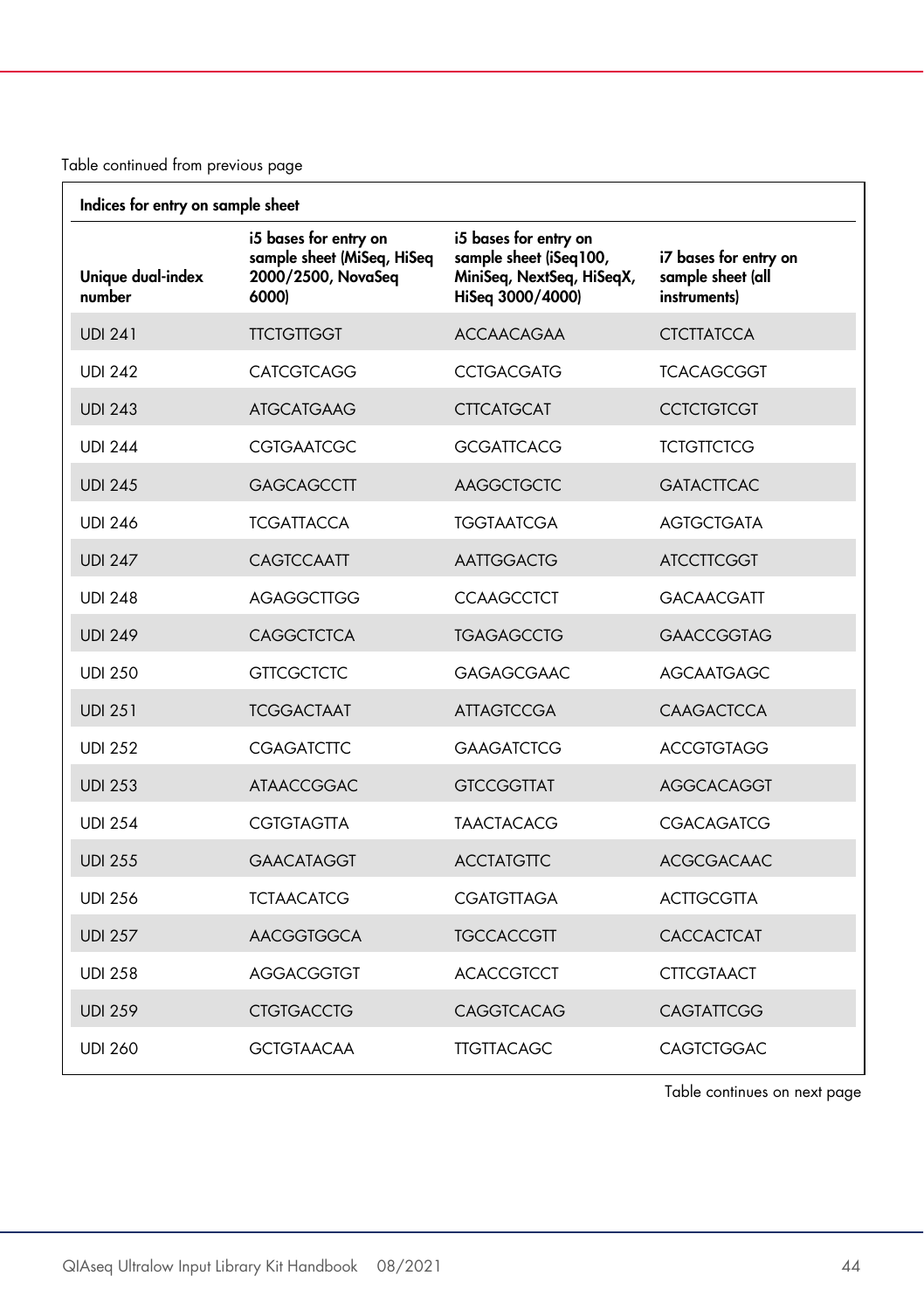Table continued from previous page

| Indices for entry on sample sheet | | | |
|---|---|---|---|
| Unique dual-index number | i5 bases for entry on sample sheet (MiSeq, HiSeq 2000/2500, NovaSeq 6000) | i5 bases for entry on sample sheet (iSeq100, MiniSeq, NextSeq, HiSeqX, HiSeq 3000/4000) | i7 bases for entry on sample sheet (all instruments) |
| UDI 241 | TTCTGTTGGT | ACCAACAGAA | CTCTTATCCA |
| UDI 242 | CATCGTCAGG | CCTGACGATG | TCACAGCGGT |
| UDI 243 | ATGCATGAAG | CTTCATGCAT | CCTCTGTCGT |
| UDI 244 | CGTGAATCGC | GCGATTCACG | TCTGTTCTCG |
| UDI 245 | GAGCAGCCTT | AAGGCTGCTC | GATACTTCAC |
| UDI 246 | TCGATTACCA | TGGTAATCGA | AGTGCTGATA |
| UDI 247 | CAGTCCAATT | AATTGGACTG | ATCCTTCGGT |
| UDI 248 | AGAGGCTTGG | CCAAGCCTCT | GACAACGATT |
| UDI 249 | CAGGCTCTCA | TGAGAGCCTG | GAACCGGTAG |
| UDI 250 | GTTCGCTCTC | GAGAGCGAAC | AGCAATGAGC |
| UDI 251 | TCGGACTAAT | ATTAGTCCGA | CAAGACTCCA |
| UDI 252 | CGAGATCTTC | GAAGATCTCG | ACCGTGTAGG |
| UDI 253 | ATAACCGGAC | GTCCGGTTAT | AGGCACAGGT |
| UDI 254 | CGTGTAGTTA | TAACTACACG | CGACAGATCG |
| UDI 255 | GAACATAGGT | ACCTATGTTC | ACGCGACAAC |
| UDI 256 | TCTAACATCG | CGATGTTAGA | ACTTGCGTTA |
| UDI 257 | AACGGTGGCA | TGCCACCGTT | CACCACTCAT |
| UDI 258 | AGGACGGTGT | ACACCGTCCT | CTTCGTAACT |
| UDI 259 | CTGTGACCTG | CAGGTCACAG | CAGTATTCGG |
| UDI 260 | GCTGTAACAA | TTGTTACAGC | CAGTCTGGAC |

Table continues on next page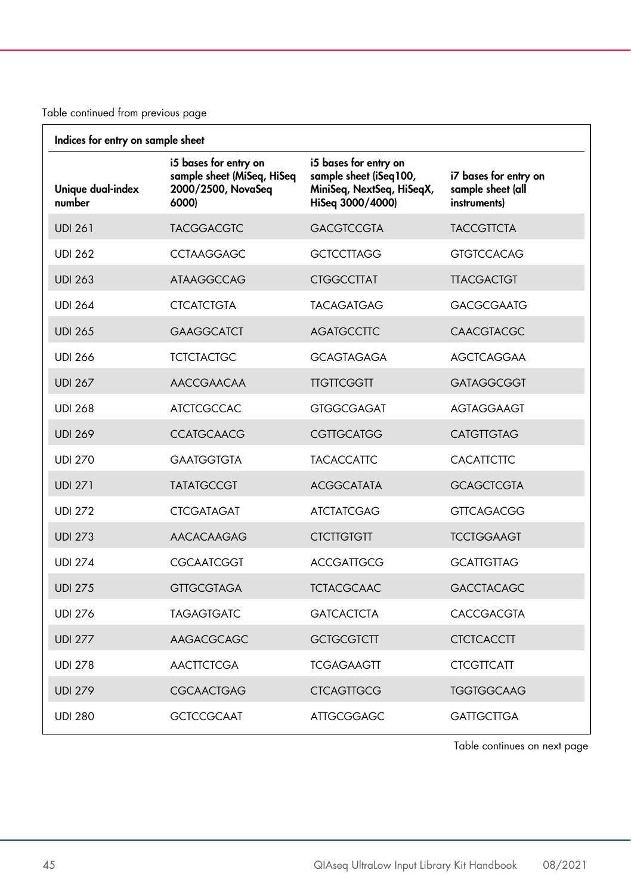Table continued from previous page

| Indices for entry on sample sheet | | | |
|---|---|---|---|
| **Unique dual-index number** | **i5 bases for entry on sample sheet (MiSeq, HiSeq 2000/2500, NovaSeq 6000)** | **i5 bases for entry on sample sheet (iSeq100, MiniSeq, NextSeq, HiSeqX, HiSeq 3000/4000)** | **i7 bases for entry on sample sheet (all instruments)** |
| UDI 261 | TACGGACGTC | GACGTCCGTA | TACCGTTCTA |
| UDI 262 | CCTAAGGAGC | GCTCCTTAGG | GTGTCCACAG |
| UDI 263 | ATAAGGCCAG | CTGGCCTTAT | TTACGACTGT |
| UDI 264 | CTCATCTGTA | TACAGATGAG | GACGCGAATG |
| UDI 265 | GAAGGCATCT | AGATGCCTTC | CAACGTACGC |
| UDI 266 | TCTCTACTGC | GCAGTAGAGA | AGCTCAGGAA |
| UDI 267 | AACCGAACAA | TTGTTCGGTT | GATAGGCGGT |
| UDI 268 | ATCTCGCCAC | GTGGCGAGAT | AGTAGGAAGT |
| UDI 269 | CCATGCAACG | CGTTGCATGG | CATGTTGTAG |
| UDI 270 | GAATGGTGTA | TACACCATTC | CACATTCTTC |
| UDI 271 | TATATGCCGT | ACGGCATATA | GCAGCTCGTA |
| UDI 272 | CTCGATAGAT | ATCTATCGAG | GTTCAGACGG |
| UDI 273 | AACACAAGAG | CTCTTGTGTT | TCCTGGAAGT |
| UDI 274 | CGCAATCGGT | ACCGATTGCG | GCATTGTTAG |
| UDI 275 | GTTGCGTAGA | TCTACGCAAC | GACCTACAGC |
| UDI 276 | TAGAGTGATC | GATCACTCTA | CACCGACGTA |
| UDI 277 | AAGACGCAGC | GCTGCGTCTT | CTCTCACCTT |
| UDI 278 | AACTTCTCGA | TCGAGAAGTT | CTCGTTCATT |
| UDI 279 | CGCAACTGAG | CTCAGTTGCG | TGGTGGCAAG |
| UDI 280 | GCTCCGCAAT | ATTGCGGAGC | GATTGCTTGA |

Table continues on next page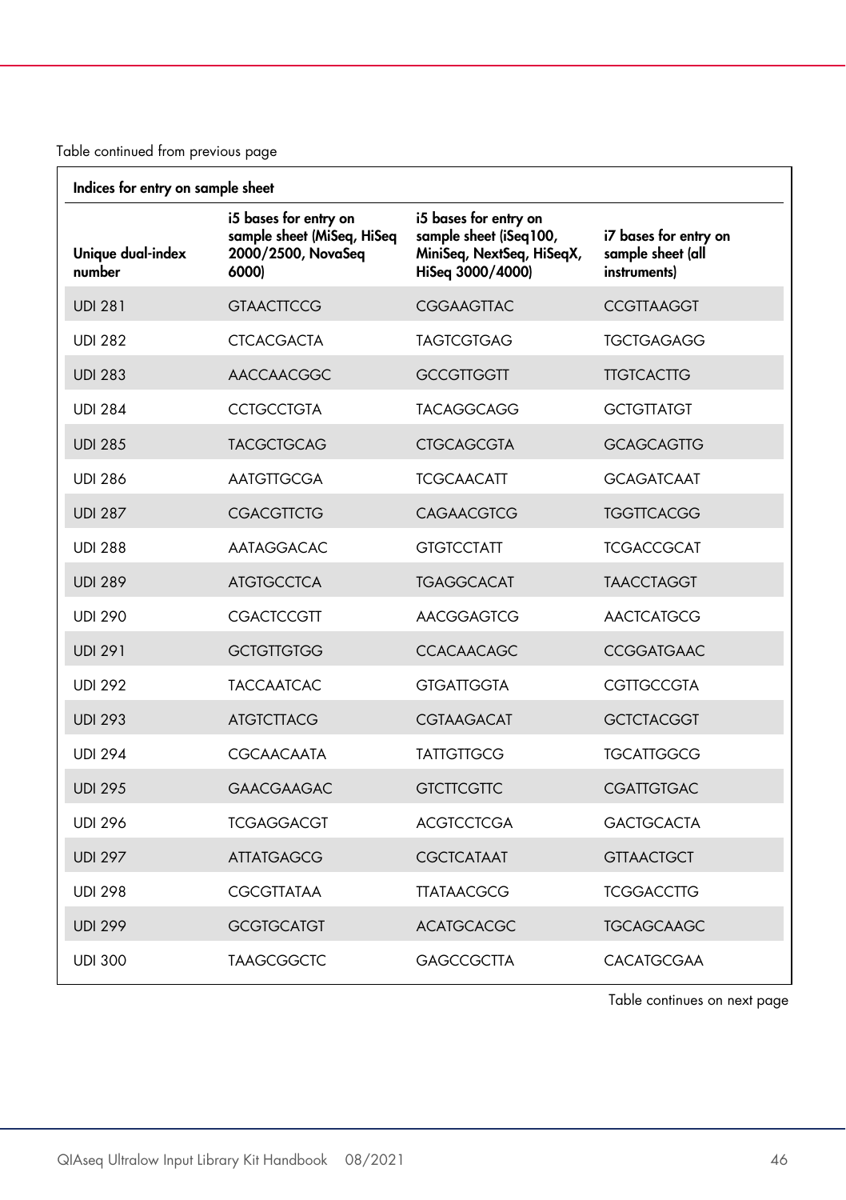Table continued from previous page

| Indices for entry on sample sheet | | | |
|---|---|---|---|
| Unique dual-index number | i5 bases for entry on sample sheet (MiSeq, HiSeq 2000/2500, NovaSeq 6000) | i5 bases for entry on sample sheet (iSeq100, MiniSeq, NextSeq, HiSeqX, HiSeq 3000/4000) | i7 bases for entry on sample sheet (all instruments) |
| UDI 281 | GTAACTTCCG | CGGAAGTTAC | CCGTTAAGGT |
| UDI 282 | CTCACGACTA | TAGTCGTGAG | TGCTGAGAGG |
| UDI 283 | AACCAACGGC | GCCGTTGGTT | TTGTCACTTG |
| UDI 284 | CCTGCCTGTA | TACAGGCAGG | GCTGTTATGT |
| UDI 285 | TACGCTGCAG | CTGCAGCGTA | GCAGCAGTTG |
| UDI 286 | AATGTTGCGA | TCGCAACATT | GCAGATCAAT |
| UDI 287 | CGACGTTCTG | CAGAACGTCG | TGGTTCACGG |
| UDI 288 | AATAGGACAC | GTGTCCTATT | TCGACCGCAT |
| UDI 289 | ATGTGCCTCA | TGAGGCACAT | TAACCTAGGT |
| UDI 290 | CGACTCCGTT | AACGGAGTCG | AACTCATGCG |
| UDI 291 | GCTGTTGTGG | CCACAACAGC | CCGGATGAAC |
| UDI 292 | TACCAATCAC | GTGATTGGTA | CGTTGCCGTA |
| UDI 293 | ATGTCTTACG | CGTAAGACAT | GCTCTACGGT |
| UDI 294 | CGCAACAATA | TATTGTTGCG | TGCATTGGCG |
| UDI 295 | GAACGAAGAC | GTCTTCGTTC | CGATTGTGAC |
| UDI 296 | TCGAGGACGT | ACGTCCTCGA | GACTGCACTA |
| UDI 297 | ATTATGAGCG | CGCTCATAAT | GTTAACTGCT |
| UDI 298 | CGCGTTATAA | TTATAACGCG | TCGGACCTTG |
| UDI 299 | GCGTGCATGT | ACATGCACGC | TGCAGCAAGC |
| UDI 300 | TAAGCGGCTC | GAGCCGCTTA | CACATGCGAA |

Table continues on next page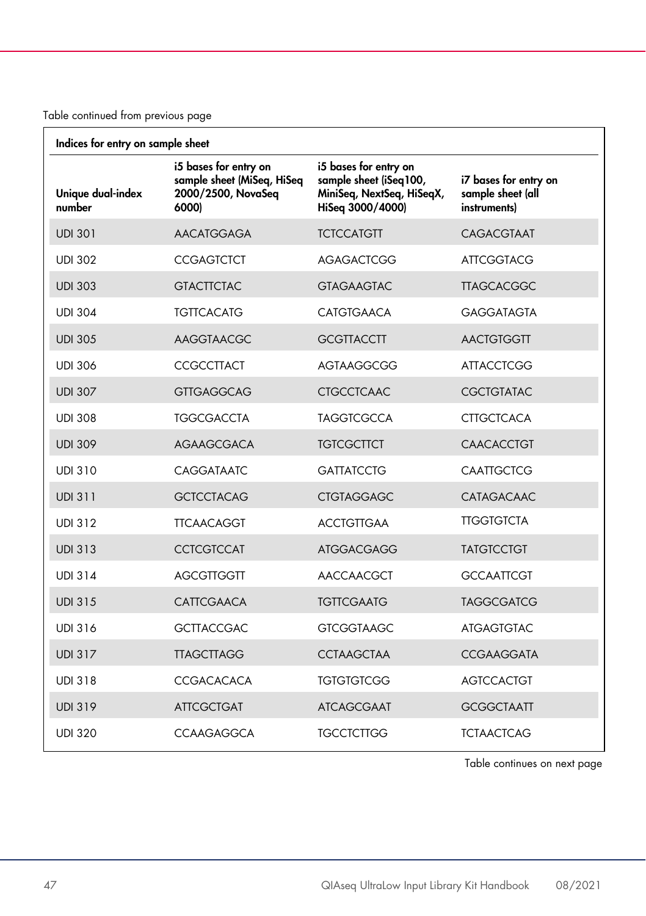Table continued from previous page

| Indices for entry on sample sheet | | | |
|---|---|---|---|
| **Unique dual-index number** | **i5 bases for entry on sample sheet (MiSeq, HiSeq 2000/2500, NovaSeq 6000)** | **i5 bases for entry on sample sheet (iSeq100, MiniSeq, NextSeq, HiSeqX, HiSeq 3000/4000)** | **i7 bases for entry on sample sheet (all instruments)** |
| UDI 301 | AACATGGAGA | TCTCCATGTT | CAGACGTAAT |
| UDI 302 | CCGAGTCTCT | AGAGACTCGG | ATTCGGTACG |
| UDI 303 | GTACTTCTAC | GTAGAAGTAC | TTAGCACGGC |
| UDI 304 | TGTTCACATG | CATGTGAACA | GAGGATAGTA |
| UDI 305 | AAGGTAACGC | GCGTTACCTT | AACTGTGGTT |
| UDI 306 | CCGCCTTACT | AGTAAGGCGG | ATTACCTCGG |
| UDI 307 | GTTGAGGCAG | CTGCCTCAAC | CGCTGTATAC |
| UDI 308 | TGGCGACCTA | TAGGTCGCCA | CTTGCTCACA |
| UDI 309 | AGAAGCGACA | TGTCGCTTCT | CAACACCTGT |
| UDI 310 | CAGGATAATC | GATTATCCTG | CAATTGCTCG |
| UDI 311 | GCTCCTACAG | CTGTAGGAGC | CATAGACAAC |
| UDI 312 | TTCAACAGGT | ACCTGTTGAA | TTGGTGTCTA |
| UDI 313 | CCTCGTCCAT | ATGGACGAGG | TATGTCCTGT |
| UDI 314 | AGCGTTGGTT | AACCAACGCT | GCCAATTCGT |
| UDI 315 | CATTCGAACA | TGTTCGAATG | TAGGCGATCG |
| UDI 316 | GCTTACCGAC | GTCGGTAAGC | ATGAGTGTAC |
| UDI 317 | TTAGCTTAGG | CCTAAGCTAA | CCGAAGGATA |
| UDI 318 | CCGACACACA | TGTGTGTCGG | AGTCCACTGT |
| UDI 319 | ATTCGCTGAT | ATCAGCGAAT | GCGGCTAATT |
| UDI 320 | CCAAGAGGCA | TGCCTCTTGG | TCTAACTCAG |

Table continues on next page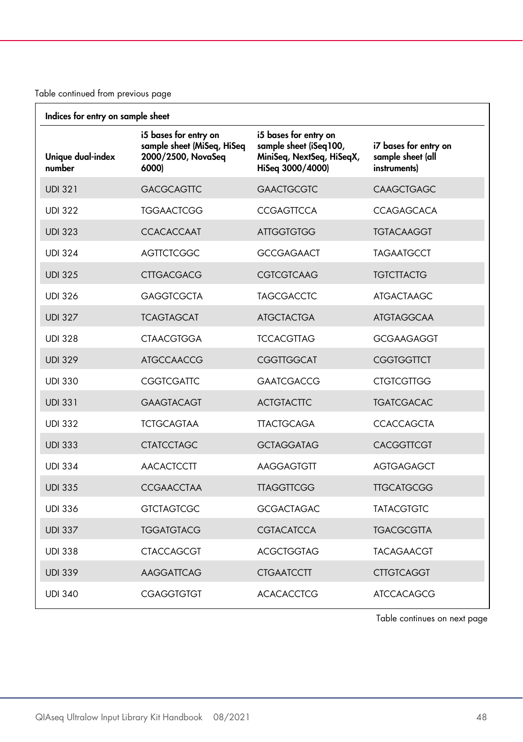Table continued from previous page

| Indices for entry on sample sheet | | | |
|---|---|---|---|
| Unique dual-index number | i5 bases for entry on sample sheet (MiSeq, HiSeq 2000/2500, NovaSeq 6000) | i5 bases for entry on sample sheet (iSeq100, MiniSeq, NextSeq, HiSeqX, HiSeq 3000/4000) | i7 bases for entry on sample sheet (all instruments) |
| UDI 321 | GACGCAGTTC | GAACTGCGTC | CAAGCTGAGC |
| UDI 322 | TGGAACTCGG | CCGAGTTCCA | CCAGAGCACA |
| UDI 323 | CCACACCAAT | ATTGGTGTGG | TGTACAAGGT |
| UDI 324 | AGTTCTCGGC | GCCGAGAACT | TAGAATGCCT |
| UDI 325 | CTTGACGACG | CGTCGTCAAG | TGTCTTACTG |
| UDI 326 | GAGGTCGCTA | TAGCGACCTC | ATGACTAAGC |
| UDI 327 | TCAGTAGCAT | ATGCTACTGA | ATGTAGGCAA |
| UDI 328 | CTAACGTGGA | TCCACGTTAG | GCGAAGAGGT |
| UDI 329 | ATGCCAACCG | CGGTTGGCAT | CGGTGGTTCT |
| UDI 330 | CGGTCGATTC | GAATCGACCG | CTGTCGTTGG |
| UDI 331 | GAAGTACAGT | ACTGTACTTC | TGATCGACAC |
| UDI 332 | TCTGCAGTAA | TTACTGCAGA | CCACCAGCTA |
| UDI 333 | CTATCCTAGC | GCTAGGATAG | CACGGTTCGT |
| UDI 334 | AACACTCCTT | AAGGAGTGTT | AGTGAGAGCT |
| UDI 335 | CCGAACCTAA | TTAGGTTCGG | TTGCATGCGG |
| UDI 336 | GTCTAGTCGC | GCGACTAGAC | TATACGTGTC |
| UDI 337 | TGGATGTACG | CGTACATCCA | TGACGCGTTA |
| UDI 338 | CTACCAGCGT | ACGCTGGTAG | TACAGAACGT |
| UDI 339 | AAGGATTCAG | CTGAATCCTT | CTTGTCAGGT |
| UDI 340 | CGAGGTGTGT | ACACACCTCG | ATCCACAGCG |

Table continues on next page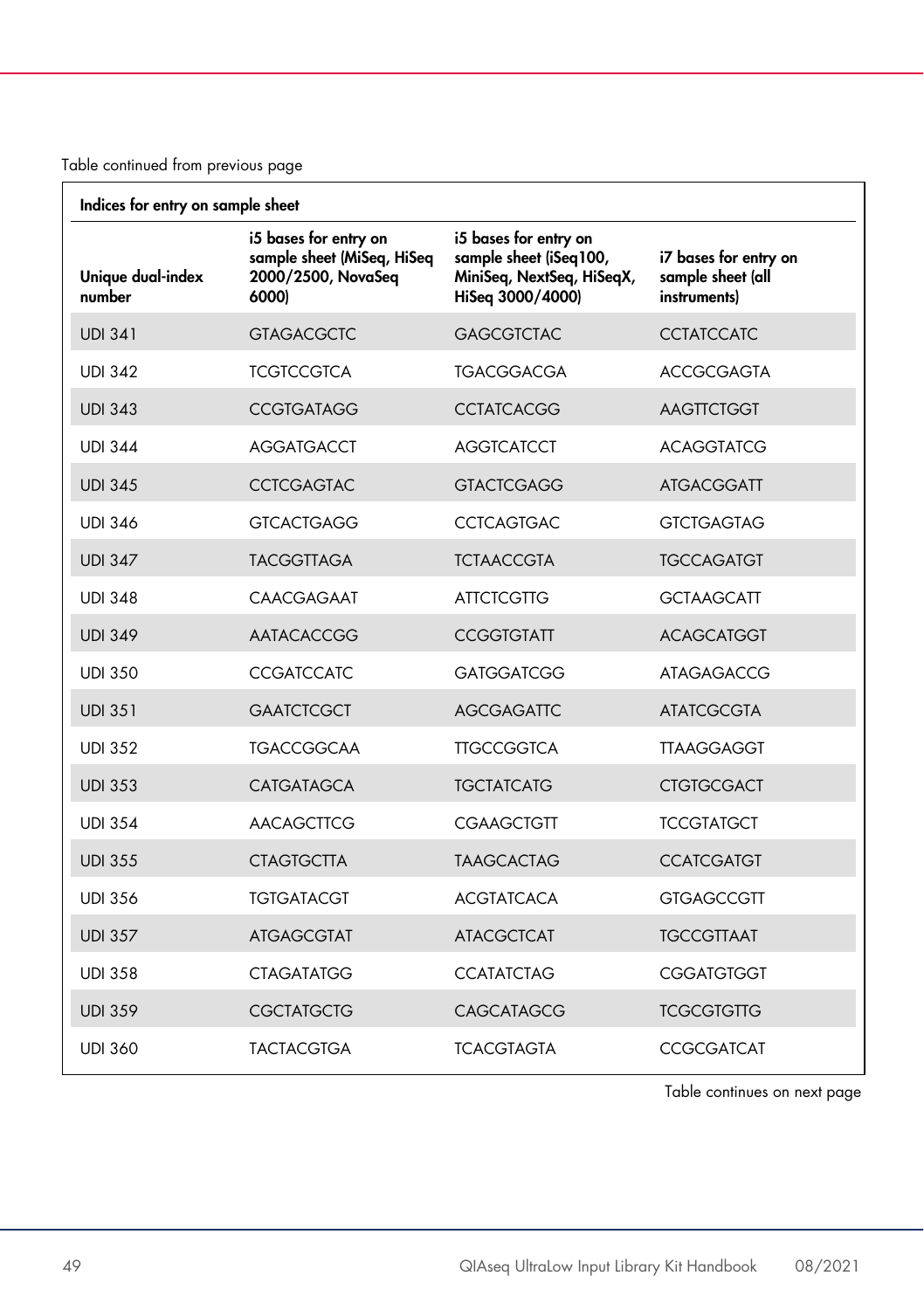Table continued from previous page

| Indices for entry on sample sheet | | | |
|---|---|---|---|
| **Unique dual-index number** | **i5 bases for entry on sample sheet (MiSeq, HiSeq 2000/2500, NovaSeq 6000)** | **i5 bases for entry on sample sheet (iSeq100, MiniSeq, NextSeq, HiSeqX, HiSeq 3000/4000)** | **i7 bases for entry on sample sheet (all instruments)** |
| UDI 341 | GTAGACGCTC | GAGCGTCTAC | CCTATCCATC |
| UDI 342 | TCGTCCGTCA | TGACGGACGA | ACCGCGAGTA |
| UDI 343 | CCGTGATAGG | CCTATCACGG | AAGTTCTGGT |
| UDI 344 | AGGATGACCT | AGGTCATCCT | ACAGGTATCG |
| UDI 345 | CCTCGAGTAC | GTACTCGAGG | ATGACGGATT |
| UDI 346 | GTCACTGAGG | CCTCAGTGAC | GTCTGAGTAG |
| UDI 347 | TACGGTTAGA | TCTAACCGTA | TGCCAGATGT |
| UDI 348 | CAACGAGAAT | ATTCTCGTTG | GCTAAGCATT |
| UDI 349 | AATACACCGG | CCGGTGTATT | ACAGCATGGT |
| UDI 350 | CCGATCCATC | GATGGATCGG | ATAGAGACCG |
| UDI 351 | GAATCTCGCT | AGCGAGATTC | ATATCGCGTA |
| UDI 352 | TGACCGGCAA | TTGCCGGTCA | TTAAGGAGGT |
| UDI 353 | CATGATAGCA | TGCTATCATG | CTGTGCGACT |
| UDI 354 | AACAGCTTCG | CGAAGCTGTT | TCCGTATGCT |
| UDI 355 | CTAGTGCTTA | TAAGCACTAG | CCATCGATGT |
| UDI 356 | TGTGATACGT | ACGTATCACA | GTGAGCCGTT |
| UDI 357 | ATGAGCGTAT | ATACGCTCAT | TGCCGTTAAT |
| UDI 358 | CTAGATATGG | CCATATCTAG | CGGATGTGGT |
| UDI 359 | CGCTATGCTG | CAGCATAGCG | TCGCGTGTTG |
| UDI 360 | TACTACGTGA | TCACGTAGTA | CCGCGATCAT |

Table continues on next page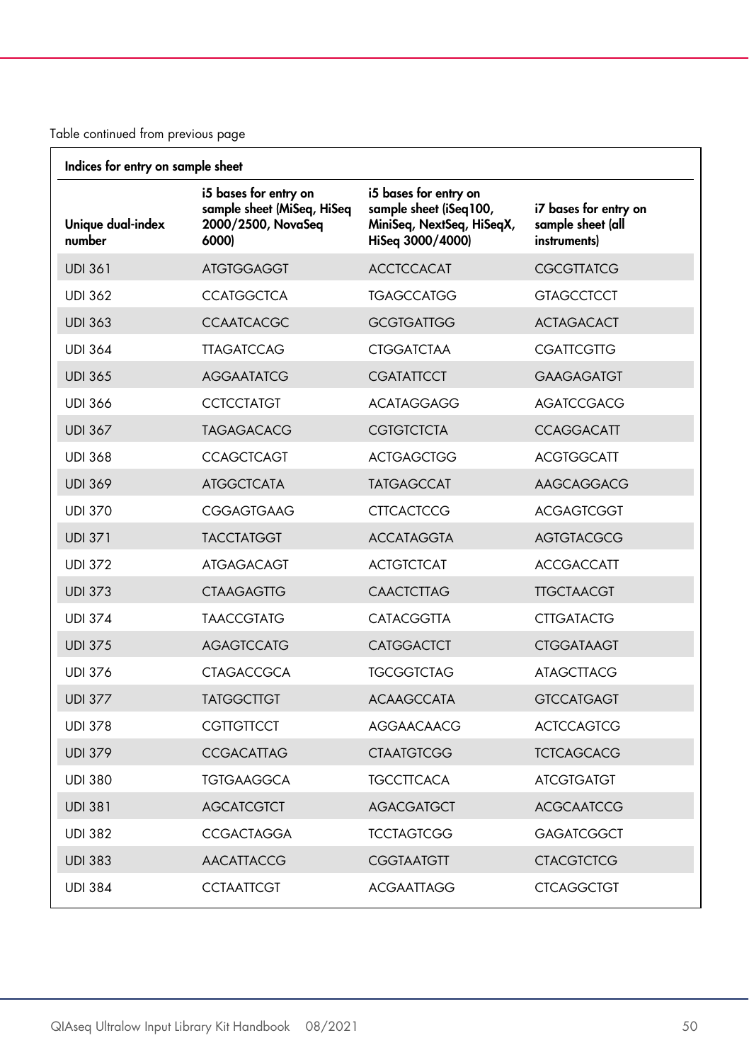Table continued from previous page

| Indices for entry on sample sheet | | | |
|---|---|---|---|
| Unique dual-index number | i5 bases for entry on sample sheet (MiSeq, HiSeq 2000/2500, NovaSeq 6000) | i5 bases for entry on sample sheet (iSeq100, MiniSeq, NextSeq, HiSeqX, HiSeq 3000/4000) | i7 bases for entry on sample sheet (all instruments) |
| UDI 361 | ATGTGGAGGT | ACCTCCACAT | CGCGTTATCG |
| UDI 362 | CCATGGCTCA | TGAGCCATGG | GTAGCCTCCT |
| UDI 363 | CCAATCACGC | GCGTGATTGG | ACTAGACACT |
| UDI 364 | TTAGATCCAG | CTGGATCTAA | CGATTCGTTG |
| UDI 365 | AGGAATATCG | CGATATTCCT | GAAGAGATGT |
| UDI 366 | CCTCCTATGT | ACATAGGAGG | AGATCCGACG |
| UDI 367 | TAGAGACACG | CGTGTCTCTA | CCAGGACATT |
| UDI 368 | CCAGCTCAGT | ACTGAGCTGG | ACGTGGCATT |
| UDI 369 | ATGGCTCATA | TATGAGCCAT | AAGCAGGACG |
| UDI 370 | CGGAGTGAAG | CTTCACTCCG | ACGAGTCGGT |
| UDI 371 | TACCTATGGT | ACCATAGGTA | AGTGTACGCG |
| UDI 372 | ATGAGACAGT | ACTGTCTCAT | ACCGACCATT |
| UDI 373 | CTAAGAGTTG | CAACTCTTAG | TTGCTAACGT |
| UDI 374 | TAACCGTATG | CATACGGTTA | CTTGATACTG |
| UDI 375 | AGAGTCCATG | CATGGACTCT | CTGGATAAGT |
| UDI 376 | CTAGACCGCA | TGCGGTCTAG | ATAGCTTACG |
| UDI 377 | TATGGCTTGT | ACAAGCCATA | GTCCATGAGT |
| UDI 378 | CGTTGTTCCT | AGGAACAACG | ACTCCAGTCG |
| UDI 379 | CCGACATTAG | CTAATGTCGG | TCTCAGCACG |
| UDI 380 | TGTGAAGGCA | TGCCTTCACA | ATCGTGATGT |
| UDI 381 | AGCATCGTCT | AGACGATGCT | ACGCAATCCG |
| UDI 382 | CCGACTAGGA | TCCTAGTCGG | GAGATCGGCT |
| UDI 383 | AACATTACCG | CGGTAATGTT | CTACGTCTCG |
| UDI 384 | CCTAATTCGT | ACGAATTAGG | CTCAGGCTGT |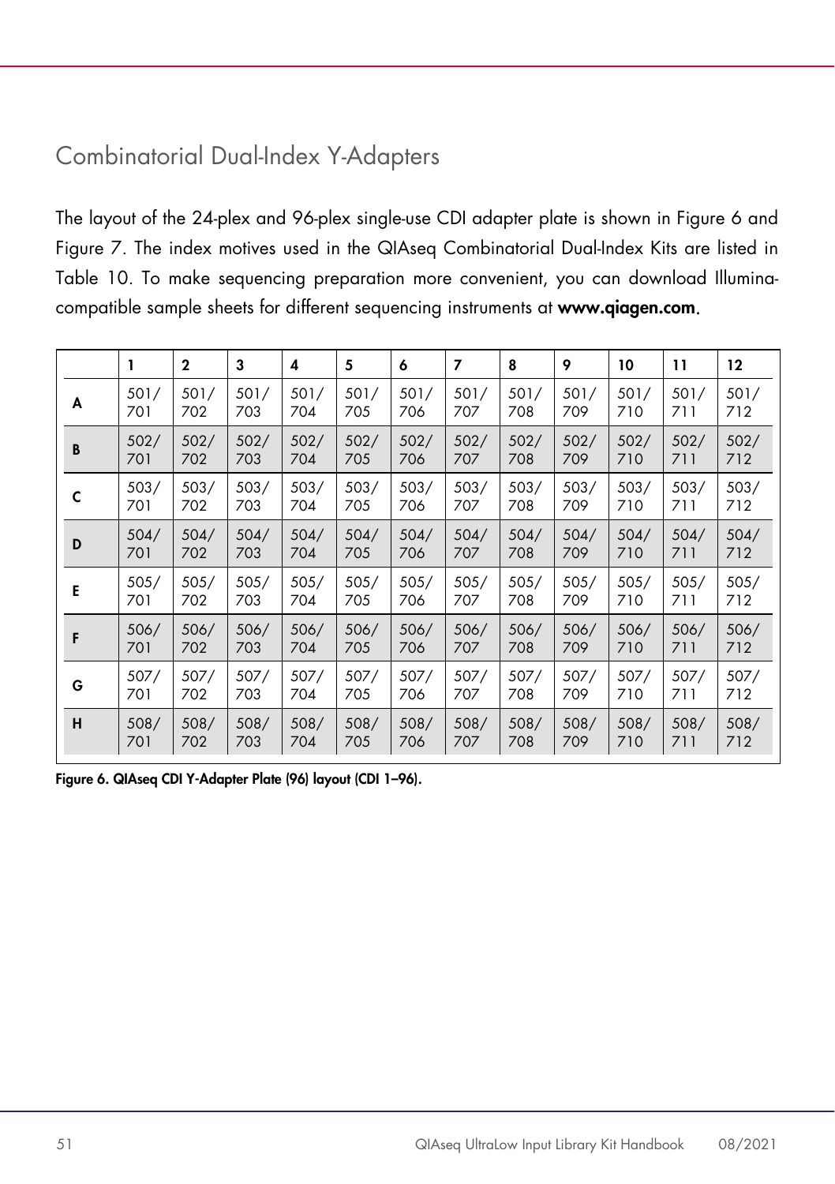## Combinatorial Dual-Index Y-Adapters

The layout of the 24-plex and 96-plex single-use CDI adapter plate is shown in Figure 6 and Figure 7. The index motives used in the QIAseq Combinatorial Dual-Index Kits are listed in Table 10. To make sequencing preparation more convenient, you can download Illumina-compatible sample sheets for different sequencing instruments at **www.qiagen.com**.

| | 1 | 2 | 3 | 4 | 5 | 6 | 7 | 8 | 9 | 10 | 11 | 12 |
|---|---|---|---|---|---|---|---|---|---|---|---|---|
| **A** | 501/701 | 501/702 | 501/703 | 501/704 | 501/705 | 501/706 | 501/707 | 501/708 | 501/709 | 501/710 | 501/711 | 501/712 |
| **B** | 502/701 | 502/702 | 502/703 | 502/704 | 502/705 | 502/706 | 502/707 | 502/708 | 502/709 | 502/710 | 502/711 | 502/712 |
| **C** | 503/701 | 503/702 | 503/703 | 503/704 | 503/705 | 503/706 | 503/707 | 503/708 | 503/709 | 503/710 | 503/711 | 503/712 |
| **D** | 504/701 | 504/702 | 504/703 | 504/704 | 504/705 | 504/706 | 504/707 | 504/708 | 504/709 | 504/710 | 504/711 | 504/712 |
| **E** | 505/701 | 505/702 | 505/703 | 505/704 | 505/705 | 505/706 | 505/707 | 505/708 | 505/709 | 505/710 | 505/711 | 505/712 |
| **F** | 506/701 | 506/702 | 506/703 | 506/704 | 506/705 | 506/706 | 506/707 | 506/708 | 506/709 | 506/710 | 506/711 | 506/712 |
| **G** | 507/701 | 507/702 | 507/703 | 507/704 | 507/705 | 507/706 | 507/707 | 507/708 | 507/709 | 507/710 | 507/711 | 507/712 |
| **H** | 508/701 | 508/702 | 508/703 | 508/704 | 508/705 | 508/706 | 508/707 | 508/708 | 508/709 | 508/710 | 508/711 | 508/712 |

**Figure 6. QIAseq CDI Y-Adapter Plate (96) layout (CDI 1–96).**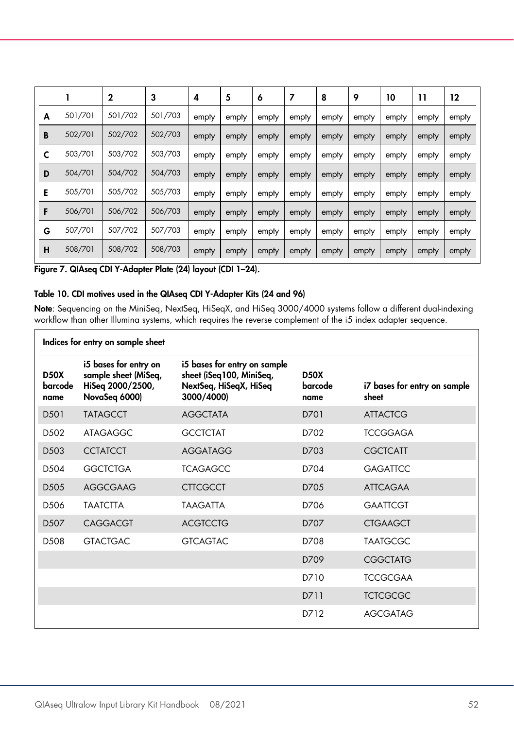| | 1 | 2 | 3 | 4 | 5 | 6 | 7 | 8 | 9 | 10 | 11 | 12 |
|---|---|---|---|---|---|---|---|---|---|---|---|---|
| **A** | 501/701 | 501/702 | 501/703 | empty | empty | empty | empty | empty | empty | empty | empty | empty |
| **B** | 502/701 | 502/702 | 502/703 | empty | empty | empty | empty | empty | empty | empty | empty | empty |
| **C** | 503/701 | 503/702 | 503/703 | empty | empty | empty | empty | empty | empty | empty | empty | empty |
| **D** | 504/701 | 504/702 | 504/703 | empty | empty | empty | empty | empty | empty | empty | empty | empty |
| **E** | 505/701 | 505/702 | 505/703 | empty | empty | empty | empty | empty | empty | empty | empty | empty |
| **F** | 506/701 | 506/702 | 506/703 | empty | empty | empty | empty | empty | empty | empty | empty | empty |
| **G** | 507/701 | 507/702 | 507/703 | empty | empty | empty | empty | empty | empty | empty | empty | empty |
| **H** | 508/701 | 508/702 | 508/703 | empty | empty | empty | empty | empty | empty | empty | empty | empty |

**Figure 7. QIAseq CDI Y-Adapter Plate (24) layout (CDI 1–24).**

**Table 10. CDI motives used in the QIAseq CDI Y-Adapter Kits (24 and 96)**

**Note**: Sequencing on the MiniSeq, NextSeq, HiSeqX, and HiSeq 3000/4000 systems follow a different dual-indexing workflow than other Illumina systems, which requires the reverse complement of the i5 index adapter sequence.

| **Indices for entry on sample sheet** | | | | |
|---|---|---|---|---|
| **D50X barcode name** | **i5 bases for entry on sample sheet (MiSeq, HiSeq 2000/2500, NovaSeq 6000)** | **i5 bases for entry on sample sheet (iSeq100, MiniSeq, NextSeq, HiSeqX, HiSeq 3000/4000)** | **D50X barcode name** | **i7 bases for entry on sample sheet** |
| D501 | TATAGCCT | AGGCTATA | D701 | ATTACTCG |
| D502 | ATAGAGGC | GCCTCTAT | D702 | TCCGGAGA |
| D503 | CCTATCCT | AGGATAGG | D703 | CGCTCATT |
| D504 | GGCTCTGA | TCAGAGCC | D704 | GAGATTCC |
| D505 | AGGCGAAG | CTTCGCCT | D705 | ATTCAGAA |
| D506 | TAATCTTA | TAAGATTA | D706 | GAATTCGT |
| D507 | CAGGACGT | ACGTCCTG | D707 | CTGAAGCT |
| D508 | GTACTGAC | GTCAGTAC | D708 | TAATGCGC |
| | | | D709 | CGGCTATG |
| | | | D710 | TCCGCGAA |
| | | | D711 | TCTCGCGC |
| | | | D712 | AGCGATAG |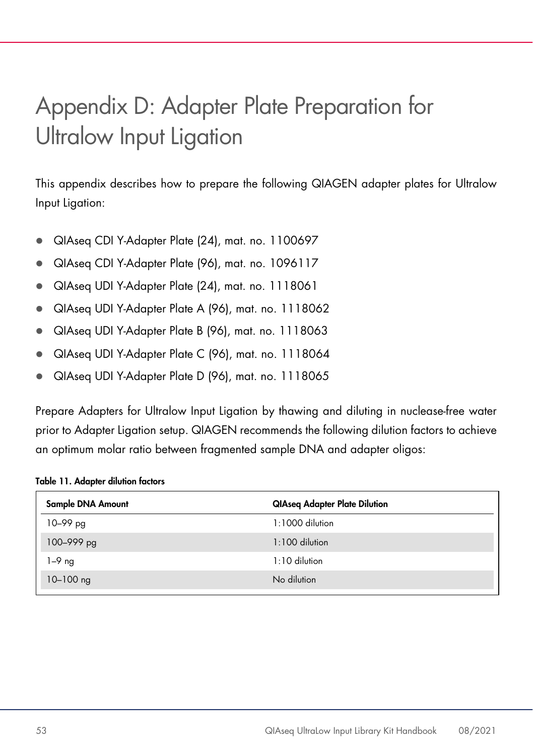# Appendix D: Adapter Plate Preparation for Ultralow Input Ligation

This appendix describes how to prepare the following QIAGEN adapter plates for Ultralow Input Ligation:

- QIAseq CDI Y-Adapter Plate (24), mat. no. 1100697
- QIAseq CDI Y-Adapter Plate (96), mat. no. 1096117
- QIAseq UDI Y-Adapter Plate (24), mat. no. 1118061
- QIAseq UDI Y-Adapter Plate A (96), mat. no. 1118062
- QIAseq UDI Y-Adapter Plate B (96), mat. no. 1118063
- QIAseq UDI Y-Adapter Plate C (96), mat. no. 1118064
- QIAseq UDI Y-Adapter Plate D (96), mat. no. 1118065

Prepare Adapters for Ultralow Input Ligation by thawing and diluting in nuclease-free water prior to Adapter Ligation setup. QIAGEN recommends the following dilution factors to achieve an optimum molar ratio between fragmented sample DNA and adapter oligos:

**Table 11. Adapter dilution factors**

| Sample DNA Amount | QIAseq Adapter Plate Dilution |
|---|---|
| 10–99 pg | 1:1000 dilution |
| 100–999 pg | 1:100 dilution |
| 1–9 ng | 1:10 dilution |
| 10–100 ng | No dilution |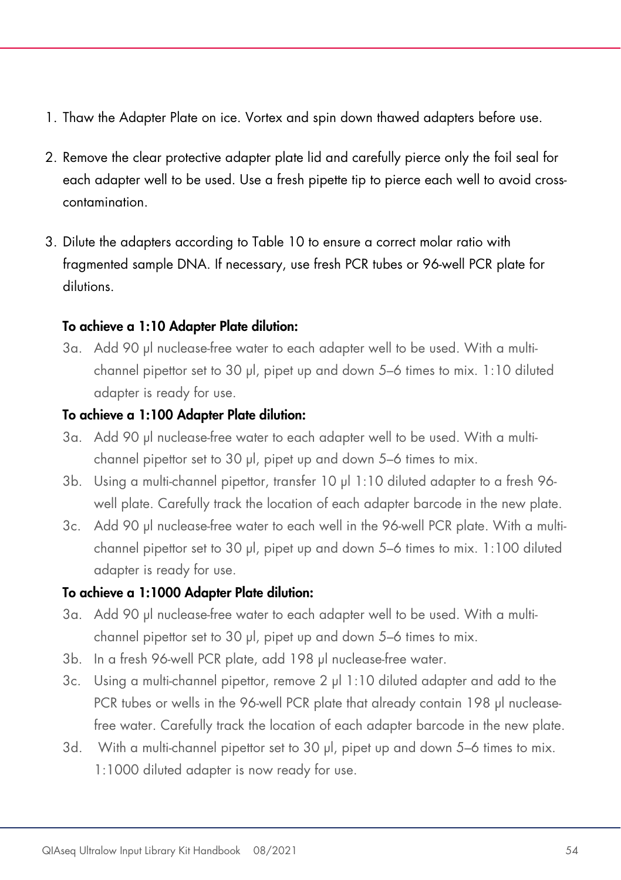1. Thaw the Adapter Plate on ice. Vortex and spin down thawed adapters before use.
2. Remove the clear protective adapter plate lid and carefully pierce only the foil seal for each adapter well to be used. Use a fresh pipette tip to pierce each well to avoid cross-contamination.
3. Dilute the adapters according to Table 10 to ensure a correct molar ratio with fragmented sample DNA. If necessary, use fresh PCR tubes or 96-well PCR plate for dilutions.

**To achieve a 1:10 Adapter Plate dilution:**

3a. Add 90 µl nuclease-free water to each adapter well to be used. With a multi-channel pipettor set to 30 µl, pipet up and down 5–6 times to mix. 1:10 diluted adapter is ready for use.

**To achieve a 1:100 Adapter Plate dilution:**

3a. Add 90 µl nuclease-free water to each adapter well to be used. With a multi-channel pipettor set to 30 µl, pipet up and down 5–6 times to mix.

3b. Using a multi-channel pipettor, transfer 10 µl 1:10 diluted adapter to a fresh 96-well plate. Carefully track the location of each adapter barcode in the new plate.

3c. Add 90 µl nuclease-free water to each well in the 96-well PCR plate. With a multi-channel pipettor set to 30 µl, pipet up and down 5–6 times to mix. 1:100 diluted adapter is ready for use.

**To achieve a 1:1000 Adapter Plate dilution:**

3a. Add 90 µl nuclease-free water to each adapter well to be used. With a multi-channel pipettor set to 30 µl, pipet up and down 5–6 times to mix.

3b. In a fresh 96-well PCR plate, add 198 µl nuclease-free water.

3c. Using a multi-channel pipettor, remove 2 µl 1:10 diluted adapter and add to the PCR tubes or wells in the 96-well PCR plate that already contain 198 µl nuclease-free water. Carefully track the location of each adapter barcode in the new plate.

3d. With a multi-channel pipettor set to 30 µl, pipet up and down 5–6 times to mix. 1:1000 diluted adapter is now ready for use.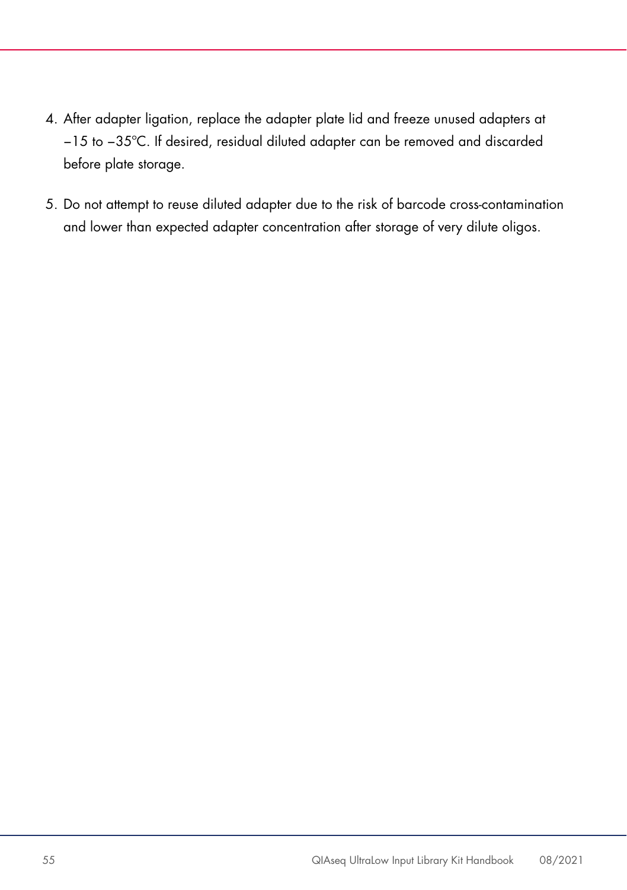4. After adapter ligation, replace the adapter plate lid and freeze unused adapters at −15 to −35°C. If desired, residual diluted adapter can be removed and discarded before plate storage.
5. Do not attempt to reuse diluted adapter due to the risk of barcode cross-contamination and lower than expected adapter concentration after storage of very dilute oligos.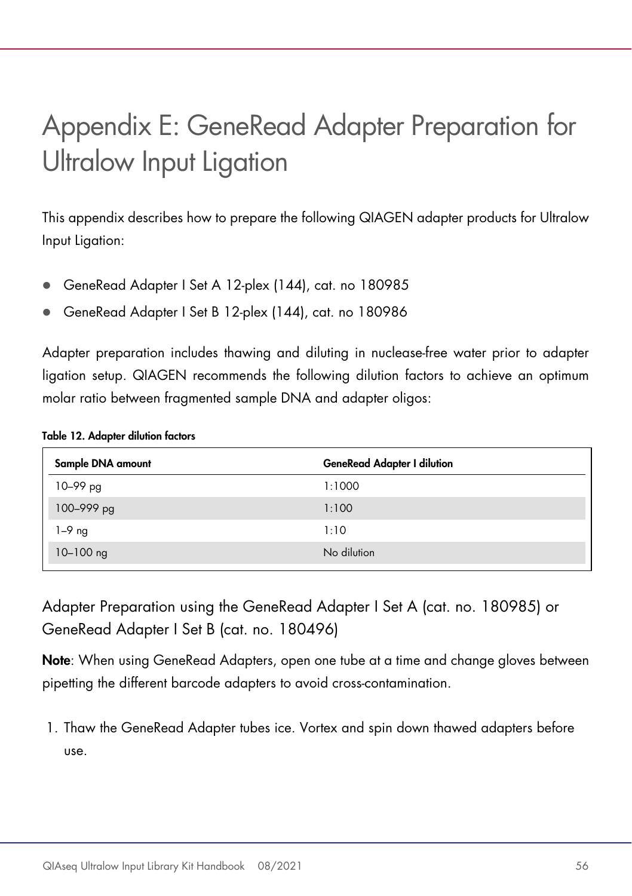# Appendix E: GeneRead Adapter Preparation for Ultralow Input Ligation

This appendix describes how to prepare the following QIAGEN adapter products for Ultralow Input Ligation:

- GeneRead Adapter I Set A 12-plex (144), cat. no 180985
- GeneRead Adapter I Set B 12-plex (144), cat. no 180986

Adapter preparation includes thawing and diluting in nuclease-free water prior to adapter ligation setup. QIAGEN recommends the following dilution factors to achieve an optimum molar ratio between fragmented sample DNA and adapter oligos:

**Table 12. Adapter dilution factors**

| Sample DNA amount | GeneRead Adapter I dilution |
| --- | --- |
| 10–99 pg | 1:1000 |
| 100–999 pg | 1:100 |
| 1–9 ng | 1:10 |
| 10–100 ng | No dilution |

## Adapter Preparation using the GeneRead Adapter I Set A (cat. no. 180985) or GeneRead Adapter I Set B (cat. no. 180496)

**Note**: When using GeneRead Adapters, open one tube at a time and change gloves between pipetting the different barcode adapters to avoid cross-contamination.

1. Thaw the GeneRead Adapter tubes ice. Vortex and spin down thawed adapters before use.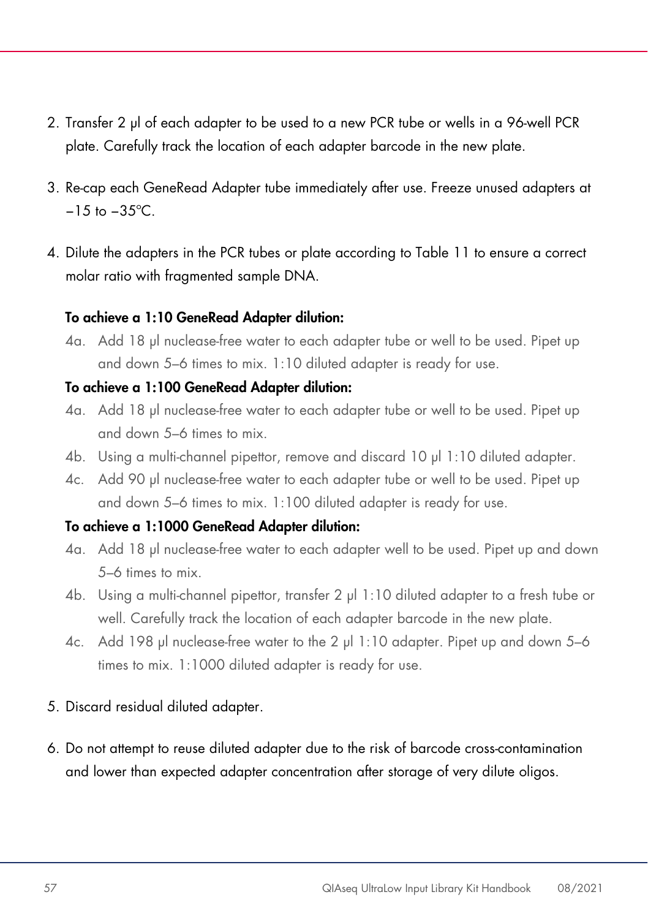2. Transfer 2 µl of each adapter to be used to a new PCR tube or wells in a 96-well PCR plate. Carefully track the location of each adapter barcode in the new plate.

3. Re-cap each GeneRead Adapter tube immediately after use. Freeze unused adapters at −15 to −35°C.

4. Dilute the adapters in the PCR tubes or plate according to Table 11 to ensure a correct molar ratio with fragmented sample DNA.

   **To achieve a 1:10 GeneRead Adapter dilution:**

   4a. Add 18 µl nuclease-free water to each adapter tube or well to be used. Pipet up and down 5–6 times to mix. 1:10 diluted adapter is ready for use.

   **To achieve a 1:100 GeneRead Adapter dilution:**

   4a. Add 18 µl nuclease-free water to each adapter tube or well to be used. Pipet up and down 5–6 times to mix.

   4b. Using a multi-channel pipettor, remove and discard 10 µl 1:10 diluted adapter.

   4c. Add 90 µl nuclease-free water to each adapter tube or well to be used. Pipet up and down 5–6 times to mix. 1:100 diluted adapter is ready for use.

   **To achieve a 1:1000 GeneRead Adapter dilution:**

   4a. Add 18 µl nuclease-free water to each adapter well to be used. Pipet up and down 5–6 times to mix.

   4b. Using a multi-channel pipettor, transfer 2 µl 1:10 diluted adapter to a fresh tube or well. Carefully track the location of each adapter barcode in the new plate.

   4c. Add 198 µl nuclease-free water to the 2 µl 1:10 adapter. Pipet up and down 5–6 times to mix. 1:1000 diluted adapter is ready for use.

5. Discard residual diluted adapter.

6. Do not attempt to reuse diluted adapter due to the risk of barcode cross-contamination and lower than expected adapter concentration after storage of very dilute oligos.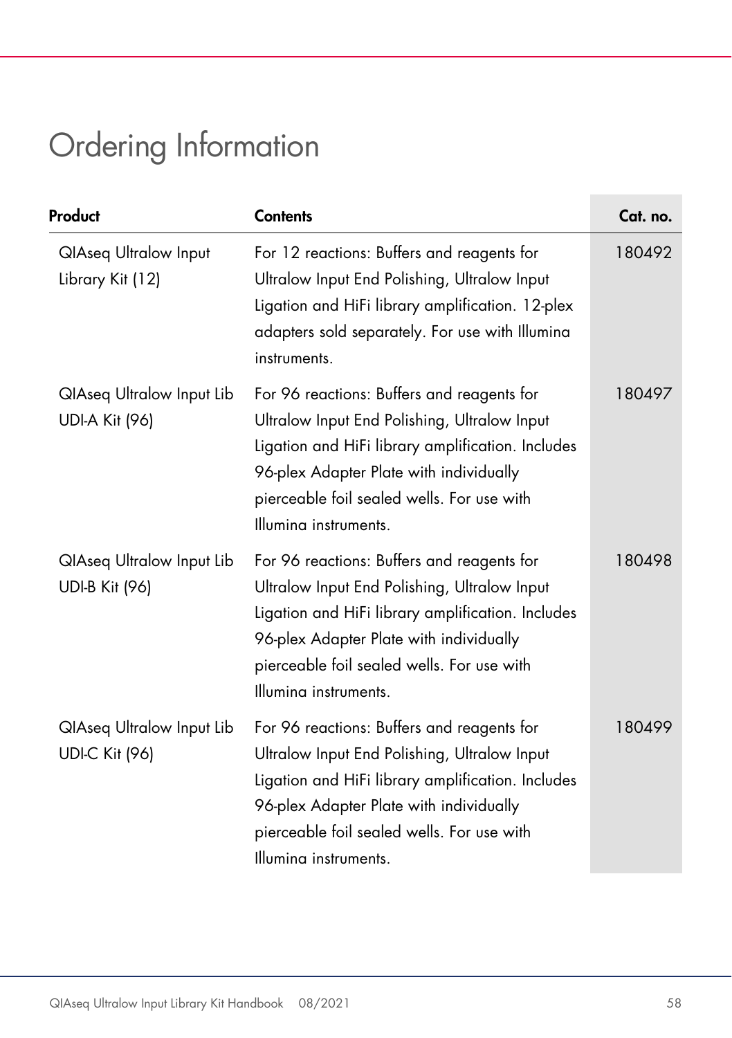# Ordering Information

| Product | Contents | Cat. no. |
|---|---|---|
| QIAseq Ultralow Input Library Kit (12) | For 12 reactions: Buffers and reagents for Ultralow Input End Polishing, Ultralow Input Ligation and HiFi library amplification. 12-plex adapters sold separately. For use with Illumina instruments. | 180492 |
| QIAseq Ultralow Input Lib UDI-A Kit (96) | For 96 reactions: Buffers and reagents for Ultralow Input End Polishing, Ultralow Input Ligation and HiFi library amplification. Includes 96-plex Adapter Plate with individually pierceable foil sealed wells. For use with Illumina instruments. | 180497 |
| QIAseq Ultralow Input Lib UDI-B Kit (96) | For 96 reactions: Buffers and reagents for Ultralow Input End Polishing, Ultralow Input Ligation and HiFi library amplification. Includes 96-plex Adapter Plate with individually pierceable foil sealed wells. For use with Illumina instruments. | 180498 |
| QIAseq Ultralow Input Lib UDI-C Kit (96) | For 96 reactions: Buffers and reagents for Ultralow Input End Polishing, Ultralow Input Ligation and HiFi library amplification. Includes 96-plex Adapter Plate with individually pierceable foil sealed wells. For use with Illumina instruments. | 180499 |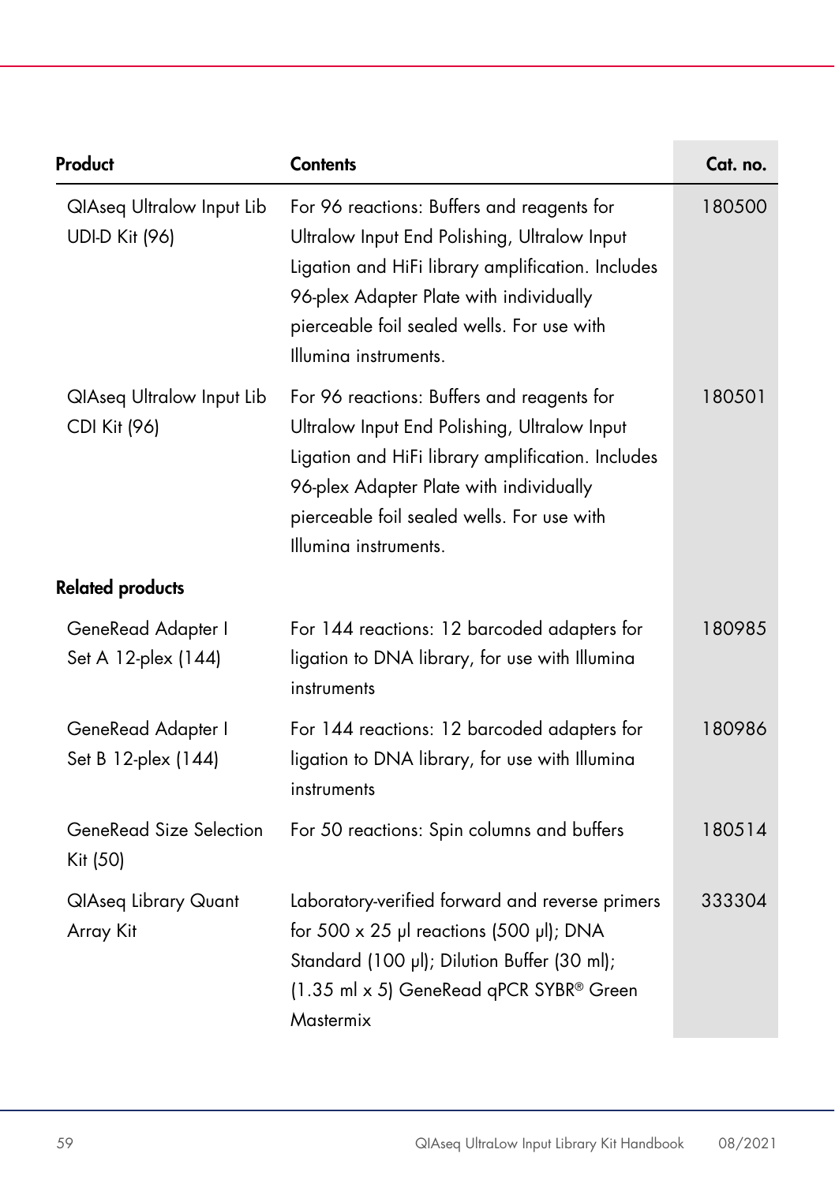| Product | Contents | Cat. no. |
|---|---|---|
| QIAseq Ultralow Input Lib UDI-D Kit (96) | For 96 reactions: Buffers and reagents for Ultralow Input End Polishing, Ultralow Input Ligation and HiFi library amplification. Includes 96-plex Adapter Plate with individually pierceable foil sealed wells. For use with Illumina instruments. | 180500 |
| QIAseq Ultralow Input Lib CDI Kit (96) | For 96 reactions: Buffers and reagents for Ultralow Input End Polishing, Ultralow Input Ligation and HiFi library amplification. Includes 96-plex Adapter Plate with individually pierceable foil sealed wells. For use with Illumina instruments. | 180501 |
| **Related products** | | |
| GeneRead Adapter I Set A 12-plex (144) | For 144 reactions: 12 barcoded adapters for ligation to DNA library, for use with Illumina instruments | 180985 |
| GeneRead Adapter I Set B 12-plex (144) | For 144 reactions: 12 barcoded adapters for ligation to DNA library, for use with Illumina instruments | 180986 |
| GeneRead Size Selection Kit (50) | For 50 reactions: Spin columns and buffers | 180514 |
| QIAseq Library Quant Array Kit | Laboratory-verified forward and reverse primers for 500 x 25 µl reactions (500 µl); DNA Standard (100 µl); Dilution Buffer (30 ml); (1.35 ml x 5) GeneRead qPCR SYBR® Green Mastermix | 333304 |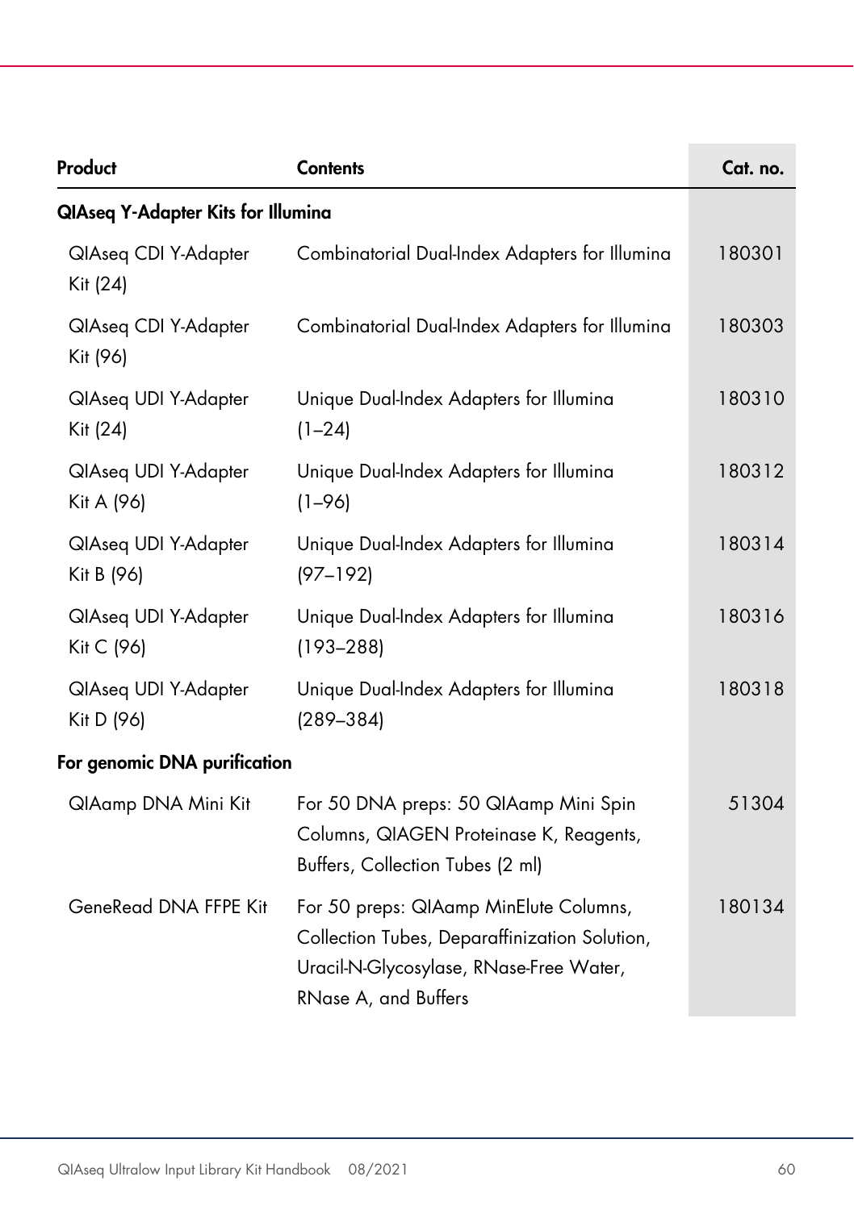| Product | Contents | Cat. no. |
|---|---|---|
| **QIAseq Y-Adapter Kits for Illumina** | | |
| QIAseq CDI Y-Adapter Kit (24) | Combinatorial Dual-Index Adapters for Illumina | 180301 |
| QIAseq CDI Y-Adapter Kit (96) | Combinatorial Dual-Index Adapters for Illumina | 180303 |
| QIAseq UDI Y-Adapter Kit (24) | Unique Dual-Index Adapters for Illumina (1–24) | 180310 |
| QIAseq UDI Y-Adapter Kit A (96) | Unique Dual-Index Adapters for Illumina (1–96) | 180312 |
| QIAseq UDI Y-Adapter Kit B (96) | Unique Dual-Index Adapters for Illumina (97–192) | 180314 |
| QIAseq UDI Y-Adapter Kit C (96) | Unique Dual-Index Adapters for Illumina (193–288) | 180316 |
| QIAseq UDI Y-Adapter Kit D (96) | Unique Dual-Index Adapters for Illumina (289–384) | 180318 |
| **For genomic DNA purification** | | |
| QIAamp DNA Mini Kit | For 50 DNA preps: 50 QIAamp Mini Spin Columns, QIAGEN Proteinase K, Reagents, Buffers, Collection Tubes (2 ml) | 51304 |
| GeneRead DNA FFPE Kit | For 50 preps: QIAamp MinElute Columns, Collection Tubes, Deparaffinization Solution, Uracil-N-Glycosylase, RNase-Free Water, RNase A, and Buffers | 180134 |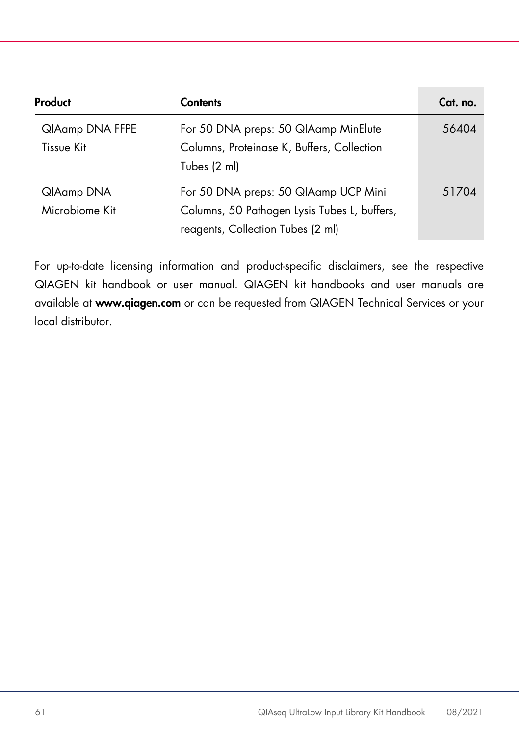| Product | Contents | Cat. no. |
|---|---|---|
| QIAamp DNA FFPE Tissue Kit | For 50 DNA preps: 50 QIAamp MinElute Columns, Proteinase K, Buffers, Collection Tubes (2 ml) | 56404 |
| QIAamp DNA Microbiome Kit | For 50 DNA preps: 50 QIAamp UCP Mini Columns, 50 Pathogen Lysis Tubes L, buffers, reagents, Collection Tubes (2 ml) | 51704 |

For up-to-date licensing information and product-specific disclaimers, see the respective QIAGEN kit handbook or user manual. QIAGEN kit handbooks and user manuals are available at **www.qiagen.com** or can be requested from QIAGEN Technical Services or your local distributor.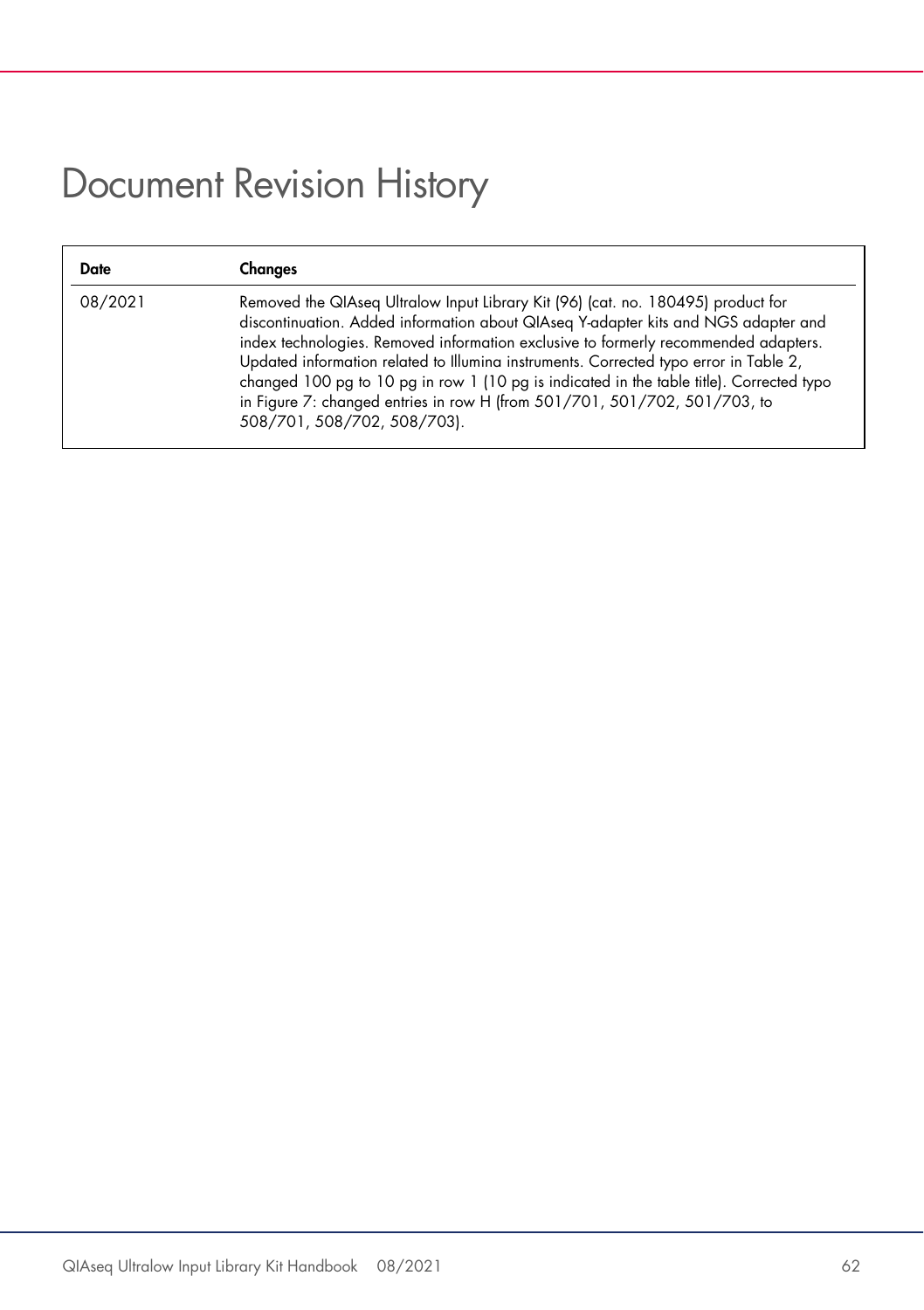# Document Revision History

| Date | Changes |
| --- | --- |
| 08/2021 | Removed the QIAseq Ultralow Input Library Kit (96) (cat. no. 180495) product for discontinuation. Added information about QIAseq Y-adapter kits and NGS adapter and index technologies. Removed information exclusive to formerly recommended adapters. Updated information related to Illumina instruments. Corrected typo error in Table 2, changed 100 pg to 10 pg in row 1 (10 pg is indicated in the table title). Corrected typo in Figure 7: changed entries in row H (from 501/701, 501/702, 501/703, to 508/701, 508/702, 508/703). |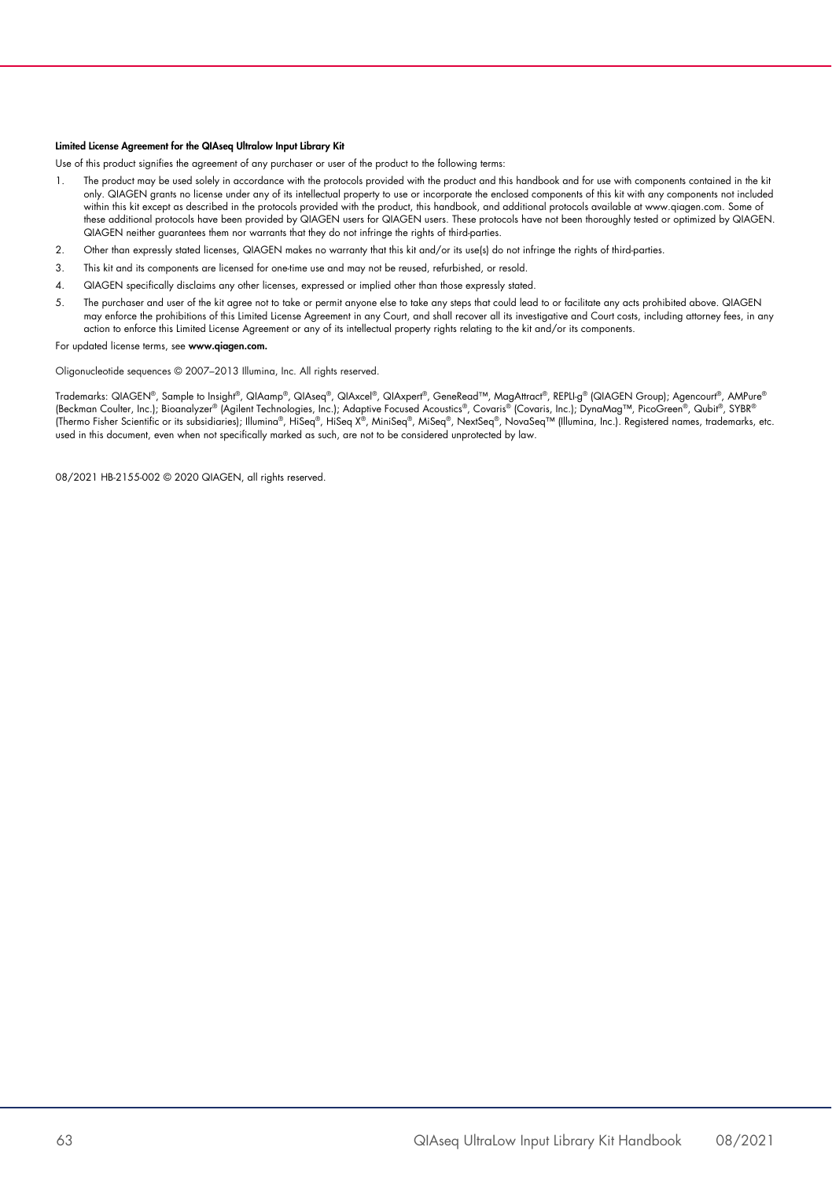**Limited License Agreement for the QIAseq Ultralow Input Library Kit**

Use of this product signifies the agreement of any purchaser or user of the product to the following terms:

1. The product may be used solely in accordance with the protocols provided with the product and this handbook and for use with components contained in the kit only. QIAGEN grants no license under any of its intellectual property to use or incorporate the enclosed components of this kit with any components not included within this kit except as described in the protocols provided with the product, this handbook, and additional protocols available at www.qiagen.com. Some of these additional protocols have been provided by QIAGEN users for QIAGEN users. These protocols have not been thoroughly tested or optimized by QIAGEN. QIAGEN neither guarantees them nor warrants that they do not infringe the rights of third-parties.
2. Other than expressly stated licenses, QIAGEN makes no warranty that this kit and/or its use(s) do not infringe the rights of third-parties.
3. This kit and its components are licensed for one-time use and may not be reused, refurbished, or resold.
4. QIAGEN specifically disclaims any other licenses, expressed or implied other than those expressly stated.
5. The purchaser and user of the kit agree not to take or permit anyone else to take any steps that could lead to or facilitate any acts prohibited above. QIAGEN may enforce the prohibitions of this Limited License Agreement in any Court, and shall recover all its investigative and Court costs, including attorney fees, in any action to enforce this Limited License Agreement or any of its intellectual property rights relating to the kit and/or its components.

For updated license terms, see **www.qiagen.com.**

Oligonucleotide sequences © 2007–2013 Illumina, Inc. All rights reserved.

Trademarks: QIAGEN®, Sample to Insight®, QIAamp®, QIAseq®, QIAxcel®, QIAxpert®, GeneRead™, MagAttract®, REPLI-g® (QIAGEN Group); Agencourt®, AMPure® (Beckman Coulter, Inc.); Bioanalyzer® (Agilent Technologies, Inc.); Adaptive Focused Acoustics®, Covaris® (Covaris, Inc.); DynaMag™, PicoGreen®, Qubit®, SYBR® (Thermo Fisher Scientific or its subsidiaries); Illumina®, HiSeq®, HiSeq X®, MiniSeq®, MiSeq®, NextSeq®, NovaSeq™ (Illumina, Inc.). Registered names, trademarks, etc. used in this document, even when not specifically marked as such, are not to be considered unprotected by law.

08/2021 HB-2155-002 © 2020 QIAGEN, all rights reserved.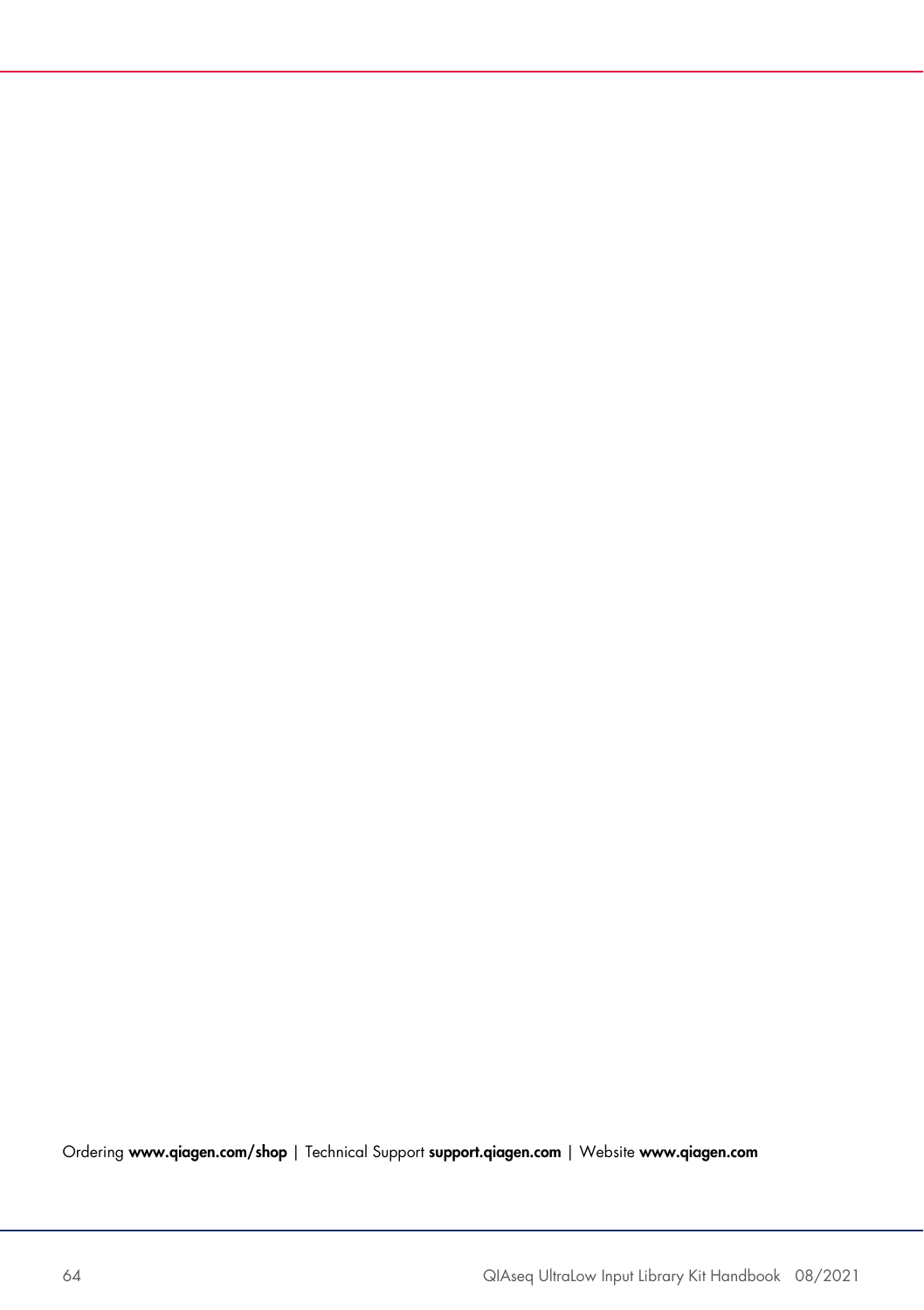Ordering **www.qiagen.com/shop** | Technical Support **support.qiagen.com** | Website **www.qiagen.com**